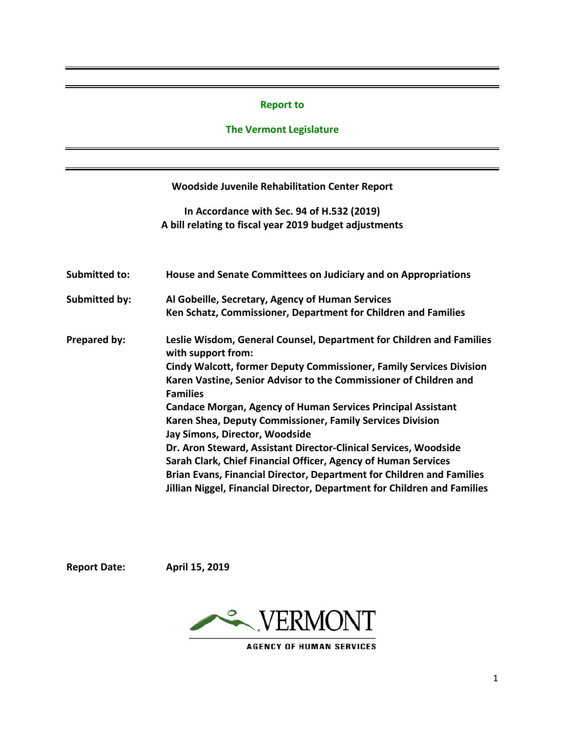**Report to**

**The Vermont Legislature**

---

**Woodside Juvenile Rehabilitation Center Report**

**In Accordance with Sec. 94 of H.532 (2019)**
**A bill relating to fiscal year 2019 budget adjustments**

**Submitted to:** House and Senate Committees on Judiciary and on Appropriations

**Submitted by:** Al Gobeille, Secretary, Agency of Human Services
Ken Schatz, Commissioner, Department for Children and Families

**Prepared by:** Leslie Wisdom, General Counsel, Department for Children and Families with support from:
Cindy Walcott, former Deputy Commissioner, Family Services Division
Karen Vastine, Senior Advisor to the Commissioner of Children and Families
Candace Morgan, Agency of Human Services Principal Assistant
Karen Shea, Deputy Commissioner, Family Services Division
Jay Simons, Director, Woodside
Dr. Aron Steward, Assistant Director-Clinical Services, Woodside
Sarah Clark, Chief Financial Officer, Agency of Human Services
Brian Evans, Financial Director, Department for Children and Families
Jillian Niggel, Financial Director, Department for Children and Families

**Report Date:** April 15, 2019

VERMONT

AGENCY OF HUMAN SERVICES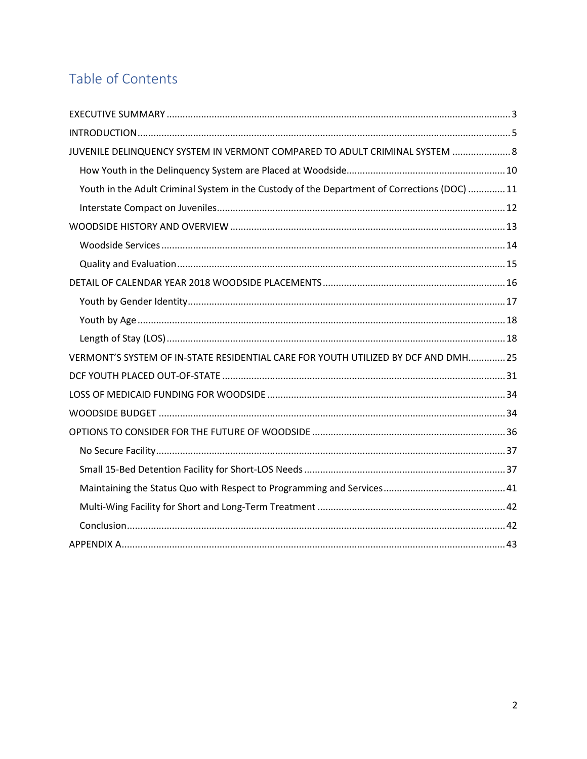# Table of Contents

EXECUTIVE SUMMARY ........ 3

INTRODUCTION ........ 5

JUVENILE DELINQUENCY SYSTEM IN VERMONT COMPARED TO ADULT CRIMINAL SYSTEM ........ 8

- How Youth in the Delinquency System are Placed at Woodside ........ 10
- Youth in the Adult Criminal System in the Custody of the Department of Corrections (DOC) ........ 11
- Interstate Compact on Juveniles ........ 12

WOODSIDE HISTORY AND OVERVIEW ........ 13

- Woodside Services ........ 14
- Quality and Evaluation ........ 15

DETAIL OF CALENDAR YEAR 2018 WOODSIDE PLACEMENTS ........ 16

- Youth by Gender Identity ........ 17
- Youth by Age ........ 18
- Length of Stay (LOS) ........ 18

VERMONT'S SYSTEM OF IN-STATE RESIDENTIAL CARE FOR YOUTH UTILIZED BY DCF AND DMH ........ 25

DCF YOUTH PLACED OUT-OF-STATE ........ 31

LOSS OF MEDICAID FUNDING FOR WOODSIDE ........ 34

WOODSIDE BUDGET ........ 34

OPTIONS TO CONSIDER FOR THE FUTURE OF WOODSIDE ........ 36

- No Secure Facility ........ 37
- Small 15-Bed Detention Facility for Short-LOS Needs ........ 37
- Maintaining the Status Quo with Respect to Programming and Services ........ 41
- Multi-Wing Facility for Short and Long-Term Treatment ........ 42
- Conclusion ........ 42

APPENDIX A ........ 43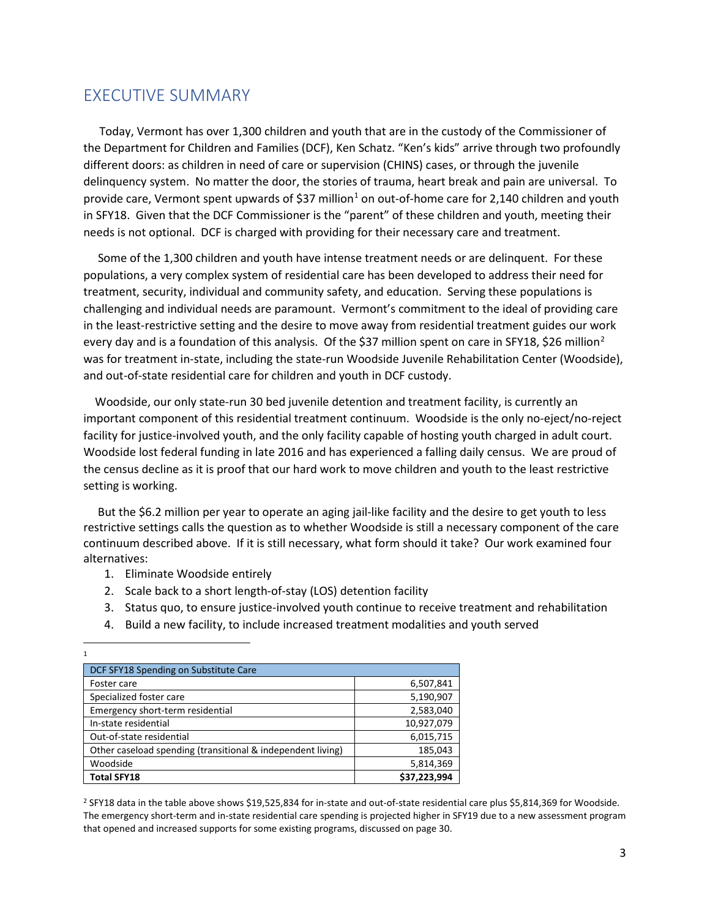## EXECUTIVE SUMMARY

Today, Vermont has over 1,300 children and youth that are in the custody of the Commissioner of the Department for Children and Families (DCF), Ken Schatz. "Ken's kids" arrive through two profoundly different doors: as children in need of care or supervision (CHINS) cases, or through the juvenile delinquency system. No matter the door, the stories of trauma, heart break and pain are universal. To provide care, Vermont spent upwards of $37 million[1] on out-of-home care for 2,140 children and youth in SFY18. Given that the DCF Commissioner is the "parent" of these children and youth, meeting their needs is not optional. DCF is charged with providing for their necessary care and treatment.

Some of the 1,300 children and youth have intense treatment needs or are delinquent. For these populations, a very complex system of residential care has been developed to address their need for treatment, security, individual and community safety, and education. Serving these populations is challenging and individual needs are paramount. Vermont's commitment to the ideal of providing care in the least-restrictive setting and the desire to move away from residential treatment guides our work every day and is a foundation of this analysis. Of the $37 million spent on care in SFY18, $26 million[2] was for treatment in-state, including the state-run Woodside Juvenile Rehabilitation Center (Woodside), and out-of-state residential care for children and youth in DCF custody.

Woodside, our only state-run 30 bed juvenile detention and treatment facility, is currently an important component of this residential treatment continuum. Woodside is the only no-eject/no-reject facility for justice-involved youth, and the only facility capable of hosting youth charged in adult court. Woodside lost federal funding in late 2016 and has experienced a falling daily census. We are proud of the census decline as it is proof that our hard work to move children and youth to the least restrictive setting is working.

But the $6.2 million per year to operate an aging jail-like facility and the desire to get youth to less restrictive settings calls the question as to whether Woodside is still a necessary component of the care continuum described above. If it is still necessary, what form should it take? Our work examined four alternatives:

1. Eliminate Woodside entirely
2. Scale back to a short length-of-stay (LOS) detention facility
3. Status quo, to ensure justice-involved youth continue to receive treatment and rehabilitation
4. Build a new facility, to include increased treatment modalities and youth served

---

[1]

| DCF SFY18 Spending on Substitute Care | |
|---|---|
| Foster care | 6,507,841 |
| Specialized foster care | 5,190,907 |
| Emergency short-term residential | 2,583,040 |
| In-state residential | 10,927,079 |
| Out-of-state residential | 6,015,715 |
| Other caseload spending (transitional & independent living) | 185,043 |
| Woodside | 5,814,369 |
| **Total SFY18** | **$37,223,994** |

[2] SFY18 data in the table above shows $19,525,834 for in-state and out-of-state residential care plus $5,814,369 for Woodside. The emergency short-term and in-state residential care spending is projected higher in SFY19 due to a new assessment program that opened and increased supports for some existing programs, discussed on page 30.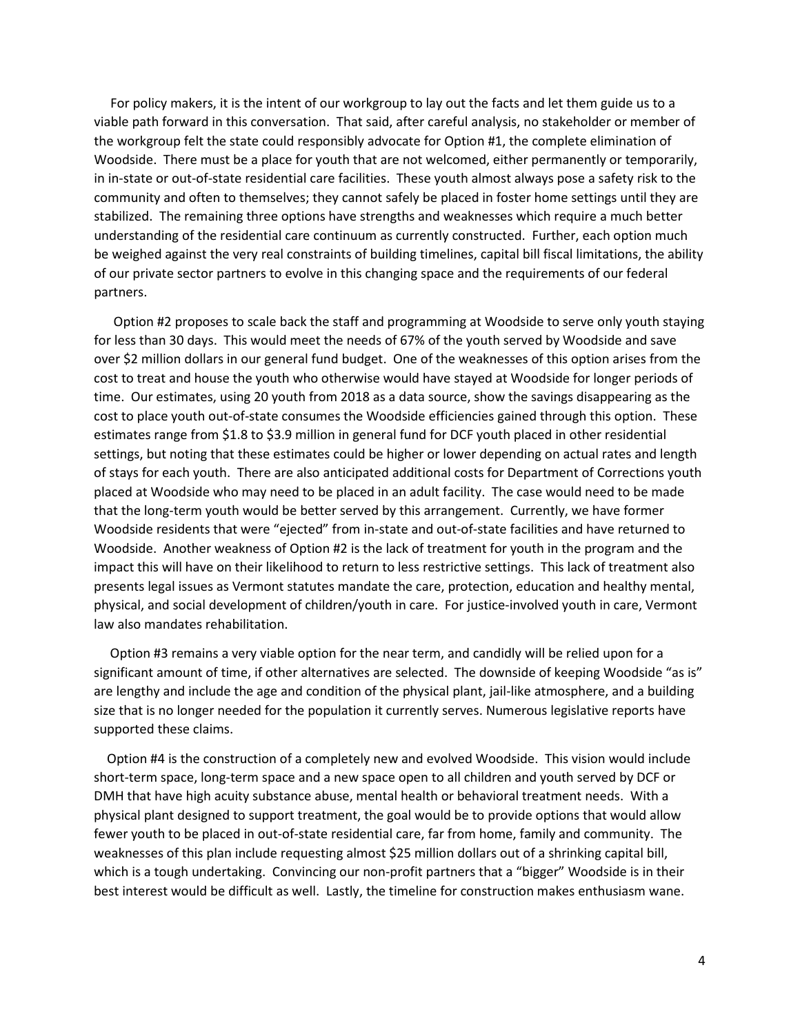For policy makers, it is the intent of our workgroup to lay out the facts and let them guide us to a viable path forward in this conversation. That said, after careful analysis, no stakeholder or member of the workgroup felt the state could responsibly advocate for Option #1, the complete elimination of Woodside. There must be a place for youth that are not welcomed, either permanently or temporarily, in in-state or out-of-state residential care facilities. These youth almost always pose a safety risk to the community and often to themselves; they cannot safely be placed in foster home settings until they are stabilized. The remaining three options have strengths and weaknesses which require a much better understanding of the residential care continuum as currently constructed. Further, each option much be weighed against the very real constraints of building timelines, capital bill fiscal limitations, the ability of our private sector partners to evolve in this changing space and the requirements of our federal partners.

Option #2 proposes to scale back the staff and programming at Woodside to serve only youth staying for less than 30 days. This would meet the needs of 67% of the youth served by Woodside and save over $2 million dollars in our general fund budget. One of the weaknesses of this option arises from the cost to treat and house the youth who otherwise would have stayed at Woodside for longer periods of time. Our estimates, using 20 youth from 2018 as a data source, show the savings disappearing as the cost to place youth out-of-state consumes the Woodside efficiencies gained through this option. These estimates range from $1.8 to $3.9 million in general fund for DCF youth placed in other residential settings, but noting that these estimates could be higher or lower depending on actual rates and length of stays for each youth. There are also anticipated additional costs for Department of Corrections youth placed at Woodside who may need to be placed in an adult facility. The case would need to be made that the long-term youth would be better served by this arrangement. Currently, we have former Woodside residents that were "ejected" from in-state and out-of-state facilities and have returned to Woodside. Another weakness of Option #2 is the lack of treatment for youth in the program and the impact this will have on their likelihood to return to less restrictive settings. This lack of treatment also presents legal issues as Vermont statutes mandate the care, protection, education and healthy mental, physical, and social development of children/youth in care. For justice-involved youth in care, Vermont law also mandates rehabilitation.

Option #3 remains a very viable option for the near term, and candidly will be relied upon for a significant amount of time, if other alternatives are selected. The downside of keeping Woodside "as is" are lengthy and include the age and condition of the physical plant, jail-like atmosphere, and a building size that is no longer needed for the population it currently serves. Numerous legislative reports have supported these claims.

Option #4 is the construction of a completely new and evolved Woodside. This vision would include short-term space, long-term space and a new space open to all children and youth served by DCF or DMH that have high acuity substance abuse, mental health or behavioral treatment needs. With a physical plant designed to support treatment, the goal would be to provide options that would allow fewer youth to be placed in out-of-state residential care, far from home, family and community. The weaknesses of this plan include requesting almost $25 million dollars out of a shrinking capital bill, which is a tough undertaking. Convincing our non-profit partners that a "bigger" Woodside is in their best interest would be difficult as well. Lastly, the timeline for construction makes enthusiasm wane.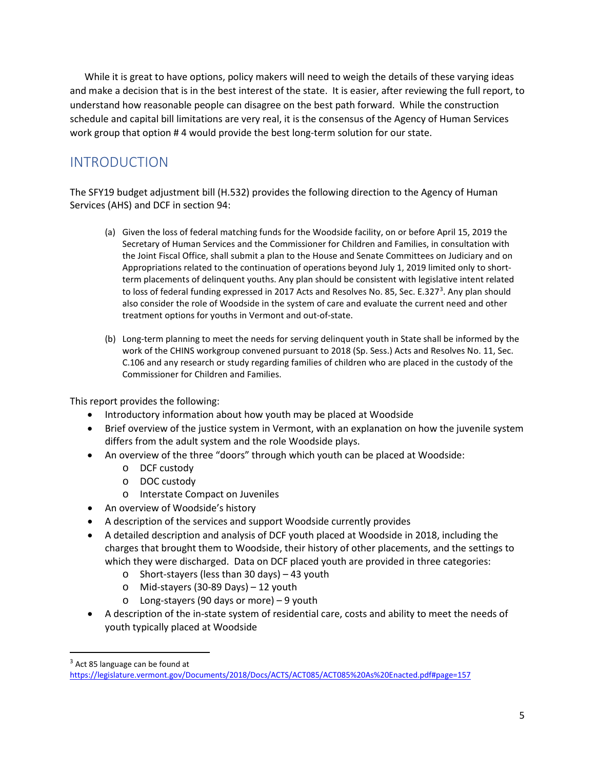While it is great to have options, policy makers will need to weigh the details of these varying ideas and make a decision that is in the best interest of the state. It is easier, after reviewing the full report, to understand how reasonable people can disagree on the best path forward. While the construction schedule and capital bill limitations are very real, it is the consensus of the Agency of Human Services work group that option # 4 would provide the best long-term solution for our state.

## INTRODUCTION

The SFY19 budget adjustment bill (H.532) provides the following direction to the Agency of Human Services (AHS) and DCF in section 94:

> (a) Given the loss of federal matching funds for the Woodside facility, on or before April 15, 2019 the Secretary of Human Services and the Commissioner for Children and Families, in consultation with the Joint Fiscal Office, shall submit a plan to the House and Senate Committees on Judiciary and on Appropriations related to the continuation of operations beyond July 1, 2019 limited only to short-term placements of delinquent youths. Any plan should be consistent with legislative intent related to loss of federal funding expressed in 2017 Acts and Resolves No. 85, Sec. E.327[3]. Any plan should also consider the role of Woodside in the system of care and evaluate the current need and other treatment options for youths in Vermont and out-of-state.
>
> (b) Long-term planning to meet the needs for serving delinquent youth in State shall be informed by the work of the CHINS workgroup convened pursuant to 2018 (Sp. Sess.) Acts and Resolves No. 11, Sec. C.106 and any research or study regarding families of children who are placed in the custody of the Commissioner for Children and Families.

This report provides the following:

- Introductory information about how youth may be placed at Woodside
- Brief overview of the justice system in Vermont, with an explanation on how the juvenile system differs from the adult system and the role Woodside plays.
- An overview of the three "doors" through which youth can be placed at Woodside:
  - DCF custody
  - DOC custody
  - Interstate Compact on Juveniles
- An overview of Woodside's history
- A description of the services and support Woodside currently provides
- A detailed description and analysis of DCF youth placed at Woodside in 2018, including the charges that brought them to Woodside, their history of other placements, and the settings to which they were discharged. Data on DCF placed youth are provided in three categories:
  - Short-stayers (less than 30 days) – 43 youth
  - Mid-stayers (30-89 Days) – 12 youth
  - Long-stayers (90 days or more) – 9 youth
- A description of the in-state system of residential care, costs and ability to meet the needs of youth typically placed at Woodside

[3] Act 85 language can be found at https://legislature.vermont.gov/Documents/2018/Docs/ACTS/ACT085/ACT085%20As%20Enacted.pdf#page=157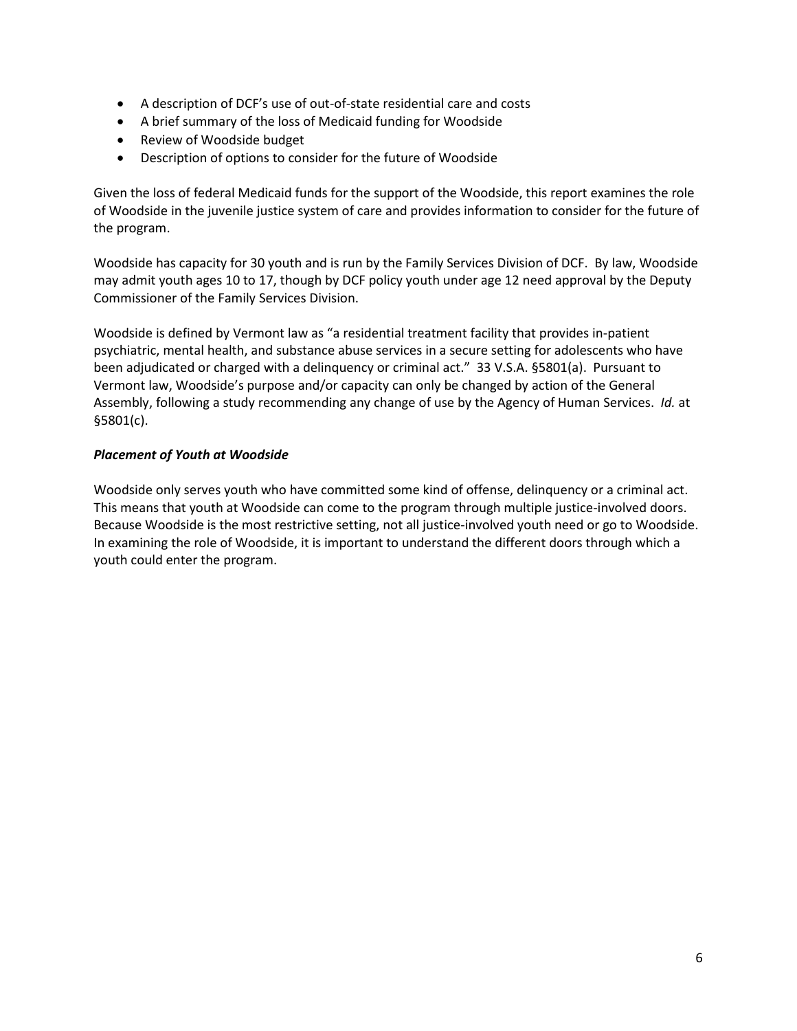- A description of DCF's use of out-of-state residential care and costs
- A brief summary of the loss of Medicaid funding for Woodside
- Review of Woodside budget
- Description of options to consider for the future of Woodside

Given the loss of federal Medicaid funds for the support of the Woodside, this report examines the role of Woodside in the juvenile justice system of care and provides information to consider for the future of the program.

Woodside has capacity for 30 youth and is run by the Family Services Division of DCF. By law, Woodside may admit youth ages 10 to 17, though by DCF policy youth under age 12 need approval by the Deputy Commissioner of the Family Services Division.

Woodside is defined by Vermont law as "a residential treatment facility that provides in-patient psychiatric, mental health, and substance abuse services in a secure setting for adolescents who have been adjudicated or charged with a delinquency or criminal act." 33 V.S.A. §5801(a). Pursuant to Vermont law, Woodside's purpose and/or capacity can only be changed by action of the General Assembly, following a study recommending any change of use by the Agency of Human Services. *Id.* at §5801(c).

### ***Placement of Youth at Woodside***

Woodside only serves youth who have committed some kind of offense, delinquency or a criminal act. This means that youth at Woodside can come to the program through multiple justice-involved doors. Because Woodside is the most restrictive setting, not all justice-involved youth need or go to Woodside. In examining the role of Woodside, it is important to understand the different doors through which a youth could enter the program.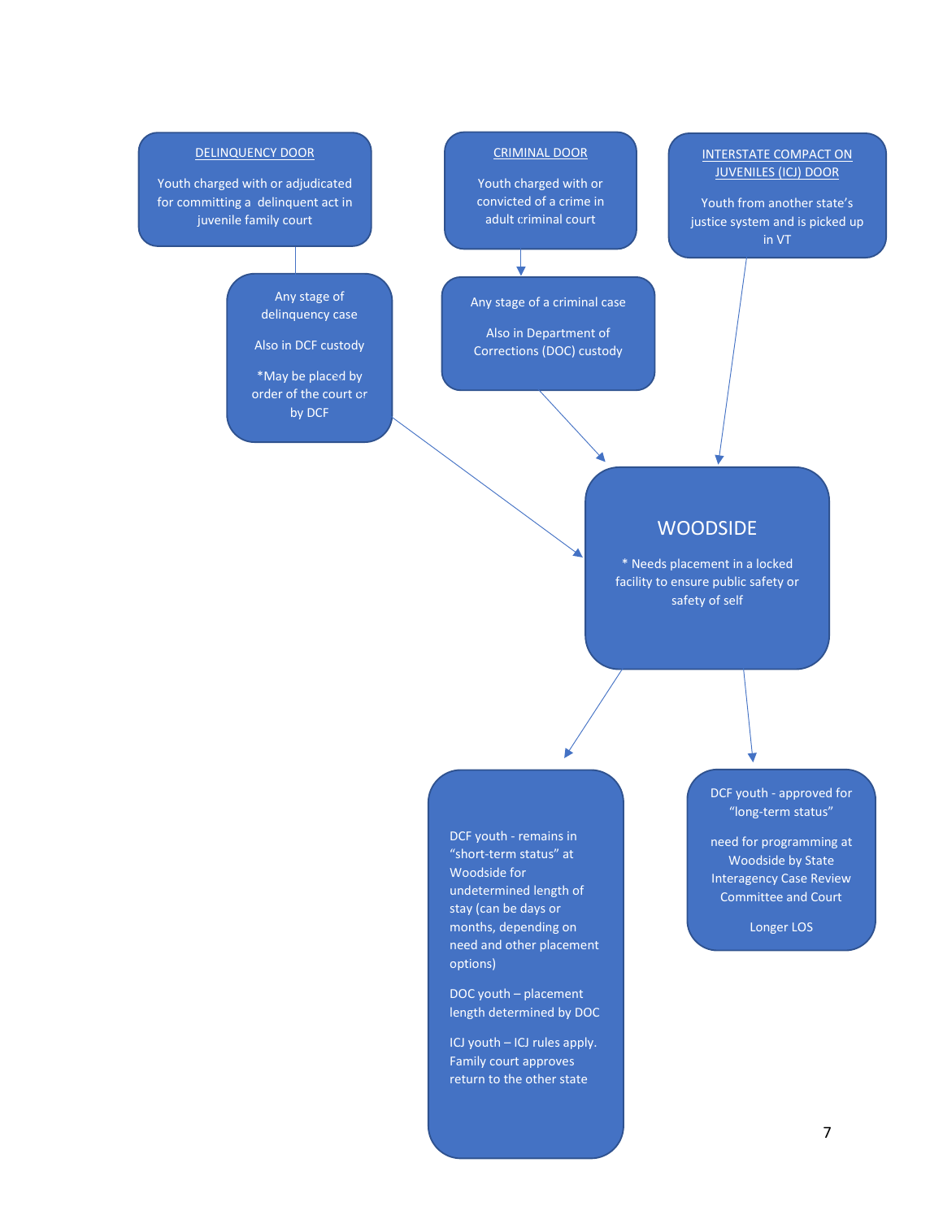**DELINQUENCY DOOR**

Youth charged with or adjudicated for committing a delinquent act in juvenile family court

Any stage of delinquency case

Also in DCF custody

*May be placed by order of the court or by DCF

**CRIMINAL DOOR**

Youth charged with or convicted of a crime in adult criminal court

Any stage of a criminal case

Also in Department of Corrections (DOC) custody

**INTERSTATE COMPACT ON JUVENILES (ICJ) DOOR**

Youth from another state's justice system and is picked up in VT

## WOODSIDE

* Needs placement in a locked facility to ensure public safety or safety of self

DCF youth - remains in "short-term status" at Woodside for undetermined length of stay (can be days or months, depending on need and other placement options)

DOC youth – placement length determined by DOC

ICJ youth – ICJ rules apply. Family court approves return to the other state

DCF youth - approved for "long-term status"

need for programming at Woodside by State Interagency Case Review Committee and Court

Longer LOS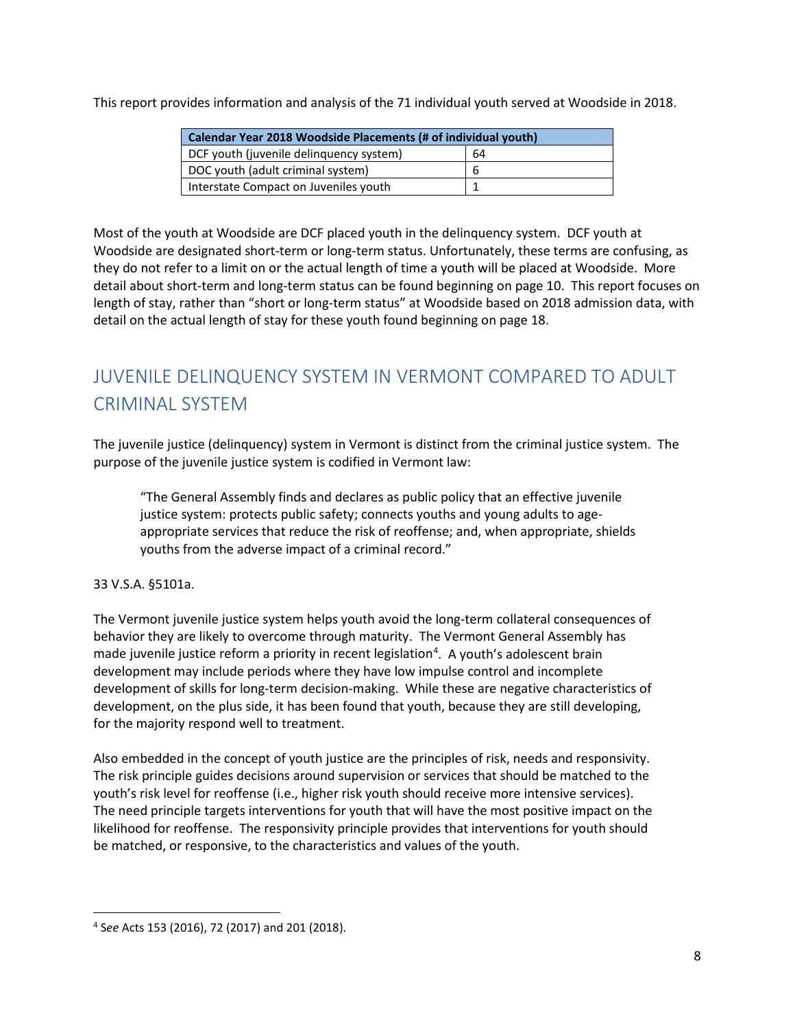This report provides information and analysis of the 71 individual youth served at Woodside in 2018.

| Calendar Year 2018 Woodside Placements (# of individual youth) | |
|---|---|
| DCF youth (juvenile delinquency system) | 64 |
| DOC youth (adult criminal system) | 6 |
| Interstate Compact on Juveniles youth | 1 |

Most of the youth at Woodside are DCF placed youth in the delinquency system. DCF youth at Woodside are designated short-term or long-term status. Unfortunately, these terms are confusing, as they do not refer to a limit on or the actual length of time a youth will be placed at Woodside. More detail about short-term and long-term status can be found beginning on page 10. This report focuses on length of stay, rather than "short or long-term status" at Woodside based on 2018 admission data, with detail on the actual length of stay for these youth found beginning on page 18.

## JUVENILE DELINQUENCY SYSTEM IN VERMONT COMPARED TO ADULT CRIMINAL SYSTEM

The juvenile justice (delinquency) system in Vermont is distinct from the criminal justice system. The purpose of the juvenile justice system is codified in Vermont law:

> "The General Assembly finds and declares as public policy that an effective juvenile justice system: protects public safety; connects youths and young adults to age-appropriate services that reduce the risk of reoffense; and, when appropriate, shields youths from the adverse impact of a criminal record."

33 V.S.A. §5101a.

The Vermont juvenile justice system helps youth avoid the long-term collateral consequences of behavior they are likely to overcome through maturity. The Vermont General Assembly has made juvenile justice reform a priority in recent legislation[4]. A youth's adolescent brain development may include periods where they have low impulse control and incomplete development of skills for long-term decision-making. While these are negative characteristics of development, on the plus side, it has been found that youth, because they are still developing, for the majority respond well to treatment.

Also embedded in the concept of youth justice are the principles of risk, needs and responsivity. The risk principle guides decisions around supervision or services that should be matched to the youth's risk level for reoffense (i.e., higher risk youth should receive more intensive services). The need principle targets interventions for youth that will have the most positive impact on the likelihood for reoffense. The responsivity principle provides that interventions for youth should be matched, or responsive, to the characteristics and values of the youth.

[4] *See* Acts 153 (2016), 72 (2017) and 201 (2018).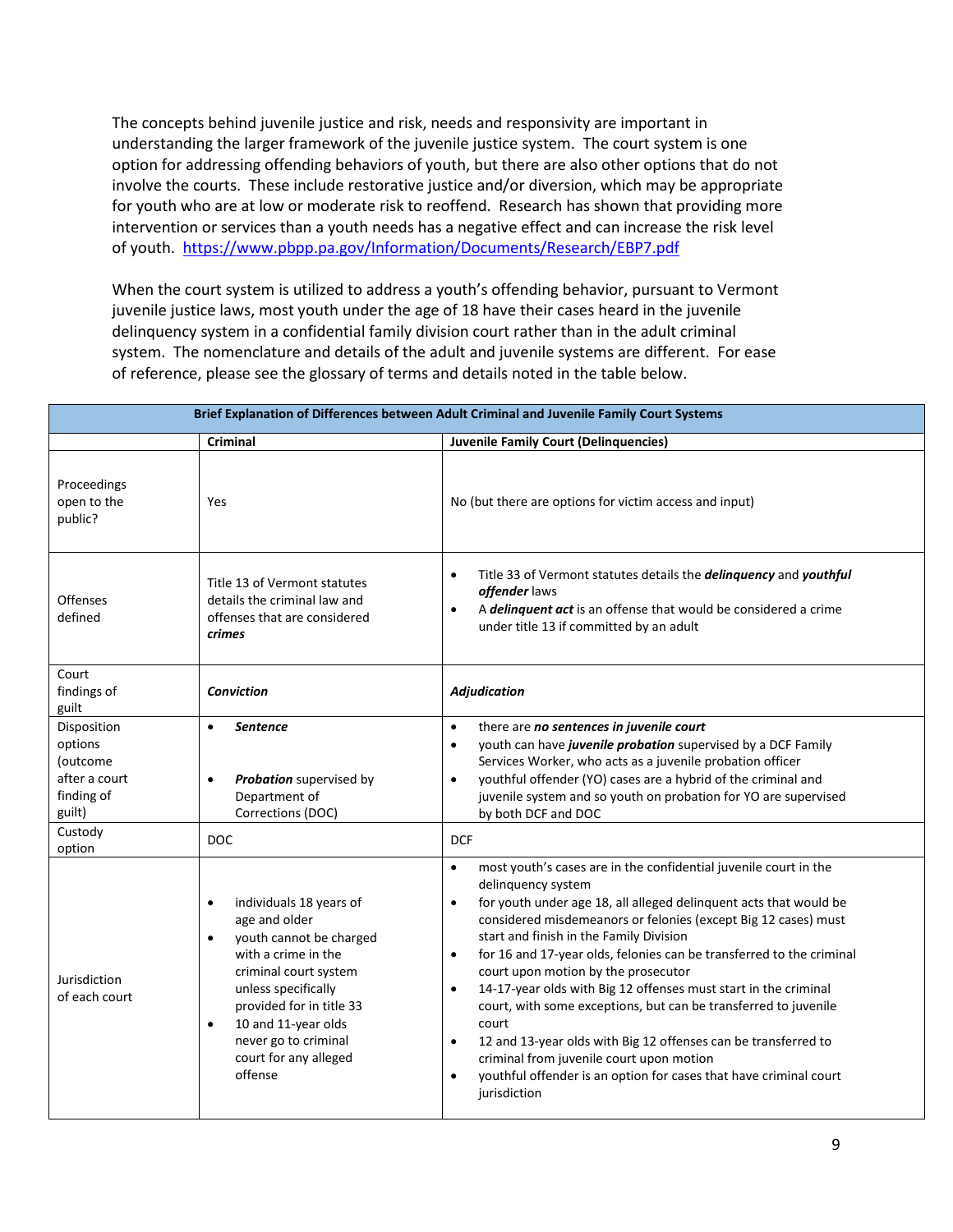The concepts behind juvenile justice and risk, needs and responsivity are important in understanding the larger framework of the juvenile justice system. The court system is one option for addressing offending behaviors of youth, but there are also other options that do not involve the courts. These include restorative justice and/or diversion, which may be appropriate for youth who are at low or moderate risk to reoffend. Research has shown that providing more intervention or services than a youth needs has a negative effect and can increase the risk level of youth. https://www.pbpp.pa.gov/Information/Documents/Research/EBP7.pdf

When the court system is utilized to address a youth's offending behavior, pursuant to Vermont juvenile justice laws, most youth under the age of 18 have their cases heard in the juvenile delinquency system in a confidential family division court rather than in the adult criminal system. The nomenclature and details of the adult and juvenile systems are different. For ease of reference, please see the glossary of terms and details noted in the table below.

| Brief Explanation of Differences between Adult Criminal and Juvenile Family Court Systems | | |
|---|---|---|
| | **Criminal** | **Juvenile Family Court (Delinquencies)** |
| Proceedings open to the public? | Yes | No (but there are options for victim access and input) |
| Offenses defined | Title 13 of Vermont statutes details the criminal law and offenses that are considered ***crimes*** | • Title 33 of Vermont statutes details the ***delinquency*** and ***youthful offender*** laws<br>• A ***delinquent act*** is an offense that would be considered a crime under title 13 if committed by an adult |
| Court findings of guilt | ***Conviction*** | ***Adjudication*** |
| Disposition options (outcome after a court finding of guilt) | • ***Sentence***<br>• ***Probation*** supervised by Department of Corrections (DOC) | • there are ***no sentences in juvenile court***<br>• youth can have ***juvenile probation*** supervised by a DCF Family Services Worker, who acts as a juvenile probation officer<br>• youthful offender (YO) cases are a hybrid of the criminal and juvenile system and so youth on probation for YO are supervised by both DCF and DOC |
| Custody option | DOC | DCF |
| Jurisdiction of each court | • individuals 18 years of age and older<br>• youth cannot be charged with a crime in the criminal court system unless specifically provided for in title 33<br>• 10 and 11-year olds never go to criminal court for any alleged offense | • most youth's cases are in the confidential juvenile court in the delinquency system<br>• for youth under age 18, all alleged delinquent acts that would be considered misdemeanors or felonies (except Big 12 cases) must start and finish in the Family Division<br>• for 16 and 17-year olds, felonies can be transferred to the criminal court upon motion by the prosecutor<br>• 14-17-year olds with Big 12 offenses must start in the criminal court, with some exceptions, but can be transferred to juvenile court<br>• 12 and 13-year olds with Big 12 offenses can be transferred to criminal from juvenile court upon motion<br>• youthful offender is an option for cases that have criminal court jurisdiction |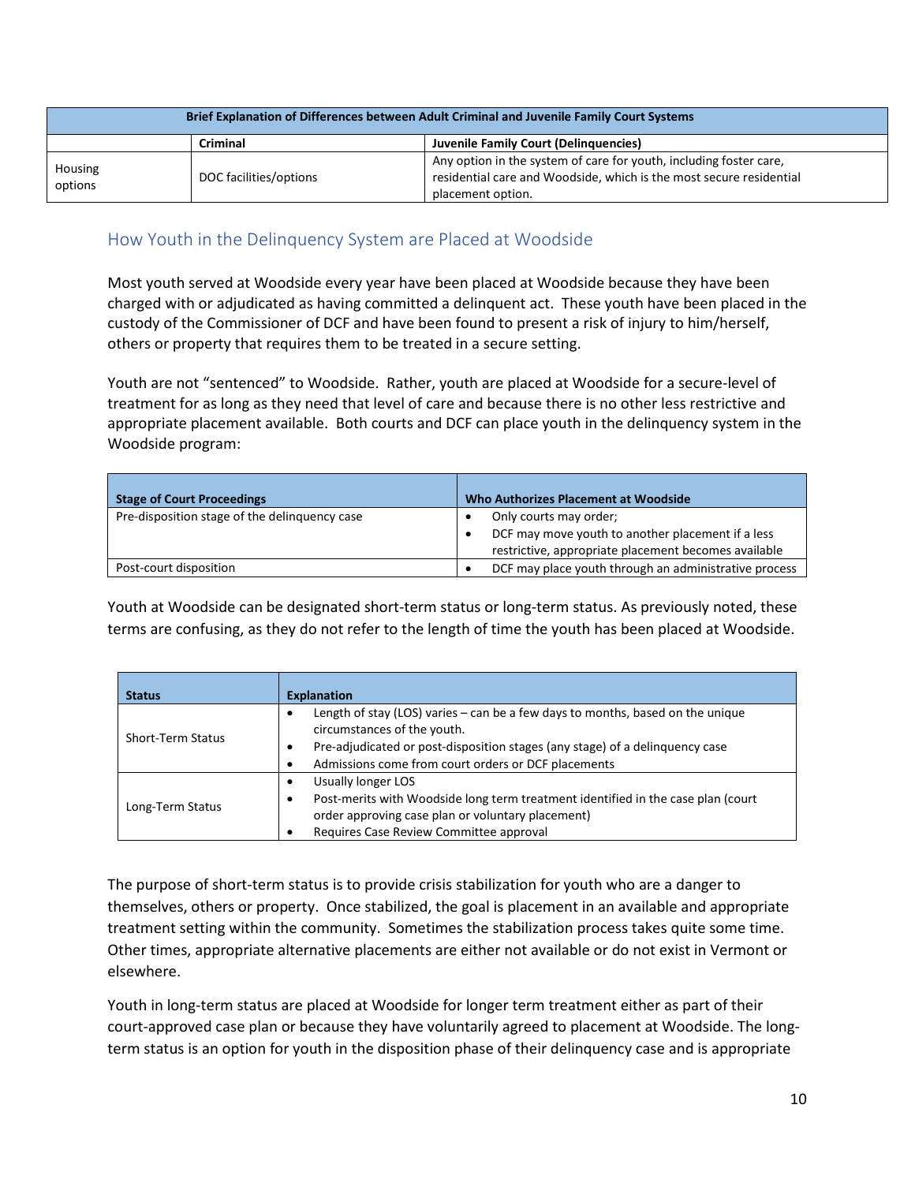| Brief Explanation of Differences between Adult Criminal and Juvenile Family Court Systems | | |
|---|---|---|
| | **Criminal** | **Juvenile Family Court (Delinquencies)** |
| Housing options | DOC facilities/options | Any option in the system of care for youth, including foster care, residential care and Woodside, which is the most secure residential placement option. |

## How Youth in the Delinquency System are Placed at Woodside

Most youth served at Woodside every year have been placed at Woodside because they have been charged with or adjudicated as having committed a delinquent act. These youth have been placed in the custody of the Commissioner of DCF and have been found to present a risk of injury to him/herself, others or property that requires them to be treated in a secure setting.

Youth are not "sentenced" to Woodside. Rather, youth are placed at Woodside for a secure-level of treatment for as long as they need that level of care and because there is no other less restrictive and appropriate placement available. Both courts and DCF can place youth in the delinquency system in the Woodside program:

| **Stage of Court Proceedings** | **Who Authorizes Placement at Woodside** |
|---|---|
| Pre-disposition stage of the delinquency case | • Only courts may order;<br>• DCF may move youth to another placement if a less restrictive, appropriate placement becomes available |
| Post-court disposition | • DCF may place youth through an administrative process |

Youth at Woodside can be designated short-term status or long-term status. As previously noted, these terms are confusing, as they do not refer to the length of time the youth has been placed at Woodside.

| **Status** | **Explanation** |
|---|---|
| Short-Term Status | • Length of stay (LOS) varies – can be a few days to months, based on the unique circumstances of the youth.<br>• Pre-adjudicated or post-disposition stages (any stage) of a delinquency case<br>• Admissions come from court orders or DCF placements |
| Long-Term Status | • Usually longer LOS<br>• Post-merits with Woodside long term treatment identified in the case plan (court order approving case plan or voluntary placement)<br>• Requires Case Review Committee approval |

The purpose of short-term status is to provide crisis stabilization for youth who are a danger to themselves, others or property. Once stabilized, the goal is placement in an available and appropriate treatment setting within the community. Sometimes the stabilization process takes quite some time. Other times, appropriate alternative placements are either not available or do not exist in Vermont or elsewhere.

Youth in long-term status are placed at Woodside for longer term treatment either as part of their court-approved case plan or because they have voluntarily agreed to placement at Woodside. The long-term status is an option for youth in the disposition phase of their delinquency case and is appropriate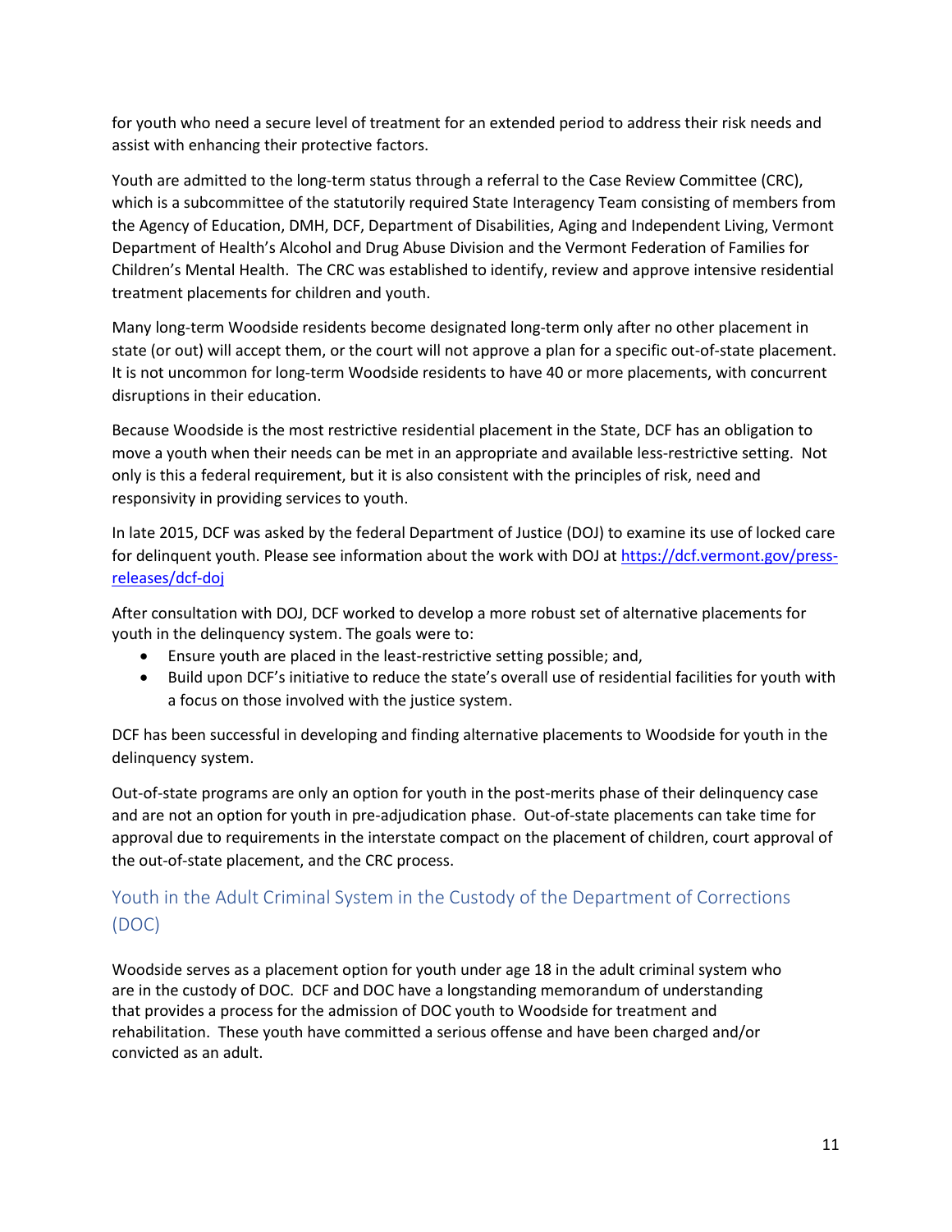for youth who need a secure level of treatment for an extended period to address their risk needs and assist with enhancing their protective factors.

Youth are admitted to the long-term status through a referral to the Case Review Committee (CRC), which is a subcommittee of the statutorily required State Interagency Team consisting of members from the Agency of Education, DMH, DCF, Department of Disabilities, Aging and Independent Living, Vermont Department of Health's Alcohol and Drug Abuse Division and the Vermont Federation of Families for Children's Mental Health. The CRC was established to identify, review and approve intensive residential treatment placements for children and youth.

Many long-term Woodside residents become designated long-term only after no other placement in state (or out) will accept them, or the court will not approve a plan for a specific out-of-state placement. It is not uncommon for long-term Woodside residents to have 40 or more placements, with concurrent disruptions in their education.

Because Woodside is the most restrictive residential placement in the State, DCF has an obligation to move a youth when their needs can be met in an appropriate and available less-restrictive setting. Not only is this a federal requirement, but it is also consistent with the principles of risk, need and responsivity in providing services to youth.

In late 2015, DCF was asked by the federal Department of Justice (DOJ) to examine its use of locked care for delinquent youth. Please see information about the work with DOJ at [https://dcf.vermont.gov/press-releases/dcf-doj](https://dcf.vermont.gov/press-releases/dcf-doj)

After consultation with DOJ, DCF worked to develop a more robust set of alternative placements for youth in the delinquency system. The goals were to:

- Ensure youth are placed in the least-restrictive setting possible; and,
- Build upon DCF's initiative to reduce the state's overall use of residential facilities for youth with a focus on those involved with the justice system.

DCF has been successful in developing and finding alternative placements to Woodside for youth in the delinquency system.

Out-of-state programs are only an option for youth in the post-merits phase of their delinquency case and are not an option for youth in pre-adjudication phase. Out-of-state placements can take time for approval due to requirements in the interstate compact on the placement of children, court approval of the out-of-state placement, and the CRC process.

## Youth in the Adult Criminal System in the Custody of the Department of Corrections (DOC)

Woodside serves as a placement option for youth under age 18 in the adult criminal system who are in the custody of DOC. DCF and DOC have a longstanding memorandum of understanding that provides a process for the admission of DOC youth to Woodside for treatment and rehabilitation. These youth have committed a serious offense and have been charged and/or convicted as an adult.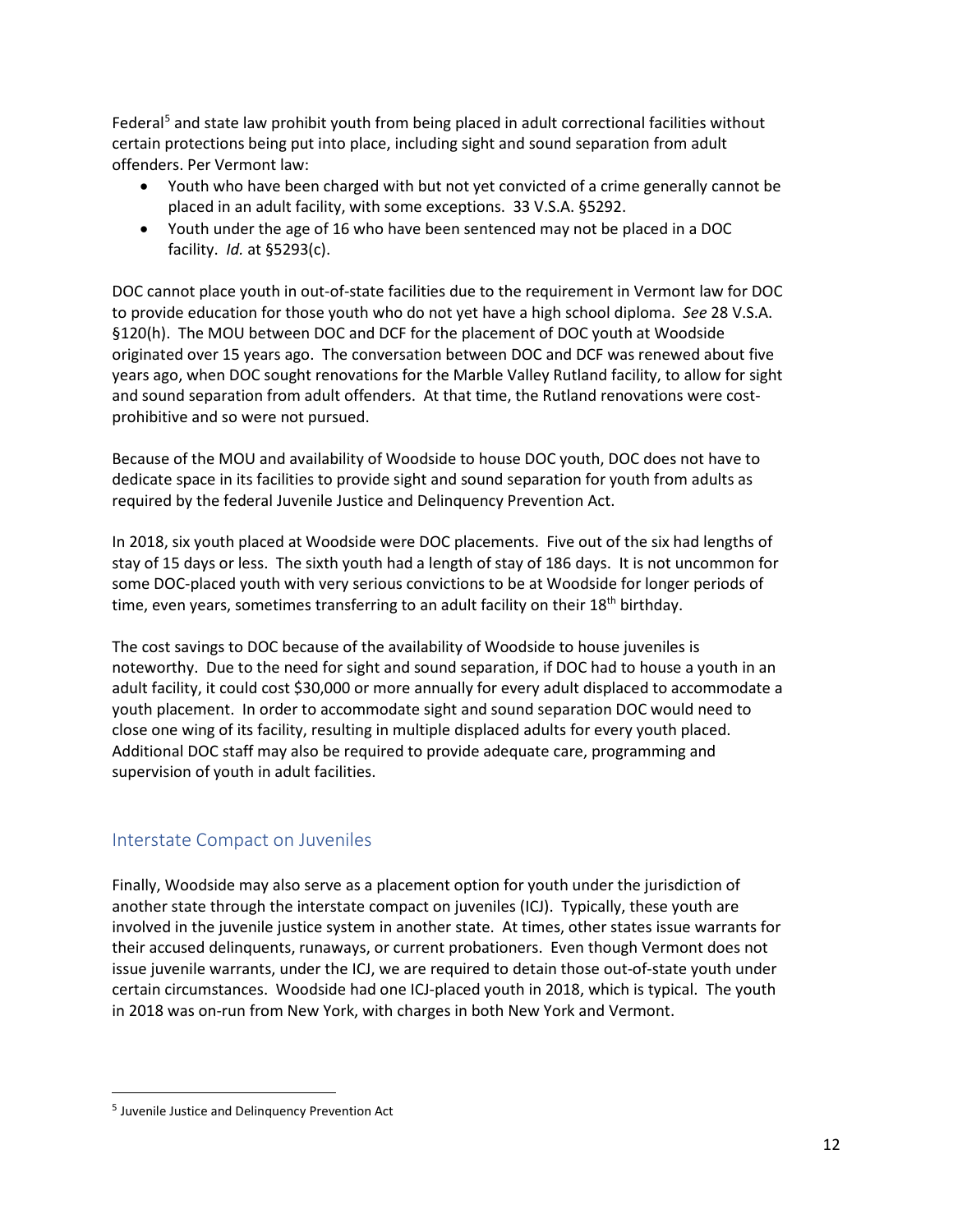Federal[5] and state law prohibit youth from being placed in adult correctional facilities without certain protections being put into place, including sight and sound separation from adult offenders. Per Vermont law:

- Youth who have been charged with but not yet convicted of a crime generally cannot be placed in an adult facility, with some exceptions. 33 V.S.A. §5292.
- Youth under the age of 16 who have been sentenced may not be placed in a DOC facility. *Id.* at §5293(c).

DOC cannot place youth in out-of-state facilities due to the requirement in Vermont law for DOC to provide education for those youth who do not yet have a high school diploma. *See* 28 V.S.A. §120(h). The MOU between DOC and DCF for the placement of DOC youth at Woodside originated over 15 years ago. The conversation between DOC and DCF was renewed about five years ago, when DOC sought renovations for the Marble Valley Rutland facility, to allow for sight and sound separation from adult offenders. At that time, the Rutland renovations were cost-prohibitive and so were not pursued.

Because of the MOU and availability of Woodside to house DOC youth, DOC does not have to dedicate space in its facilities to provide sight and sound separation for youth from adults as required by the federal Juvenile Justice and Delinquency Prevention Act.

In 2018, six youth placed at Woodside were DOC placements. Five out of the six had lengths of stay of 15 days or less. The sixth youth had a length of stay of 186 days. It is not uncommon for some DOC-placed youth with very serious convictions to be at Woodside for longer periods of time, even years, sometimes transferring to an adult facility on their 18th birthday.

The cost savings to DOC because of the availability of Woodside to house juveniles is noteworthy. Due to the need for sight and sound separation, if DOC had to house a youth in an adult facility, it could cost $30,000 or more annually for every adult displaced to accommodate a youth placement. In order to accommodate sight and sound separation DOC would need to close one wing of its facility, resulting in multiple displaced adults for every youth placed. Additional DOC staff may also be required to provide adequate care, programming and supervision of youth in adult facilities.

## Interstate Compact on Juveniles

Finally, Woodside may also serve as a placement option for youth under the jurisdiction of another state through the interstate compact on juveniles (ICJ). Typically, these youth are involved in the juvenile justice system in another state. At times, other states issue warrants for their accused delinquents, runaways, or current probationers. Even though Vermont does not issue juvenile warrants, under the ICJ, we are required to detain those out-of-state youth under certain circumstances. Woodside had one ICJ-placed youth in 2018, which is typical. The youth in 2018 was on-run from New York, with charges in both New York and Vermont.

[5] Juvenile Justice and Delinquency Prevention Act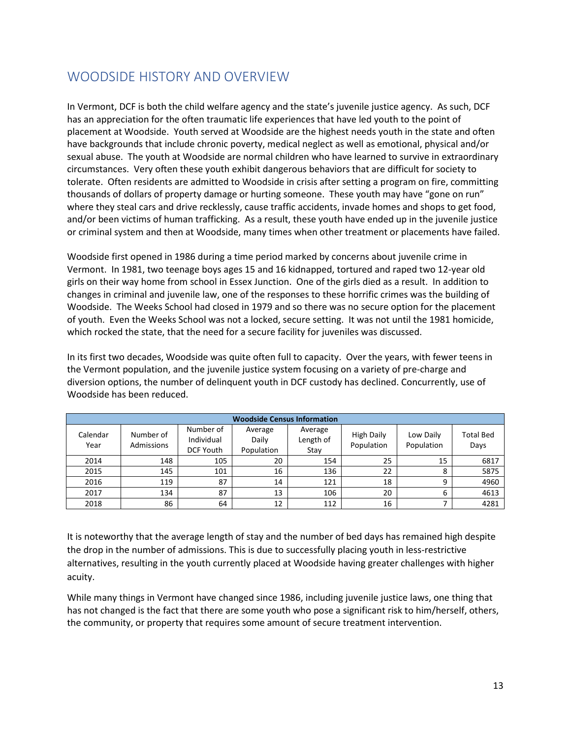## WOODSIDE HISTORY AND OVERVIEW

In Vermont, DCF is both the child welfare agency and the state's juvenile justice agency. As such, DCF has an appreciation for the often traumatic life experiences that have led youth to the point of placement at Woodside. Youth served at Woodside are the highest needs youth in the state and often have backgrounds that include chronic poverty, medical neglect as well as emotional, physical and/or sexual abuse. The youth at Woodside are normal children who have learned to survive in extraordinary circumstances. Very often these youth exhibit dangerous behaviors that are difficult for society to tolerate. Often residents are admitted to Woodside in crisis after setting a program on fire, committing thousands of dollars of property damage or hurting someone. These youth may have "gone on run" where they steal cars and drive recklessly, cause traffic accidents, invade homes and shops to get food, and/or been victims of human trafficking. As a result, these youth have ended up in the juvenile justice or criminal system and then at Woodside, many times when other treatment or placements have failed.

Woodside first opened in 1986 during a time period marked by concerns about juvenile crime in Vermont. In 1981, two teenage boys ages 15 and 16 kidnapped, tortured and raped two 12-year old girls on their way home from school in Essex Junction. One of the girls died as a result. In addition to changes in criminal and juvenile law, one of the responses to these horrific crimes was the building of Woodside. The Weeks School had closed in 1979 and so there was no secure option for the placement of youth. Even the Weeks School was not a locked, secure setting. It was not until the 1981 homicide, which rocked the state, that the need for a secure facility for juveniles was discussed.

In its first two decades, Woodside was quite often full to capacity. Over the years, with fewer teens in the Vermont population, and the juvenile justice system focusing on a variety of pre-charge and diversion options, the number of delinquent youth in DCF custody has declined. Concurrently, use of Woodside has been reduced.

| **Woodside Census Information** | | | | | | | |
|---|---|---|---|---|---|---|---|
| Calendar Year | Number of Admissions | Number of Individual DCF Youth | Average Daily Population | Average Length of Stay | High Daily Population | Low Daily Population | Total Bed Days |
| 2014 | 148 | 105 | 20 | 154 | 25 | 15 | 6817 |
| 2015 | 145 | 101 | 16 | 136 | 22 | 8 | 5875 |
| 2016 | 119 | 87 | 14 | 121 | 18 | 9 | 4960 |
| 2017 | 134 | 87 | 13 | 106 | 20 | 6 | 4613 |
| 2018 | 86 | 64 | 12 | 112 | 16 | 7 | 4281 |

It is noteworthy that the average length of stay and the number of bed days has remained high despite the drop in the number of admissions. This is due to successfully placing youth in less-restrictive alternatives, resulting in the youth currently placed at Woodside having greater challenges with higher acuity.

While many things in Vermont have changed since 1986, including juvenile justice laws, one thing that has not changed is the fact that there are some youth who pose a significant risk to him/herself, others, the community, or property that requires some amount of secure treatment intervention.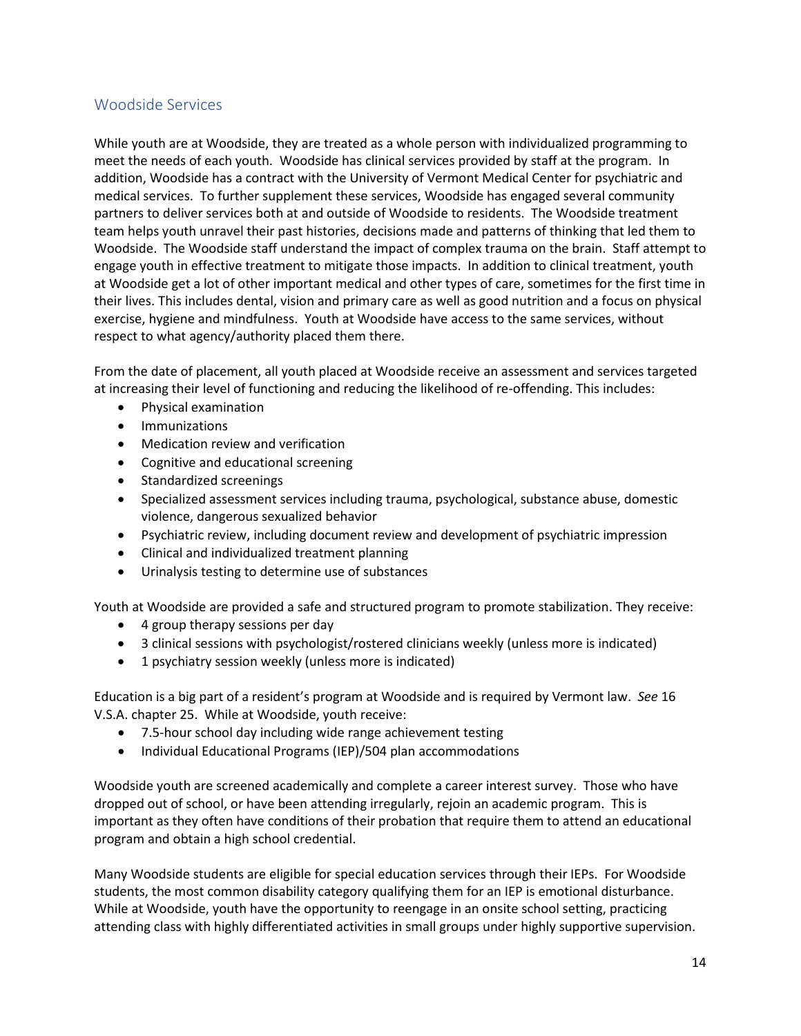## Woodside Services

While youth are at Woodside, they are treated as a whole person with individualized programming to meet the needs of each youth. Woodside has clinical services provided by staff at the program. In addition, Woodside has a contract with the University of Vermont Medical Center for psychiatric and medical services. To further supplement these services, Woodside has engaged several community partners to deliver services both at and outside of Woodside to residents. The Woodside treatment team helps youth unravel their past histories, decisions made and patterns of thinking that led them to Woodside. The Woodside staff understand the impact of complex trauma on the brain. Staff attempt to engage youth in effective treatment to mitigate those impacts. In addition to clinical treatment, youth at Woodside get a lot of other important medical and other types of care, sometimes for the first time in their lives. This includes dental, vision and primary care as well as good nutrition and a focus on physical exercise, hygiene and mindfulness. Youth at Woodside have access to the same services, without respect to what agency/authority placed them there.

From the date of placement, all youth placed at Woodside receive an assessment and services targeted at increasing their level of functioning and reducing the likelihood of re-offending. This includes:

- Physical examination
- Immunizations
- Medication review and verification
- Cognitive and educational screening
- Standardized screenings
- Specialized assessment services including trauma, psychological, substance abuse, domestic violence, dangerous sexualized behavior
- Psychiatric review, including document review and development of psychiatric impression
- Clinical and individualized treatment planning
- Urinalysis testing to determine use of substances

Youth at Woodside are provided a safe and structured program to promote stabilization. They receive:

- 4 group therapy sessions per day
- 3 clinical sessions with psychologist/rostered clinicians weekly (unless more is indicated)
- 1 psychiatry session weekly (unless more is indicated)

Education is a big part of a resident's program at Woodside and is required by Vermont law. *See* 16 V.S.A. chapter 25. While at Woodside, youth receive:

- 7.5-hour school day including wide range achievement testing
- Individual Educational Programs (IEP)/504 plan accommodations

Woodside youth are screened academically and complete a career interest survey. Those who have dropped out of school, or have been attending irregularly, rejoin an academic program. This is important as they often have conditions of their probation that require them to attend an educational program and obtain a high school credential.

Many Woodside students are eligible for special education services through their IEPs. For Woodside students, the most common disability category qualifying them for an IEP is emotional disturbance. While at Woodside, youth have the opportunity to reengage in an onsite school setting, practicing attending class with highly differentiated activities in small groups under highly supportive supervision.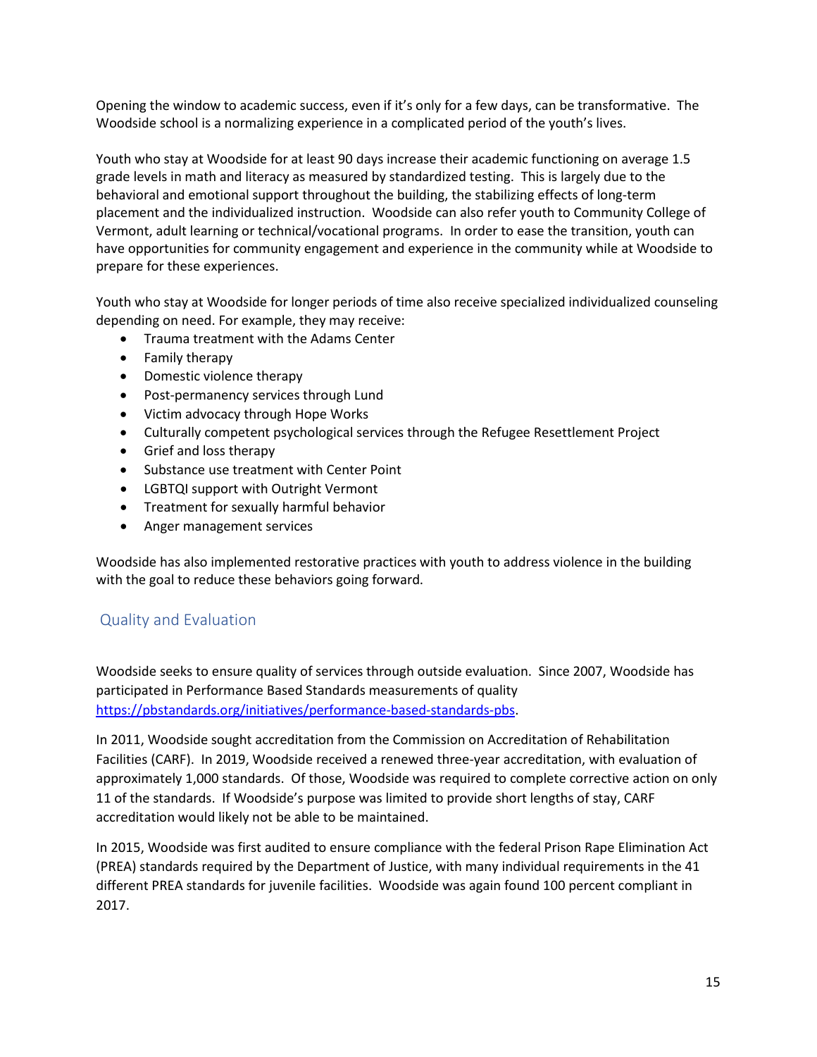Opening the window to academic success, even if it's only for a few days, can be transformative. The Woodside school is a normalizing experience in a complicated period of the youth's lives.

Youth who stay at Woodside for at least 90 days increase their academic functioning on average 1.5 grade levels in math and literacy as measured by standardized testing. This is largely due to the behavioral and emotional support throughout the building, the stabilizing effects of long-term placement and the individualized instruction. Woodside can also refer youth to Community College of Vermont, adult learning or technical/vocational programs. In order to ease the transition, youth can have opportunities for community engagement and experience in the community while at Woodside to prepare for these experiences.

Youth who stay at Woodside for longer periods of time also receive specialized individualized counseling depending on need. For example, they may receive:

- Trauma treatment with the Adams Center
- Family therapy
- Domestic violence therapy
- Post-permanency services through Lund
- Victim advocacy through Hope Works
- Culturally competent psychological services through the Refugee Resettlement Project
- Grief and loss therapy
- Substance use treatment with Center Point
- LGBTQI support with Outright Vermont
- Treatment for sexually harmful behavior
- Anger management services

Woodside has also implemented restorative practices with youth to address violence in the building with the goal to reduce these behaviors going forward.

## Quality and Evaluation

Woodside seeks to ensure quality of services through outside evaluation. Since 2007, Woodside has participated in Performance Based Standards measurements of quality https://pbstandards.org/initiatives/performance-based-standards-pbs.

In 2011, Woodside sought accreditation from the Commission on Accreditation of Rehabilitation Facilities (CARF). In 2019, Woodside received a renewed three-year accreditation, with evaluation of approximately 1,000 standards. Of those, Woodside was required to complete corrective action on only 11 of the standards. If Woodside's purpose was limited to provide short lengths of stay, CARF accreditation would likely not be able to be maintained.

In 2015, Woodside was first audited to ensure compliance with the federal Prison Rape Elimination Act (PREA) standards required by the Department of Justice, with many individual requirements in the 41 different PREA standards for juvenile facilities. Woodside was again found 100 percent compliant in 2017.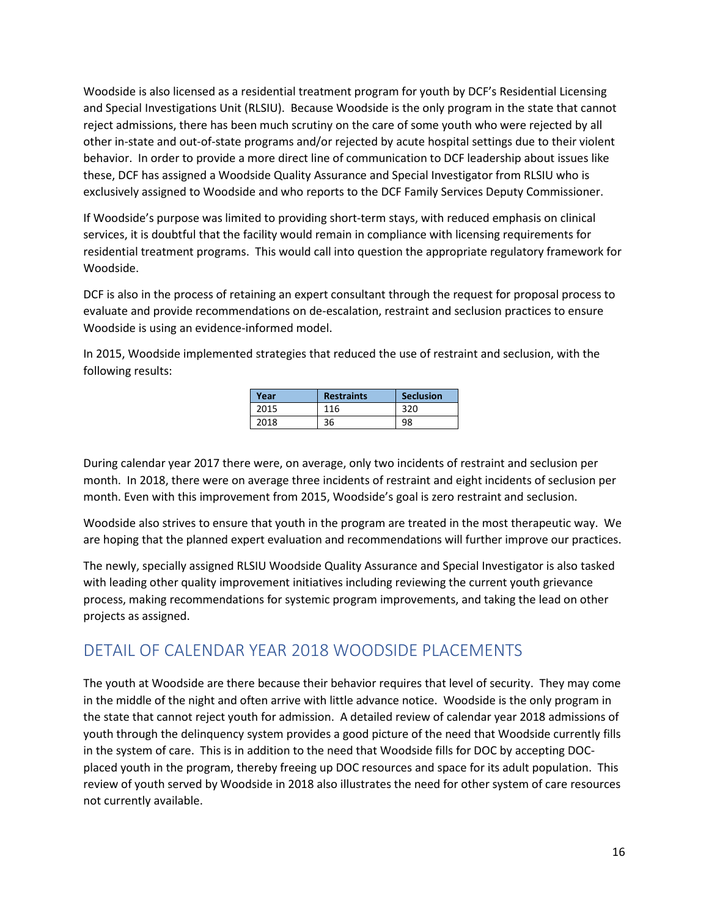Woodside is also licensed as a residential treatment program for youth by DCF's Residential Licensing and Special Investigations Unit (RLSIU). Because Woodside is the only program in the state that cannot reject admissions, there has been much scrutiny on the care of some youth who were rejected by all other in-state and out-of-state programs and/or rejected by acute hospital settings due to their violent behavior. In order to provide a more direct line of communication to DCF leadership about issues like these, DCF has assigned a Woodside Quality Assurance and Special Investigator from RLSIU who is exclusively assigned to Woodside and who reports to the DCF Family Services Deputy Commissioner.

If Woodside's purpose was limited to providing short-term stays, with reduced emphasis on clinical services, it is doubtful that the facility would remain in compliance with licensing requirements for residential treatment programs. This would call into question the appropriate regulatory framework for Woodside.

DCF is also in the process of retaining an expert consultant through the request for proposal process to evaluate and provide recommendations on de-escalation, restraint and seclusion practices to ensure Woodside is using an evidence-informed model.

In 2015, Woodside implemented strategies that reduced the use of restraint and seclusion, with the following results:

| Year | Restraints | Seclusion |
|---|---|---|
| 2015 | 116 | 320 |
| 2018 | 36 | 98 |

During calendar year 2017 there were, on average, only two incidents of restraint and seclusion per month. In 2018, there were on average three incidents of restraint and eight incidents of seclusion per month. Even with this improvement from 2015, Woodside's goal is zero restraint and seclusion.

Woodside also strives to ensure that youth in the program are treated in the most therapeutic way. We are hoping that the planned expert evaluation and recommendations will further improve our practices.

The newly, specially assigned RLSIU Woodside Quality Assurance and Special Investigator is also tasked with leading other quality improvement initiatives including reviewing the current youth grievance process, making recommendations for systemic program improvements, and taking the lead on other projects as assigned.

## DETAIL OF CALENDAR YEAR 2018 WOODSIDE PLACEMENTS

The youth at Woodside are there because their behavior requires that level of security. They may come in the middle of the night and often arrive with little advance notice. Woodside is the only program in the state that cannot reject youth for admission. A detailed review of calendar year 2018 admissions of youth through the delinquency system provides a good picture of the need that Woodside currently fills in the system of care. This is in addition to the need that Woodside fills for DOC by accepting DOC-placed youth in the program, thereby freeing up DOC resources and space for its adult population. This review of youth served by Woodside in 2018 also illustrates the need for other system of care resources not currently available.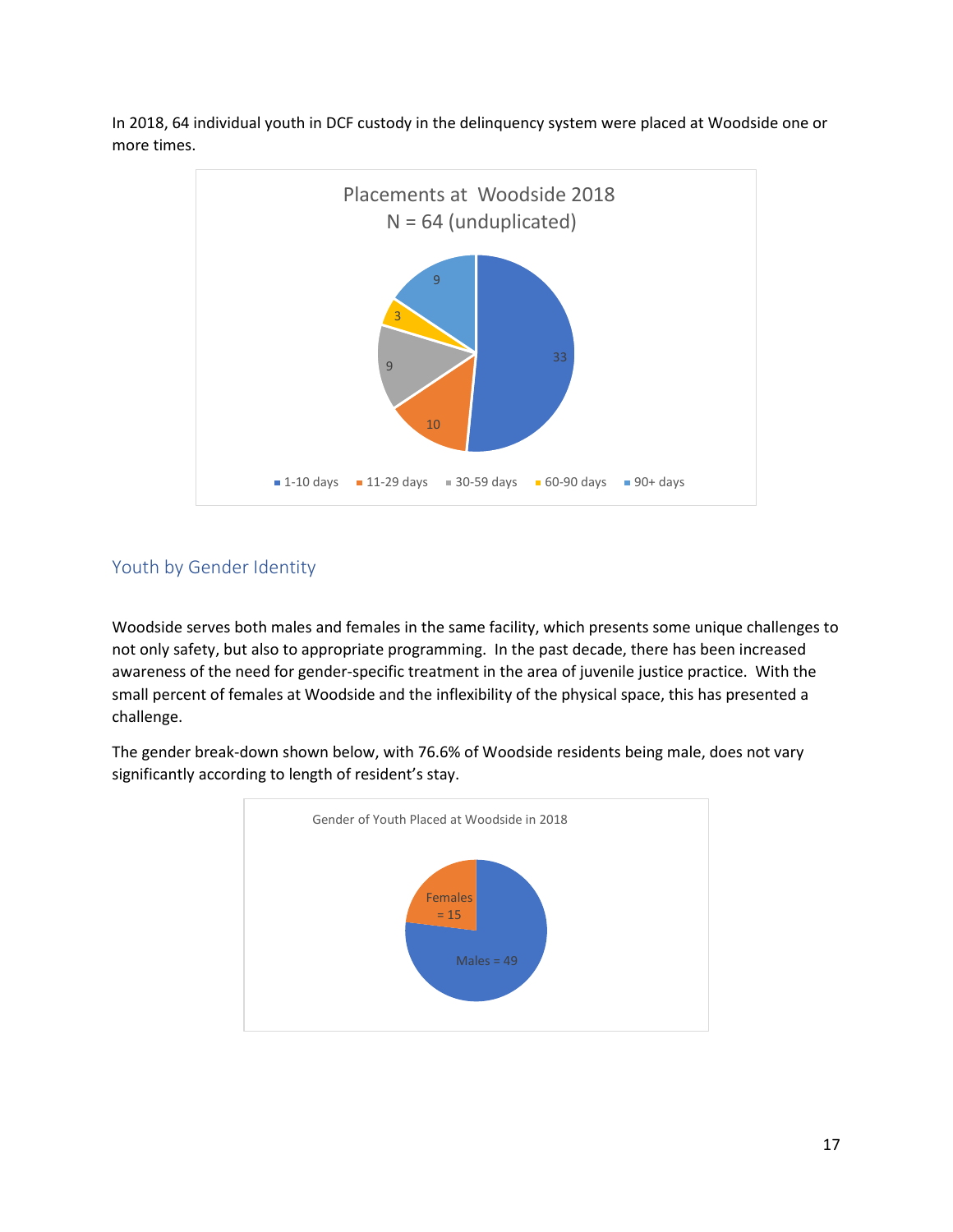In 2018, 64 individual youth in DCF custody in the delinquency system were placed at Woodside one or more times.

Placements at Woodside 2018
N = 64 (unduplicated)

| Length of stay | Youth |
|---|---|
| 1-10 days | 33 |
| 11-29 days | 10 |
| 30-59 days | 9 |
| 60-90 days | 3 |
| 90+ days | 9 |

## Youth by Gender Identity

Woodside serves both males and females in the same facility, which presents some unique challenges to not only safety, but also to appropriate programming. In the past decade, there has been increased awareness of the need for gender-specific treatment in the area of juvenile justice practice. With the small percent of females at Woodside and the inflexibility of the physical space, this has presented a challenge.

The gender break-down shown below, with 76.6% of Woodside residents being male, does not vary significantly according to length of resident's stay.

Gender of Youth Placed at Woodside in 2018

| Gender | Youth |
|---|---|
| Females | 15 |
| Males | 49 |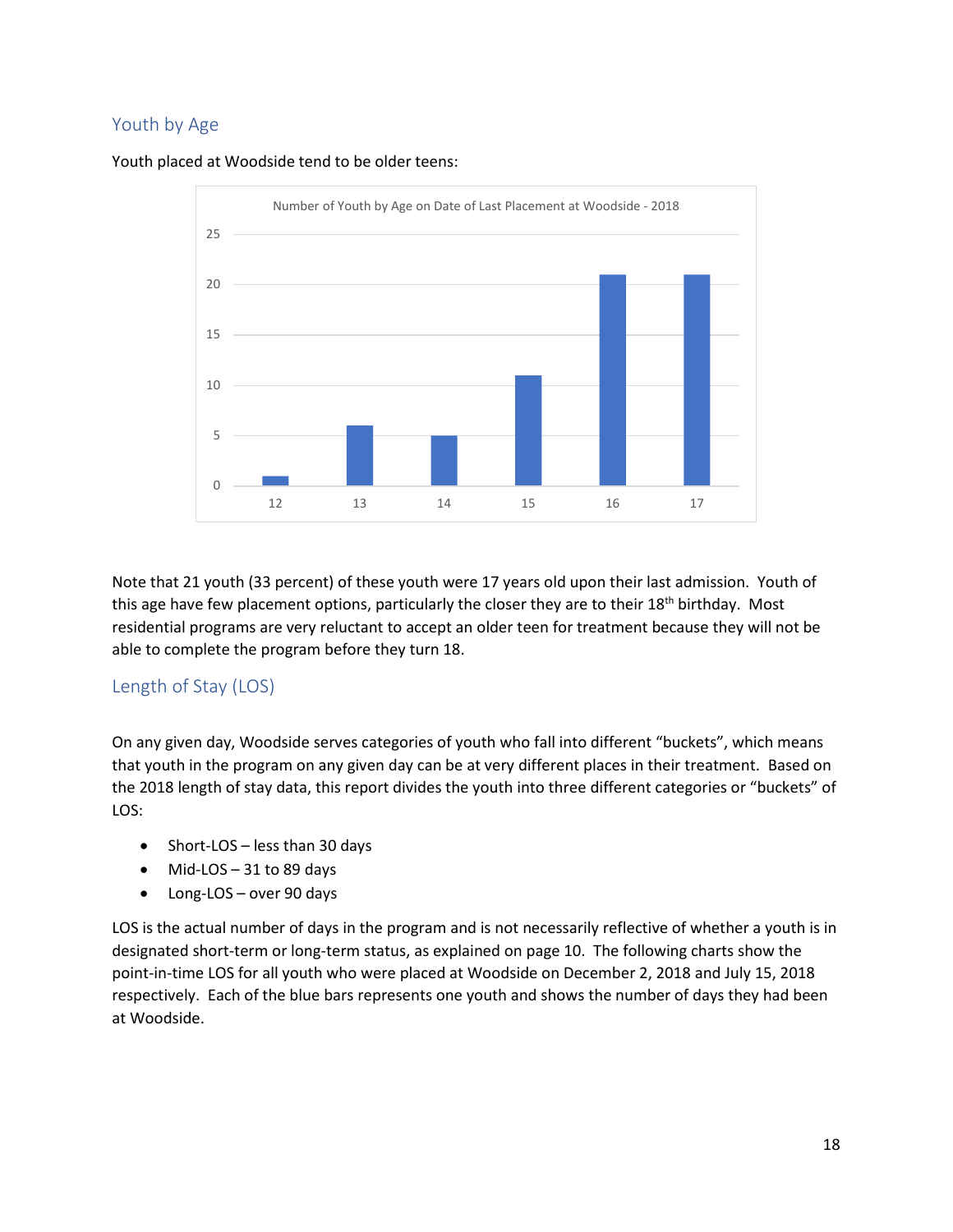## Youth by Age

Youth placed at Woodside tend to be older teens:

Number of Youth by Age on Date of Last Placement at Woodside - 2018

| Age | Number of Youth |
|---|---|
| 12 | 1 |
| 13 | 6 |
| 14 | 5 |
| 15 | 11 |
| 16 | 21 |
| 17 | 21 |

Note that 21 youth (33 percent) of these youth were 17 years old upon their last admission. Youth of this age have few placement options, particularly the closer they are to their 18th birthday. Most residential programs are very reluctant to accept an older teen for treatment because they will not be able to complete the program before they turn 18.

## Length of Stay (LOS)

On any given day, Woodside serves categories of youth who fall into different "buckets", which means that youth in the program on any given day can be at very different places in their treatment. Based on the 2018 length of stay data, this report divides the youth into three different categories or "buckets" of LOS:

- Short-LOS – less than 30 days
- Mid-LOS – 31 to 89 days
- Long-LOS – over 90 days

LOS is the actual number of days in the program and is not necessarily reflective of whether a youth is in designated short-term or long-term status, as explained on page 10. The following charts show the point-in-time LOS for all youth who were placed at Woodside on December 2, 2018 and July 15, 2018 respectively. Each of the blue bars represents one youth and shows the number of days they had been at Woodside.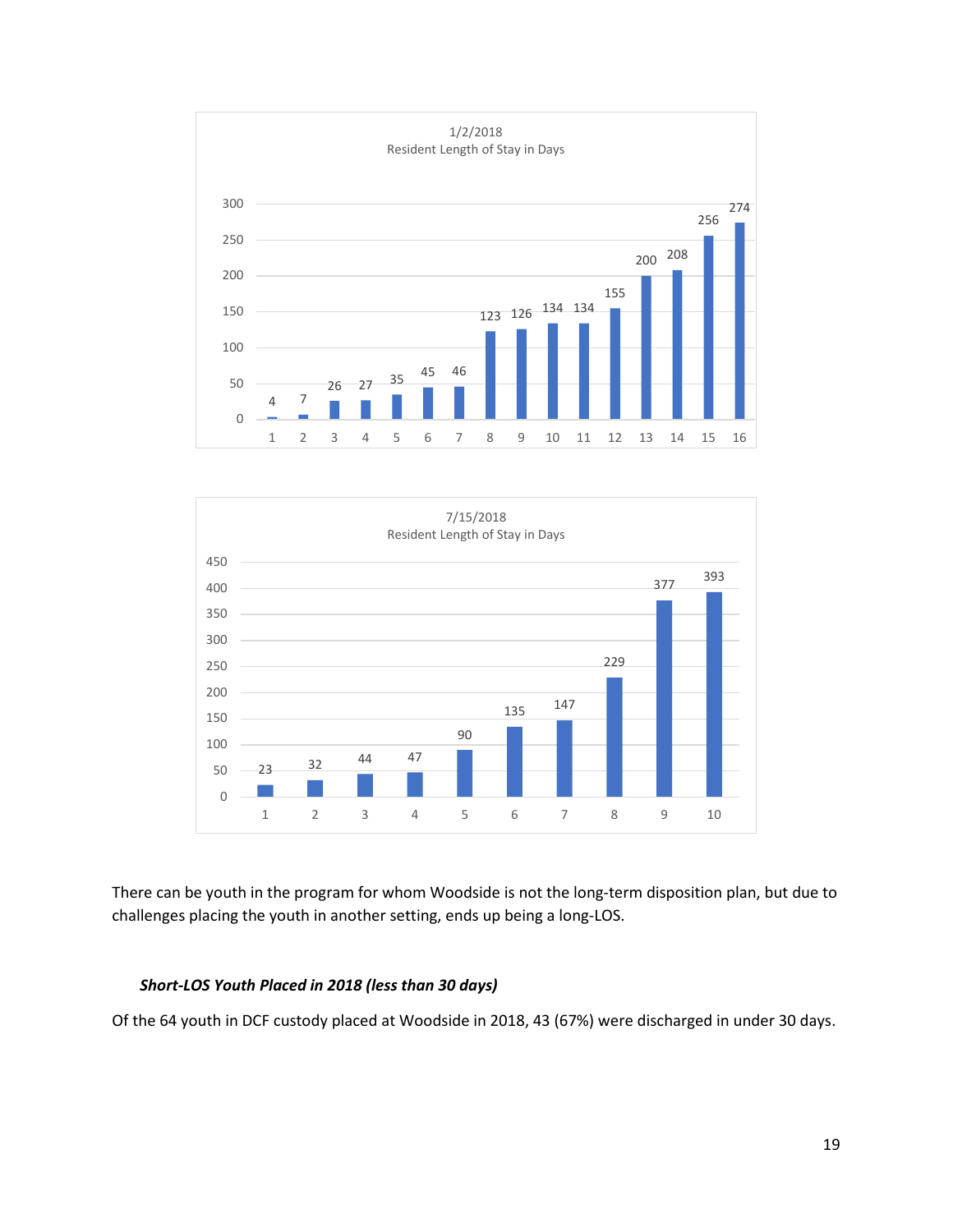1/2/2018
Resident Length of Stay in Days

| Resident | 1 | 2 | 3 | 4 | 5 | 6 | 7 | 8 | 9 | 10 | 11 | 12 | 13 | 14 | 15 | 16 |
|---|---|---|---|---|---|---|---|---|---|---|---|---|---|---|---|---|
| Days | 4 | 7 | 26 | 27 | 35 | 45 | 46 | 123 | 126 | 134 | 134 | 155 | 200 | 208 | 256 | 274 |

7/15/2018
Resident Length of Stay in Days

| Resident | 1 | 2 | 3 | 4 | 5 | 6 | 7 | 8 | 9 | 10 |
|---|---|---|---|---|---|---|---|---|---|---|
| Days | 23 | 32 | 44 | 47 | 90 | 135 | 147 | 229 | 377 | 393 |

There can be youth in the program for whom Woodside is not the long-term disposition plan, but due to challenges placing the youth in another setting, ends up being a long-LOS.

### ***Short-LOS Youth Placed in 2018 (less than 30 days)***

Of the 64 youth in DCF custody placed at Woodside in 2018, 43 (67%) were discharged in under 30 days.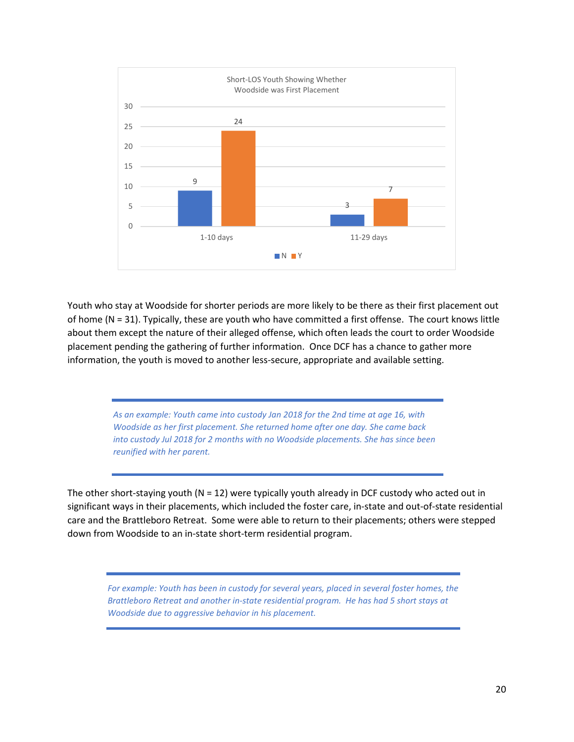Short-LOS Youth Showing Whether Woodside was First Placement

| | N | Y |
|---|---|---|
| 1-10 days | 9 | 24 |
| 11-29 days | 3 | 7 |

Youth who stay at Woodside for shorter periods are more likely to be there as their first placement out of home (N = 31). Typically, these are youth who have committed a first offense. The court knows little about them except the nature of their alleged offense, which often leads the court to order Woodside placement pending the gathering of further information. Once DCF has a chance to gather more information, the youth is moved to another less-secure, appropriate and available setting.

*As an example: Youth came into custody Jan 2018 for the 2nd time at age 16, with Woodside as her first placement. She returned home after one day. She came back into custody Jul 2018 for 2 months with no Woodside placements. She has since been reunified with her parent.*

The other short-staying youth (N = 12) were typically youth already in DCF custody who acted out in significant ways in their placements, which included the foster care, in-state and out-of-state residential care and the Brattleboro Retreat. Some were able to return to their placements; others were stepped down from Woodside to an in-state short-term residential program.

*For example: Youth has been in custody for several years, placed in several foster homes, the Brattleboro Retreat and another in-state residential program. He has had 5 short stays at Woodside due to aggressive behavior in his placement.*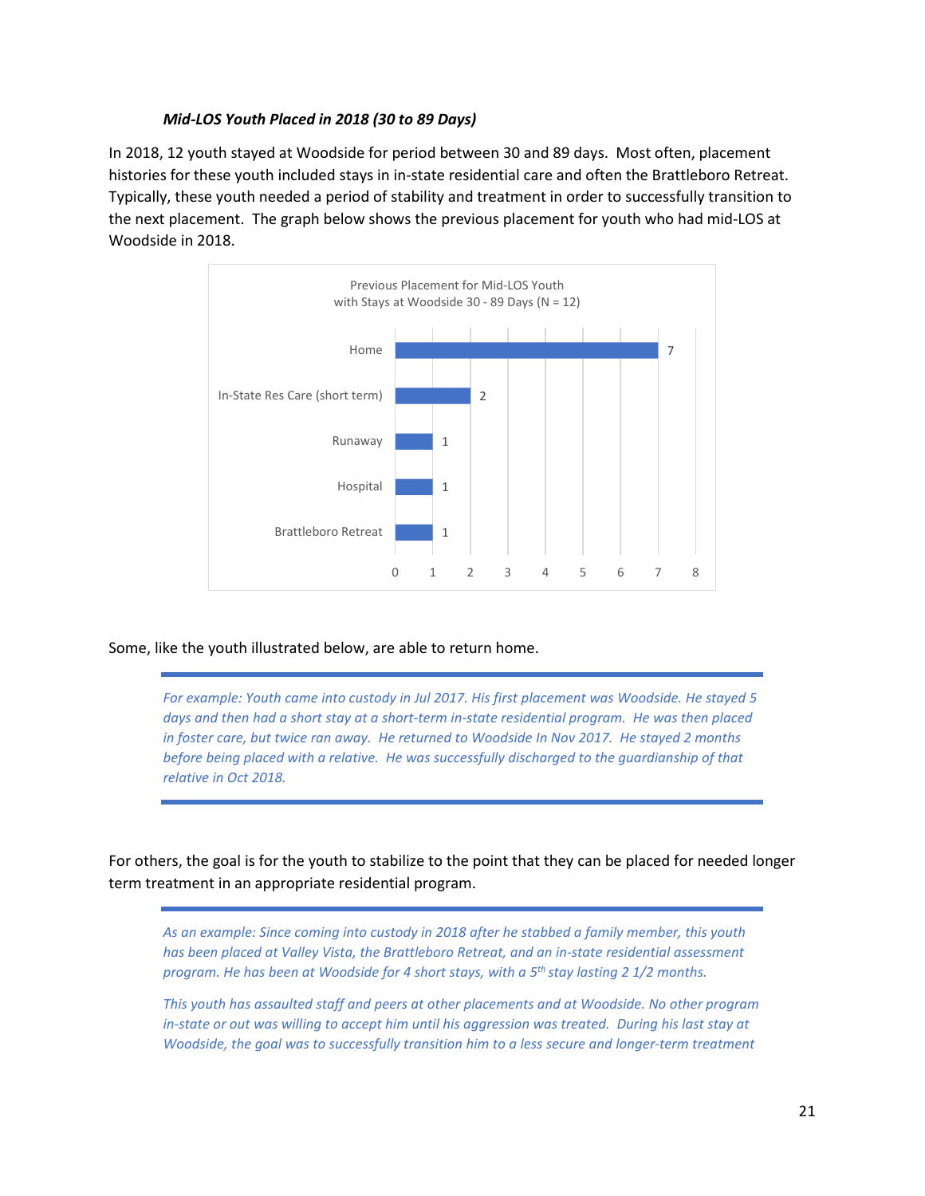***Mid-LOS Youth Placed in 2018 (30 to 89 Days)***

In 2018, 12 youth stayed at Woodside for period between 30 and 89 days. Most often, placement histories for these youth included stays in in-state residential care and often the Brattleboro Retreat. Typically, these youth needed a period of stability and treatment in order to successfully transition to the next placement. The graph below shows the previous placement for youth who had mid-LOS at Woodside in 2018.

Previous Placement for Mid-LOS Youth with Stays at Woodside 30 - 89 Days (N = 12)

| Previous Placement | Count |
|---|---|
| Home | 7 |
| In-State Res Care (short term) | 2 |
| Runaway | 1 |
| Hospital | 1 |
| Brattleboro Retreat | 1 |

Some, like the youth illustrated below, are able to return home.

*For example: Youth came into custody in Jul 2017. His first placement was Woodside. He stayed 5 days and then had a short stay at a short-term in-state residential program. He was then placed in foster care, but twice ran away. He returned to Woodside In Nov 2017. He stayed 2 months before being placed with a relative. He was successfully discharged to the guardianship of that relative in Oct 2018.*

For others, the goal is for the youth to stabilize to the point that they can be placed for needed longer term treatment in an appropriate residential program.

*As an example: Since coming into custody in 2018 after he stabbed a family member, this youth has been placed at Valley Vista, the Brattleboro Retreat, and an in-state residential assessment program. He has been at Woodside for 4 short stays, with a 5th stay lasting 2 1/2 months.*

*This youth has assaulted staff and peers at other placements and at Woodside. No other program in-state or out was willing to accept him until his aggression was treated. During his last stay at Woodside, the goal was to successfully transition him to a less secure and longer-term treatment*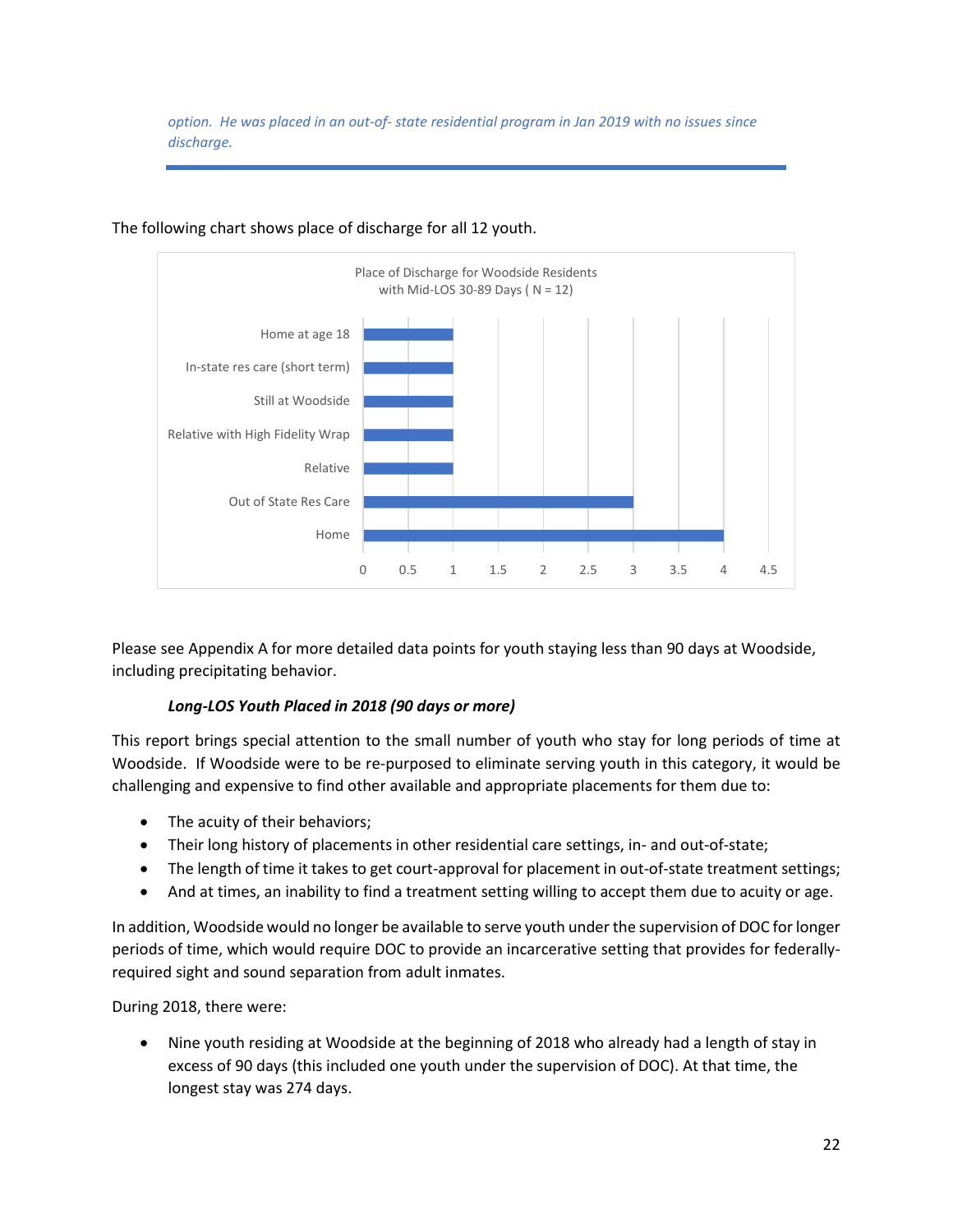*option. He was placed in an out-of- state residential program in Jan 2019 with no issues since discharge.*

---

The following chart shows place of discharge for all 12 youth.

Place of Discharge for Woodside Residents with Mid-LOS 30-89 Days ( N = 12)

| Place of Discharge | Number of Youth |
| --- | --- |
| Home at age 18 | 1 |
| In-state res care (short term) | 1 |
| Still at Woodside | 1 |
| Relative with High Fidelity Wrap | 1 |
| Relative | 1 |
| Out of State Res Care | 3 |
| Home | 4 |

Please see Appendix A for more detailed data points for youth staying less than 90 days at Woodside, including precipitating behavior.

***Long-LOS Youth Placed in 2018 (90 days or more)***

This report brings special attention to the small number of youth who stay for long periods of time at Woodside. If Woodside were to be re-purposed to eliminate serving youth in this category, it would be challenging and expensive to find other available and appropriate placements for them due to:

- The acuity of their behaviors;
- Their long history of placements in other residential care settings, in- and out-of-state;
- The length of time it takes to get court-approval for placement in out-of-state treatment settings;
- And at times, an inability to find a treatment setting willing to accept them due to acuity or age.

In addition, Woodside would no longer be available to serve youth under the supervision of DOC for longer periods of time, which would require DOC to provide an incarcerative setting that provides for federally-required sight and sound separation from adult inmates.

During 2018, there were:

- Nine youth residing at Woodside at the beginning of 2018 who already had a length of stay in excess of 90 days (this included one youth under the supervision of DOC). At that time, the longest stay was 274 days.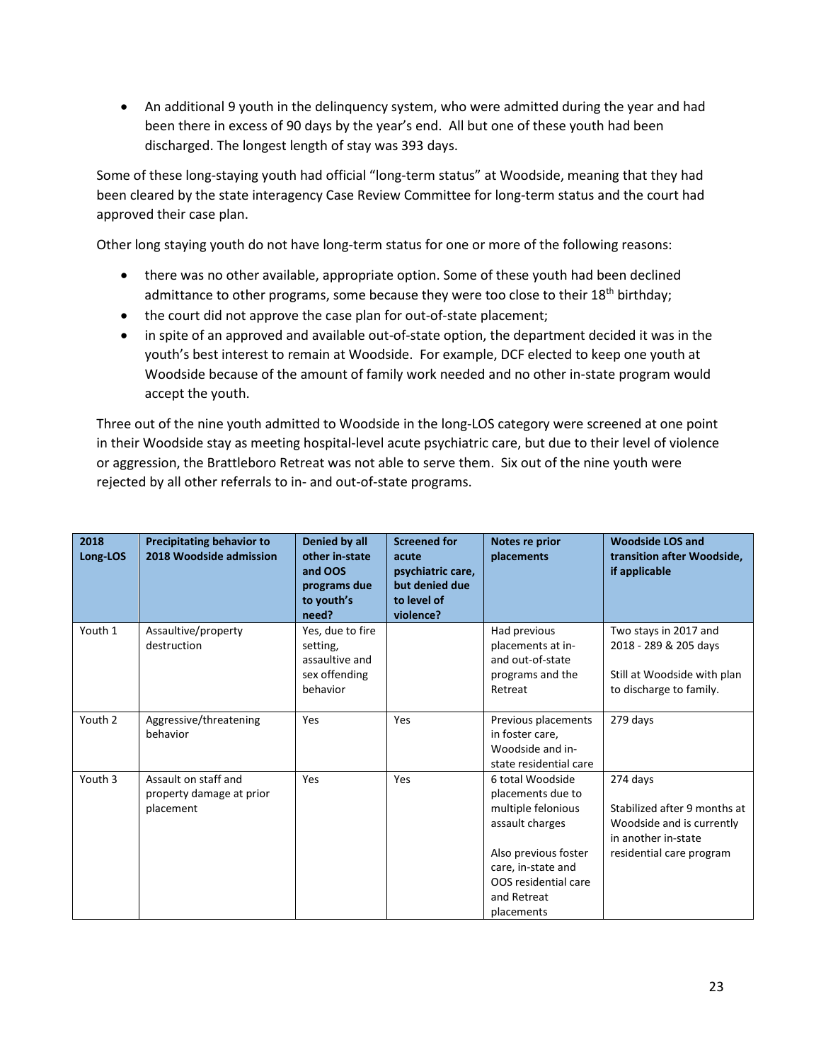- An additional 9 youth in the delinquency system, who were admitted during the year and had been there in excess of 90 days by the year's end. All but one of these youth had been discharged. The longest length of stay was 393 days.

Some of these long-staying youth had official "long-term status" at Woodside, meaning that they had been cleared by the state interagency Case Review Committee for long-term status and the court had approved their case plan.

Other long staying youth do not have long-term status for one or more of the following reasons:

- there was no other available, appropriate option. Some of these youth had been declined admittance to other programs, some because they were too close to their 18th birthday;
- the court did not approve the case plan for out-of-state placement;
- in spite of an approved and available out-of-state option, the department decided it was in the youth's best interest to remain at Woodside. For example, DCF elected to keep one youth at Woodside because of the amount of family work needed and no other in-state program would accept the youth.

Three out of the nine youth admitted to Woodside in the long-LOS category were screened at one point in their Woodside stay as meeting hospital-level acute psychiatric care, but due to their level of violence or aggression, the Brattleboro Retreat was not able to serve them. Six out of the nine youth were rejected by all other referrals to in- and out-of-state programs.

| 2018 Long-LOS | Precipitating behavior to 2018 Woodside admission | Denied by all other in-state and OOS programs due to youth's need? | Screened for acute psychiatric care, but denied due to level of violence? | Notes re prior placements | Woodside LOS and transition after Woodside, if applicable |
|---|---|---|---|---|---|
| Youth 1 | Assaultive/property destruction | Yes, due to fire setting, assaultive and sex offending behavior | | Had previous placements at in- and out-of-state programs and the Retreat | Two stays in 2017 and 2018 - 289 & 205 days<br><br>Still at Woodside with plan to discharge to family. |
| Youth 2 | Aggressive/threatening behavior | Yes | Yes | Previous placements in foster care, Woodside and in-state residential care | 279 days |
| Youth 3 | Assault on staff and property damage at prior placement | Yes | Yes | 6 total Woodside placements due to multiple felonious assault charges<br><br>Also previous foster care, in-state and OOS residential care and Retreat placements | 274 days<br><br>Stabilized after 9 months at Woodside and is currently in another in-state residential care program |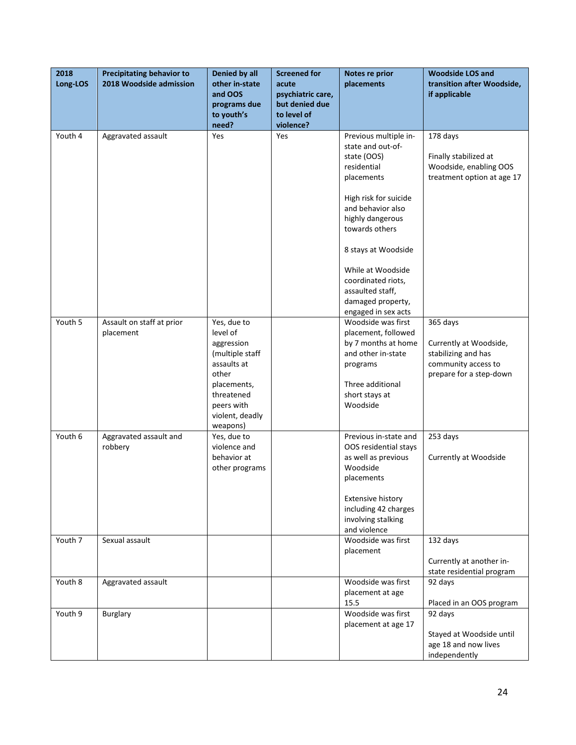| 2018 Long-LOS | Precipitating behavior to 2018 Woodside admission | Denied by all other in-state and OOS programs due to youth's need? | Screened for acute psychiatric care, but denied due to level of violence? | Notes re prior placements | Woodside LOS and transition after Woodside, if applicable |
|---|---|---|---|---|---|
| Youth 4 | Aggravated assault | Yes | Yes | Previous multiple in-state and out-of-state (OOS) residential placements<br><br>High risk for suicide and behavior also highly dangerous towards others<br><br>8 stays at Woodside<br><br>While at Woodside coordinated riots, assaulted staff, damaged property, engaged in sex acts | 178 days<br><br>Finally stabilized at Woodside, enabling OOS treatment option at age 17 |
| Youth 5 | Assault on staff at prior placement | Yes, due to level of aggression (multiple staff assaults at other placements, threatened peers with violent, deadly weapons) | | Woodside was first placement, followed by 7 months at home and other in-state programs<br><br>Three additional short stays at Woodside | 365 days<br><br>Currently at Woodside, stabilizing and has community access to prepare for a step-down |
| Youth 6 | Aggravated assault and robbery | Yes, due to violence and behavior at other programs | | Previous in-state and OOS residential stays as well as previous Woodside placements<br><br>Extensive history including 42 charges involving stalking and violence | 253 days<br><br>Currently at Woodside |
| Youth 7 | Sexual assault | | | Woodside was first placement | 132 days<br><br>Currently at another in-state residential program |
| Youth 8 | Aggravated assault | | | Woodside was first placement at age 15.5 | 92 days<br><br>Placed in an OOS program |
| Youth 9 | Burglary | | | Woodside was first placement at age 17 | 92 days<br><br>Stayed at Woodside until age 18 and now lives independently |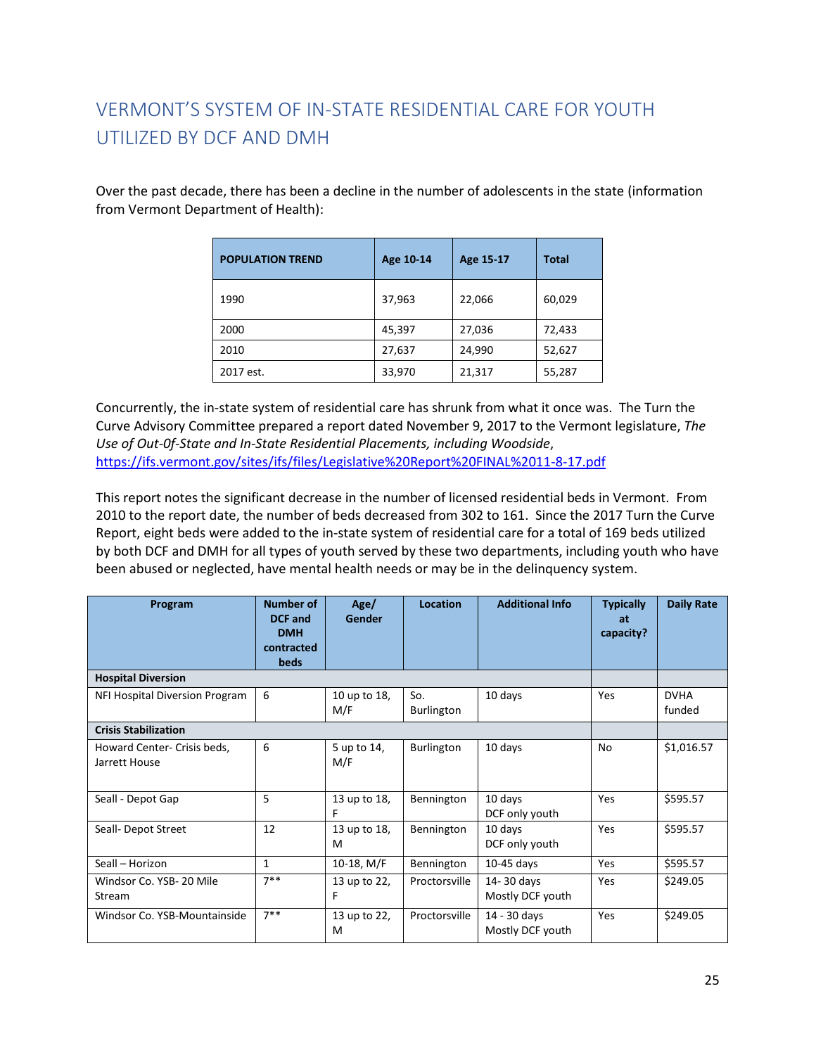## VERMONT'S SYSTEM OF IN-STATE RESIDENTIAL CARE FOR YOUTH UTILIZED BY DCF AND DMH

Over the past decade, there has been a decline in the number of adolescents in the state (information from Vermont Department of Health):

| POPULATION TREND | Age 10-14 | Age 15-17 | Total |
|---|---|---|---|
| 1990 | 37,963 | 22,066 | 60,029 |
| 2000 | 45,397 | 27,036 | 72,433 |
| 2010 | 27,637 | 24,990 | 52,627 |
| 2017 est. | 33,970 | 21,317 | 55,287 |

Concurrently, the in-state system of residential care has shrunk from what it once was. The Turn the Curve Advisory Committee prepared a report dated November 9, 2017 to the Vermont legislature, *The Use of Out-Of-State and In-State Residential Placements, including Woodside*, https://ifs.vermont.gov/sites/ifs/files/Legislative%20Report%20FINAL%2011-8-17.pdf

This report notes the significant decrease in the number of licensed residential beds in Vermont. From 2010 to the report date, the number of beds decreased from 302 to 161. Since the 2017 Turn the Curve Report, eight beds were added to the in-state system of residential care for a total of 169 beds utilized by both DCF and DMH for all types of youth served by these two departments, including youth who have been abused or neglected, have mental health needs or may be in the delinquency system.

| Program | Number of DCF and DMH contracted beds | Age/ Gender | Location | Additional Info | Typically at capacity? | Daily Rate |
|---|---|---|---|---|---|---|
| **Hospital Diversion** | | | | | | |
| NFI Hospital Diversion Program | 6 | 10 up to 18, M/F | So. Burlington | 10 days | Yes | DVHA funded |
| **Crisis Stabilization** | | | | | | |
| Howard Center- Crisis beds, Jarrett House | 6 | 5 up to 14, M/F | Burlington | 10 days | No | $1,016.57 |
| Seall - Depot Gap | 5 | 13 up to 18, F | Bennington | 10 days DCF only youth | Yes | $595.57 |
| Seall- Depot Street | 12 | 13 up to 18, M | Bennington | 10 days DCF only youth | Yes | $595.57 |
| Seall – Horizon | 1 | 10-18, M/F | Bennington | 10-45 days | Yes | $595.57 |
| Windsor Co. YSB- 20 Mile Stream | 7** | 13 up to 22, F | Proctorsville | 14- 30 days Mostly DCF youth | Yes | $249.05 |
| Windsor Co. YSB-Mountainside | 7** | 13 up to 22, M | Proctorsville | 14 - 30 days Mostly DCF youth | Yes | $249.05 |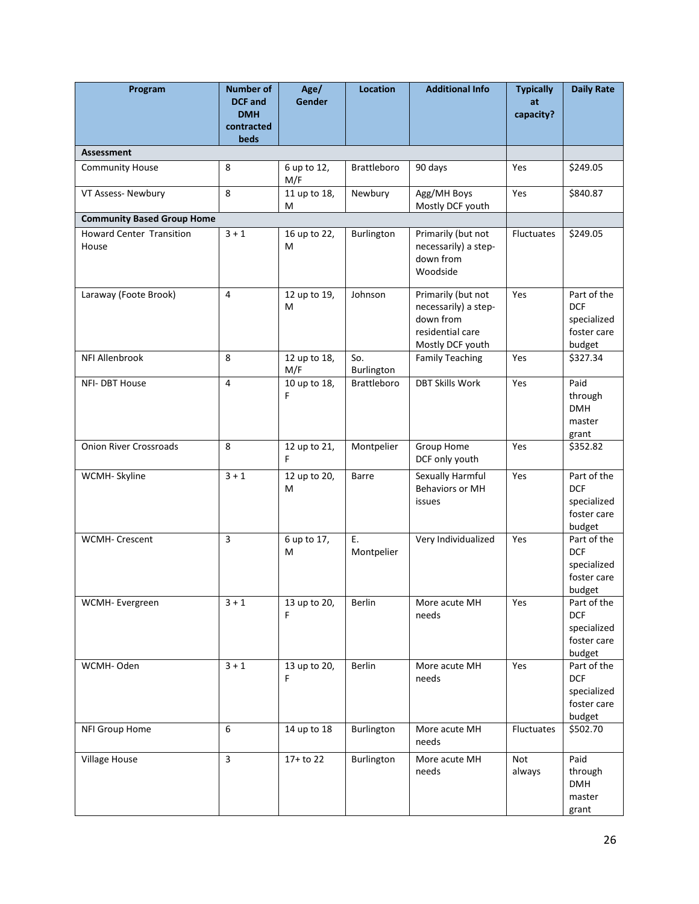| Program | Number of DCF and DMH contracted beds | Age/ Gender | Location | Additional Info | Typically at capacity? | Daily Rate |
|---|---|---|---|---|---|---|
| **Assessment** | | | | | | |
| Community House | 8 | 6 up to 12, M/F | Brattleboro | 90 days | Yes | $249.05 |
| VT Assess- Newbury | 8 | 11 up to 18, M | Newbury | Agg/MH Boys Mostly DCF youth | Yes | $840.87 |
| **Community Based Group Home** | | | | | | |
| Howard Center Transition House | 3 + 1 | 16 up to 22, M | Burlington | Primarily (but not necessarily) a step-down from Woodside | Fluctuates | $249.05 |
| Laraway (Foote Brook) | 4 | 12 up to 19, M | Johnson | Primarily (but not necessarily) a step-down from residential care Mostly DCF youth | Yes | Part of the DCF specialized foster care budget |
| NFI Allenbrook | 8 | 12 up to 18, M/F | So. Burlington | Family Teaching | Yes | $327.34 |
| NFI- DBT House | 4 | 10 up to 18, F | Brattleboro | DBT Skills Work | Yes | Paid through DMH master grant |
| Onion River Crossroads | 8 | 12 up to 21, F | Montpelier | Group Home DCF only youth | Yes | $352.82 |
| WCMH- Skyline | 3 + 1 | 12 up to 20, M | Barre | Sexually Harmful Behaviors or MH issues | Yes | Part of the DCF specialized foster care budget |
| WCMH- Crescent | 3 | 6 up to 17, M | E. Montpelier | Very Individualized | Yes | Part of the DCF specialized foster care budget |
| WCMH- Evergreen | 3 + 1 | 13 up to 20, F | Berlin | More acute MH needs | Yes | Part of the DCF specialized foster care budget |
| WCMH- Oden | 3 + 1 | 13 up to 20, F | Berlin | More acute MH needs | Yes | Part of the DCF specialized foster care budget |
| NFI Group Home | 6 | 14 up to 18 | Burlington | More acute MH needs | Fluctuates | $502.70 |
| Village House | 3 | 17+ to 22 | Burlington | More acute MH needs | Not always | Paid through DMH master grant |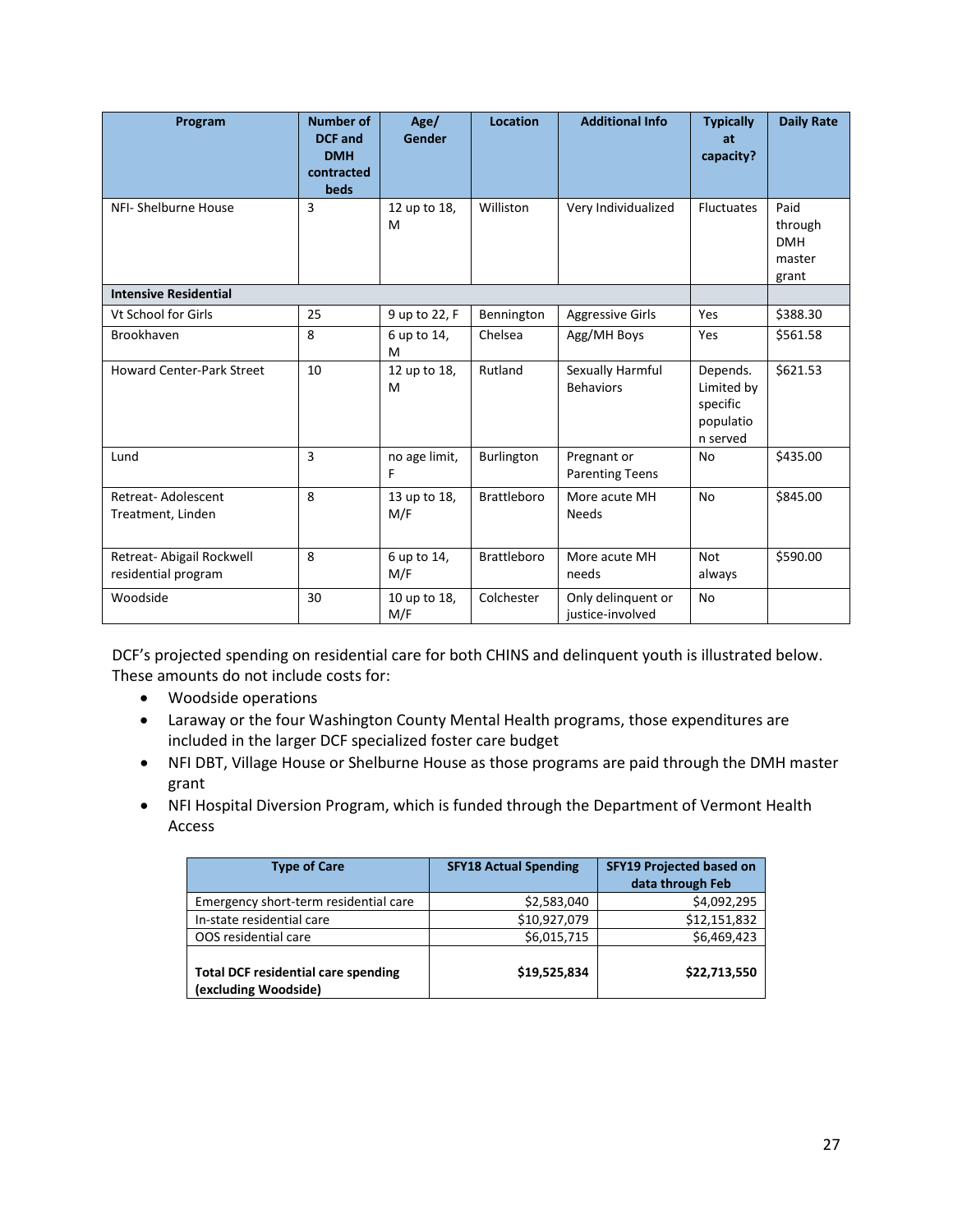| Program | Number of DCF and DMH contracted beds | Age/ Gender | Location | Additional Info | Typically at capacity? | Daily Rate |
|---|---|---|---|---|---|---|
| NFI- Shelburne House | 3 | 12 up to 18, M | Williston | Very Individualized | Fluctuates | Paid through DMH master grant |
| **Intensive Residential** | | | | | | |
| Vt School for Girls | 25 | 9 up to 22, F | Bennington | Aggressive Girls | Yes | $388.30 |
| Brookhaven | 8 | 6 up to 14, M | Chelsea | Agg/MH Boys | Yes | $561.58 |
| Howard Center-Park Street | 10 | 12 up to 18, M | Rutland | Sexually Harmful Behaviors | Depends. Limited by specific population served | $621.53 |
| Lund | 3 | no age limit, F | Burlington | Pregnant or Parenting Teens | No | $435.00 |
| Retreat- Adolescent Treatment, Linden | 8 | 13 up to 18, M/F | Brattleboro | More acute MH Needs | No | $845.00 |
| Retreat- Abigail Rockwell residential program | 8 | 6 up to 14, M/F | Brattleboro | More acute MH needs | Not always | $590.00 |
| Woodside | 30 | 10 up to 18, M/F | Colchester | Only delinquent or justice-involved | No | |

DCF's projected spending on residential care for both CHINS and delinquent youth is illustrated below. These amounts do not include costs for:

- Woodside operations
- Laraway or the four Washington County Mental Health programs, those expenditures are included in the larger DCF specialized foster care budget
- NFI DBT, Village House or Shelburne House as those programs are paid through the DMH master grant
- NFI Hospital Diversion Program, which is funded through the Department of Vermont Health Access

| Type of Care | SFY18 Actual Spending | SFY19 Projected based on data through Feb |
|---|---|---|
| Emergency short-term residential care | $2,583,040 | $4,092,295 |
| In-state residential care | $10,927,079 | $12,151,832 |
| OOS residential care | $6,015,715 | $6,469,423 |
| **Total DCF residential care spending (excluding Woodside)** | **$19,525,834** | **$22,713,550** |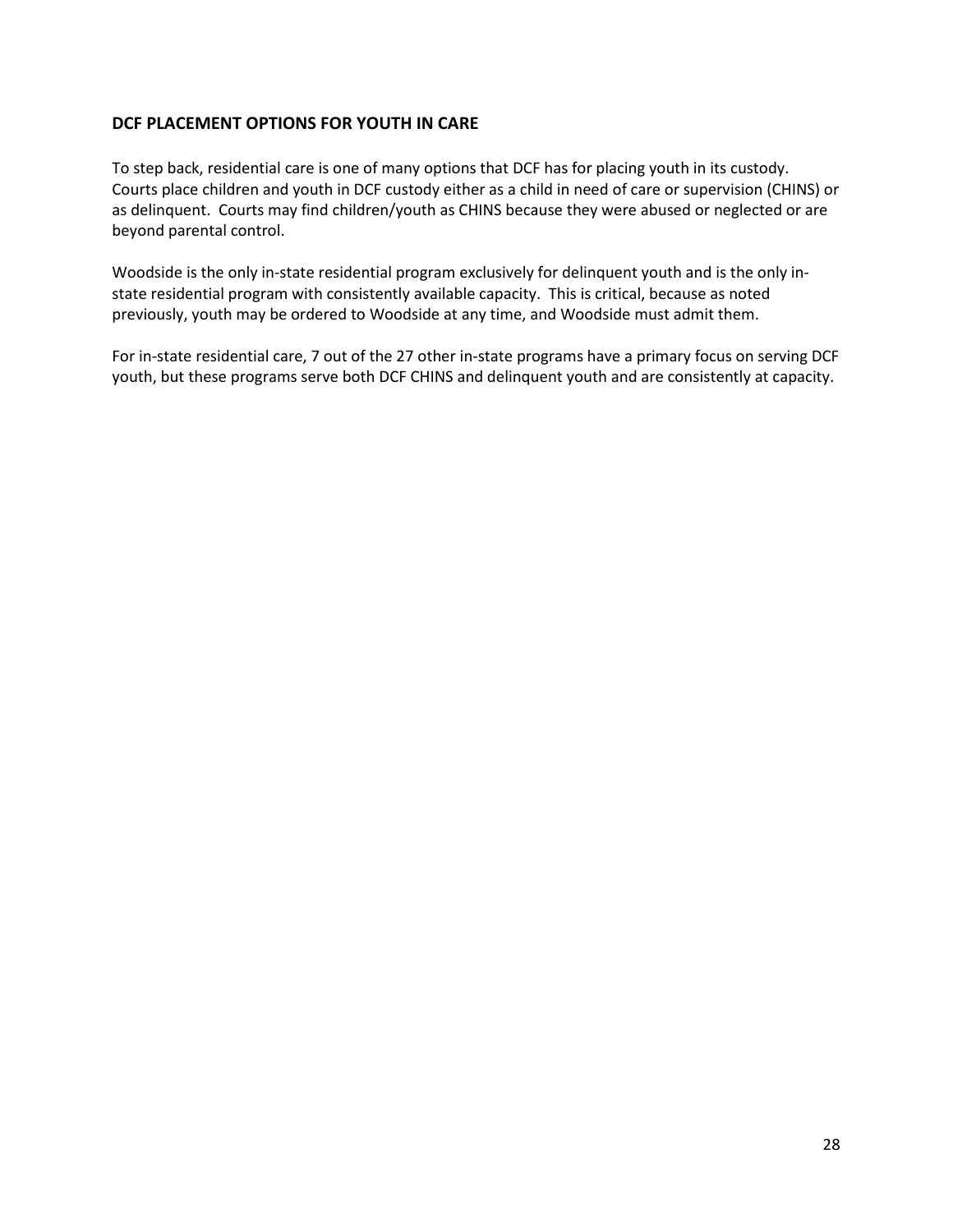**DCF PLACEMENT OPTIONS FOR YOUTH IN CARE**

To step back, residential care is one of many options that DCF has for placing youth in its custody. Courts place children and youth in DCF custody either as a child in need of care or supervision (CHINS) or as delinquent. Courts may find children/youth as CHINS because they were abused or neglected or are beyond parental control.

Woodside is the only in-state residential program exclusively for delinquent youth and is the only in-state residential program with consistently available capacity. This is critical, because as noted previously, youth may be ordered to Woodside at any time, and Woodside must admit them.

For in-state residential care, 7 out of the 27 other in-state programs have a primary focus on serving DCF youth, but these programs serve both DCF CHINS and delinquent youth and are consistently at capacity.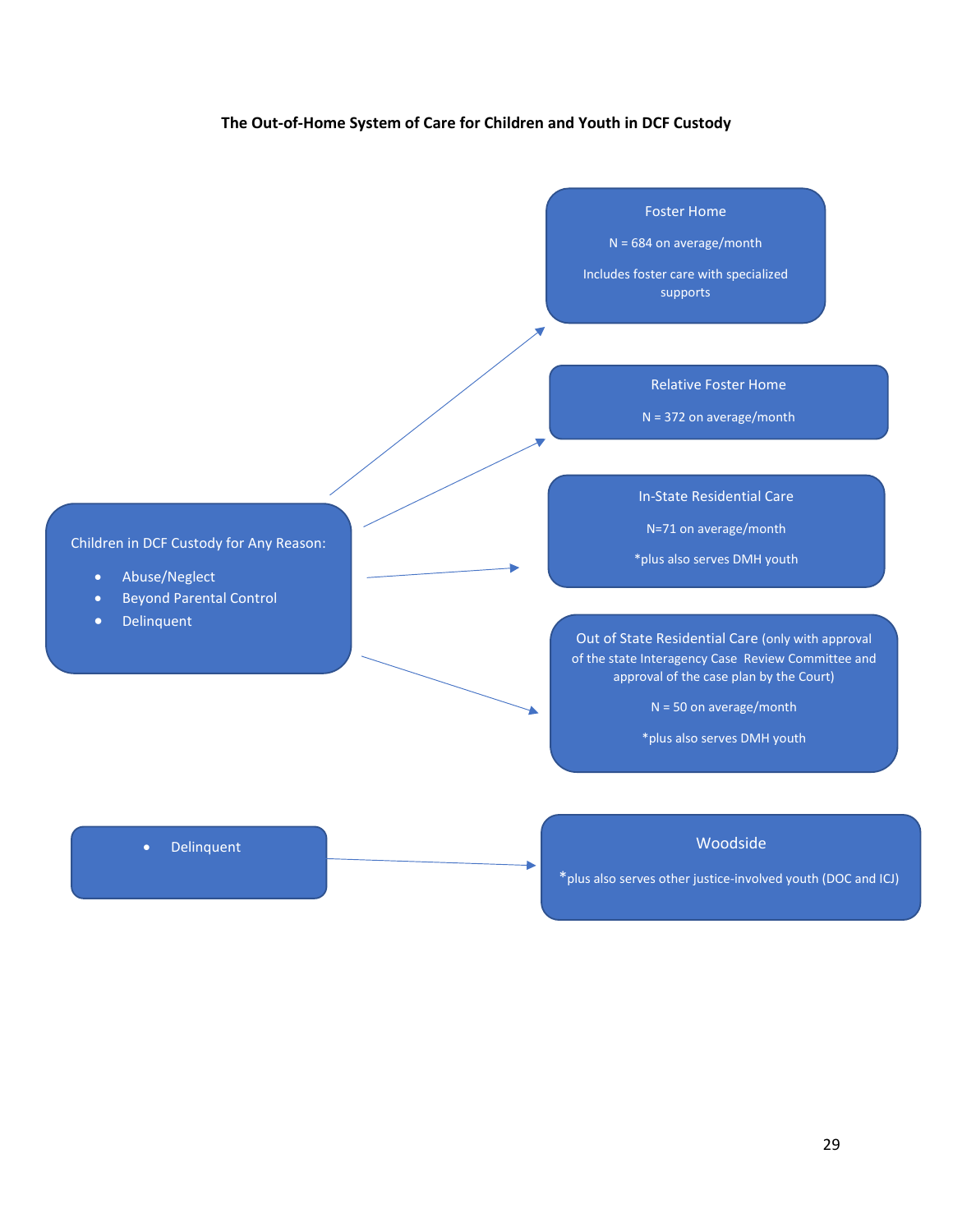**The Out-of-Home System of Care for Children and Youth in DCF Custody**

Children in DCF Custody for Any Reason:

- Abuse/Neglect
- Beyond Parental Control
- Delinquent

Foster Home

N = 684 on average/month

Includes foster care with specialized supports

Relative Foster Home

N = 372 on average/month

In-State Residential Care

N=71 on average/month

*plus also serves DMH youth

Out of State Residential Care (only with approval of the state Interagency Case Review Committee and approval of the case plan by the Court)

N = 50 on average/month

*plus also serves DMH youth

- Delinquent

Woodside

*plus also serves other justice-involved youth (DOC and ICJ)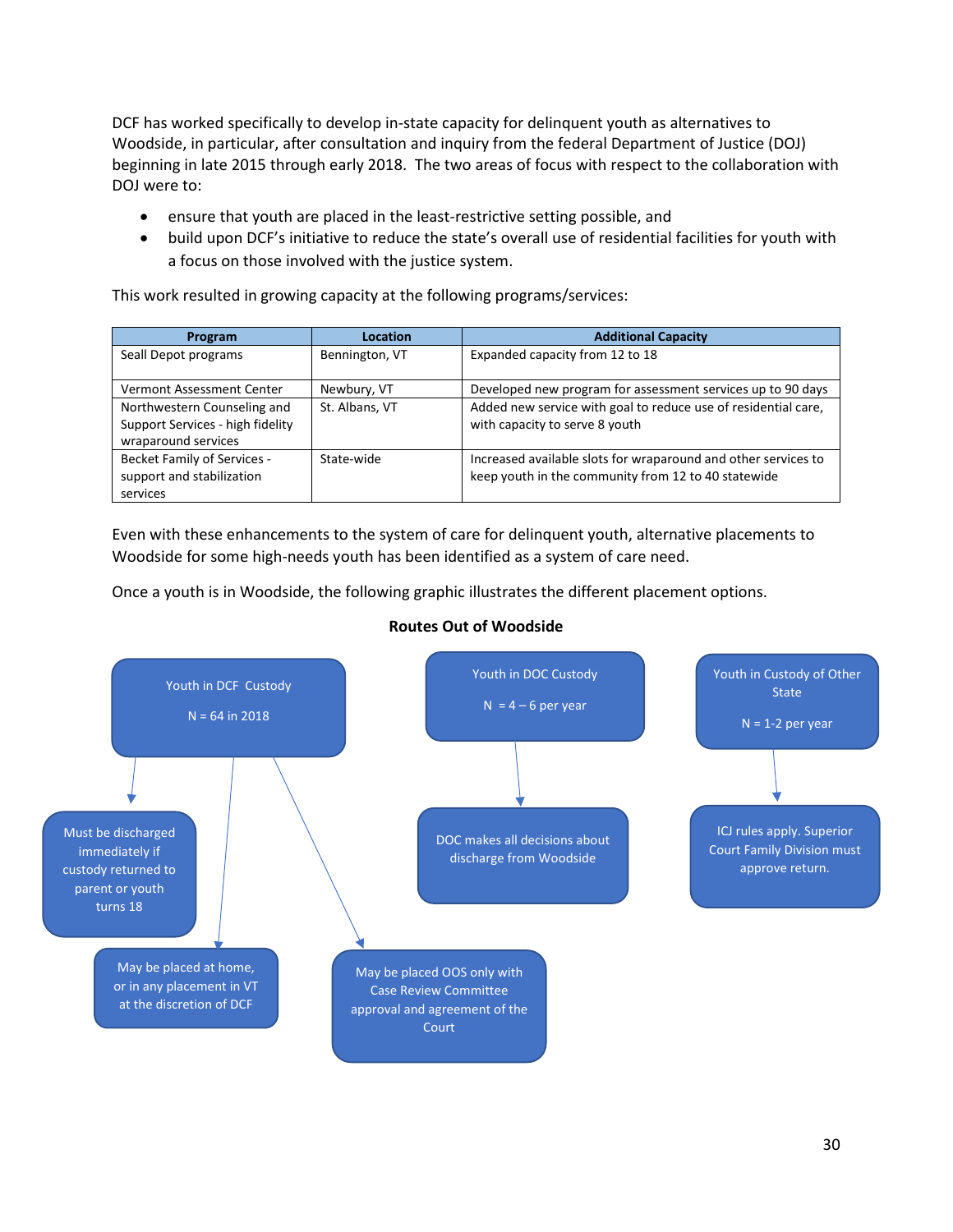DCF has worked specifically to develop in-state capacity for delinquent youth as alternatives to Woodside, in particular, after consultation and inquiry from the federal Department of Justice (DOJ) beginning in late 2015 through early 2018. The two areas of focus with respect to the collaboration with DOJ were to:

- ensure that youth are placed in the least-restrictive setting possible, and
- build upon DCF's initiative to reduce the state's overall use of residential facilities for youth with a focus on those involved with the justice system.

This work resulted in growing capacity at the following programs/services:

| Program | Location | Additional Capacity |
|---|---|---|
| Seall Depot programs | Bennington, VT | Expanded capacity from 12 to 18 |
| Vermont Assessment Center | Newbury, VT | Developed new program for assessment services up to 90 days |
| Northwestern Counseling and Support Services - high fidelity wraparound services | St. Albans, VT | Added new service with goal to reduce use of residential care, with capacity to serve 8 youth |
| Becket Family of Services - support and stabilization services | State-wide | Increased available slots for wraparound and other services to keep youth in the community from 12 to 40 statewide |

Even with these enhancements to the system of care for delinquent youth, alternative placements to Woodside for some high-needs youth has been identified as a system of care need.

Once a youth is in Woodside, the following graphic illustrates the different placement options.

**Routes Out of Woodside**

Youth in DCF Custody
N = 64 in 2018

- Must be discharged immediately if custody returned to parent or youth turns 18
- May be placed at home, or in any placement in VT at the discretion of DCF
- May be placed OOS only with Case Review Committee approval and agreement of the Court

Youth in DOC Custody
N = 4 – 6 per year

- DOC makes all decisions about discharge from Woodside

Youth in Custody of Other State
N = 1-2 per year

- ICJ rules apply. Superior Court Family Division must approve return.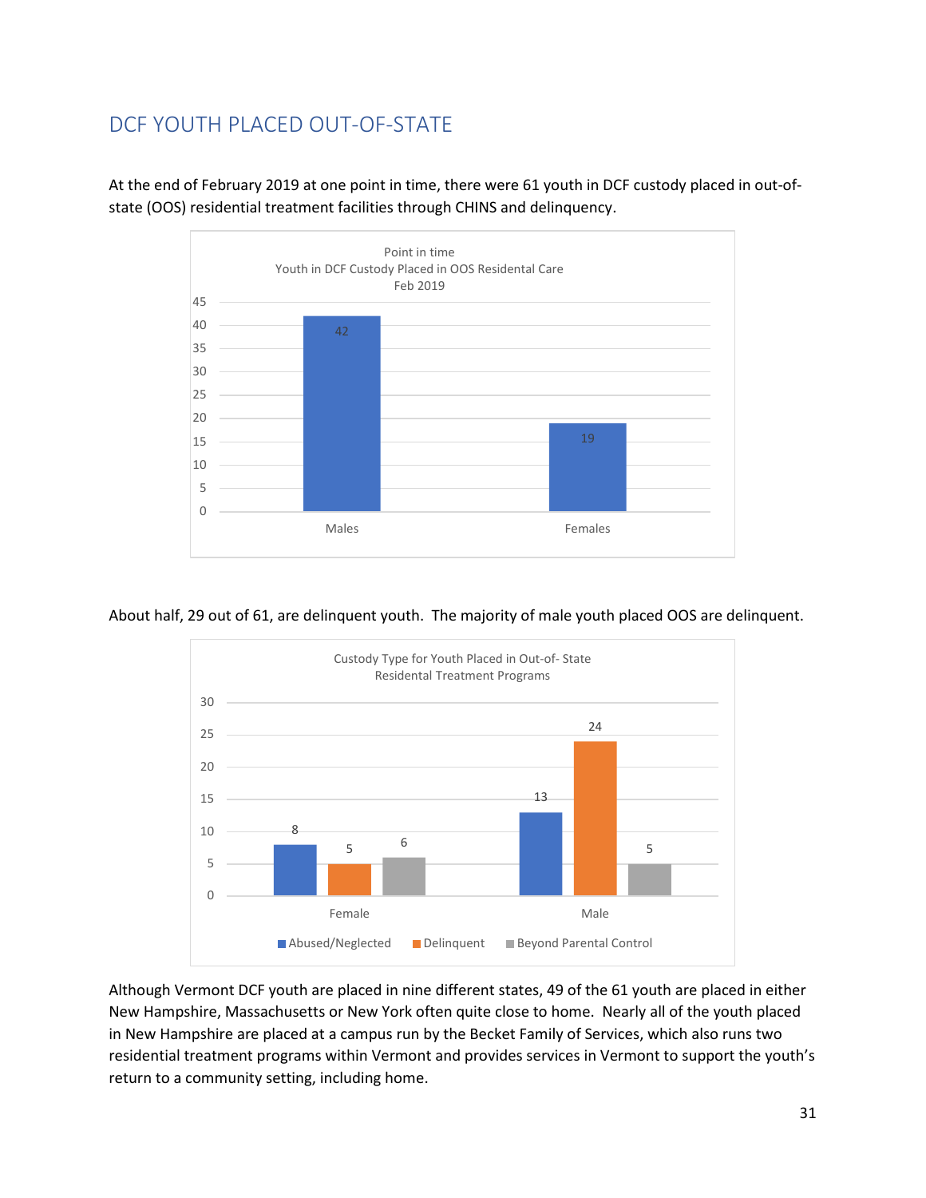## DCF YOUTH PLACED OUT-OF-STATE

At the end of February 2019 at one point in time, there were 61 youth in DCF custody placed in out-of-state (OOS) residential treatment facilities through CHINS and delinquency.

Point in time
Youth in DCF Custody Placed in OOS Residental Care
Feb 2019

| | Count |
|---|---|
| Males | 42 |
| Females | 19 |

About half, 29 out of 61, are delinquent youth. The majority of male youth placed OOS are delinquent.

Custody Type for Youth Placed in Out-of- State
Residental Treatment Programs

| | Abused/Neglected | Delinquent | Beyond Parental Control |
|---|---|---|---|
| Female | 8 | 5 | 6 |
| Male | 13 | 24 | 5 |

Although Vermont DCF youth are placed in nine different states, 49 of the 61 youth are placed in either New Hampshire, Massachusetts or New York often quite close to home. Nearly all of the youth placed in New Hampshire are placed at a campus run by the Becket Family of Services, which also runs two residential treatment programs within Vermont and provides services in Vermont to support the youth's return to a community setting, including home.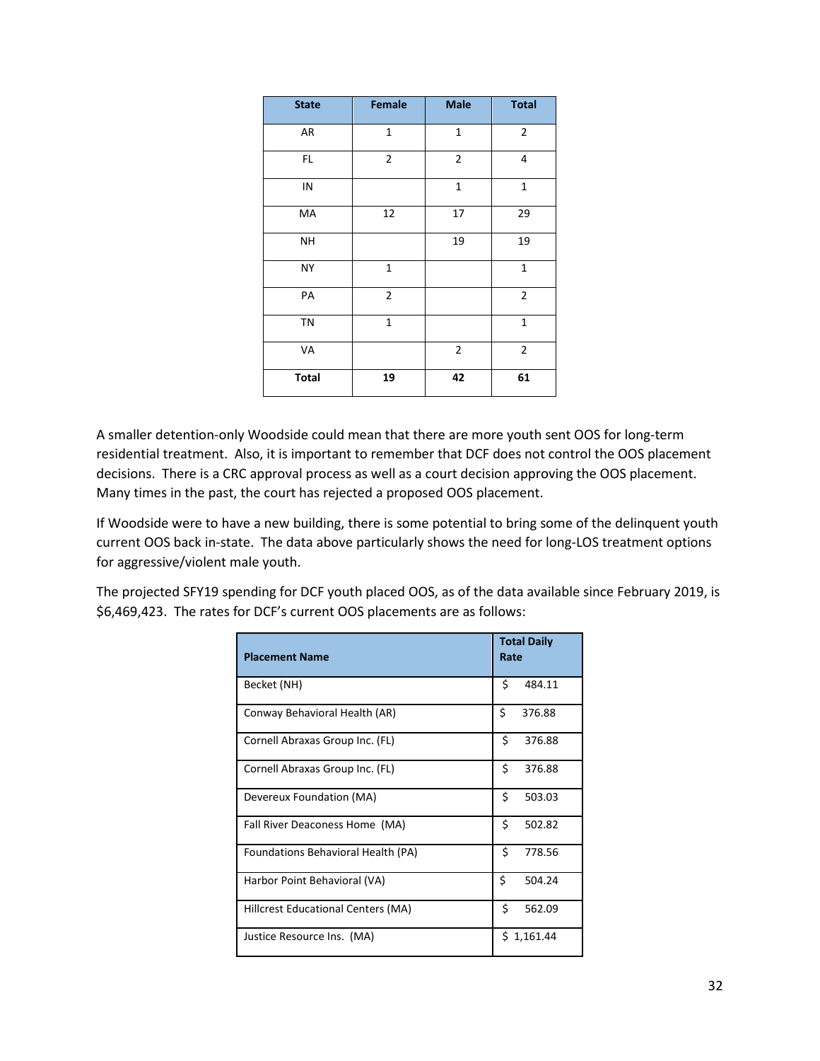| State | Female | Male | Total |
|---|---|---|---|
| AR | 1 | 1 | 2 |
| FL | 2 | 2 | 4 |
| IN | | 1 | 1 |
| MA | 12 | 17 | 29 |
| NH | | 19 | 19 |
| NY | 1 | | 1 |
| PA | 2 | | 2 |
| TN | 1 | | 1 |
| VA | | 2 | 2 |
| **Total** | **19** | **42** | **61** |

A smaller detention-only Woodside could mean that there are more youth sent OOS for long-term residential treatment. Also, it is important to remember that DCF does not control the OOS placement decisions. There is a CRC approval process as well as a court decision approving the OOS placement. Many times in the past, the court has rejected a proposed OOS placement.

If Woodside were to have a new building, there is some potential to bring some of the delinquent youth current OOS back in-state. The data above particularly shows the need for long-LOS treatment options for aggressive/violent male youth.

The projected SFY19 spending for DCF youth placed OOS, as of the data available since February 2019, is $6,469,423. The rates for DCF's current OOS placements are as follows:

| Placement Name | Total Daily Rate |
|---|---|
| Becket (NH) | $ 484.11 |
| Conway Behavioral Health (AR) | $ 376.88 |
| Cornell Abraxas Group Inc. (FL) | $ 376.88 |
| Cornell Abraxas Group Inc. (FL) | $ 376.88 |
| Devereux Foundation (MA) | $ 503.03 |
| Fall River Deaconess Home (MA) | $ 502.82 |
| Foundations Behavioral Health (PA) | $ 778.56 |
| Harbor Point Behavioral (VA) | $ 504.24 |
| Hillcrest Educational Centers (MA) | $ 562.09 |
| Justice Resource Ins. (MA) | $ 1,161.44 |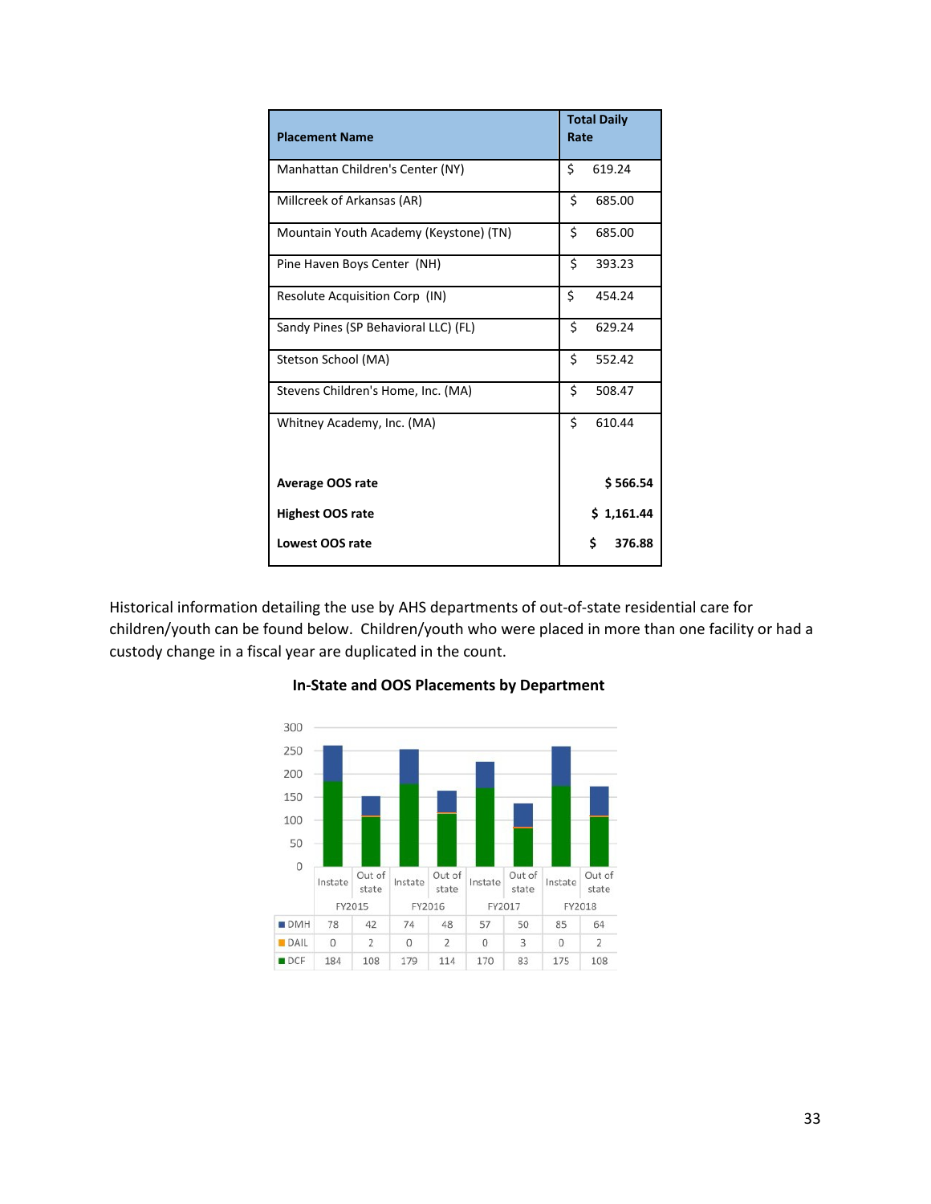| Placement Name | Total Daily Rate |
|---|---|
| Manhattan Children's Center (NY) | $ 619.24 |
| Millcreek of Arkansas (AR) | $ 685.00 |
| Mountain Youth Academy (Keystone) (TN) | $ 685.00 |
| Pine Haven Boys Center (NH) | $ 393.23 |
| Resolute Acquisition Corp (IN) | $ 454.24 |
| Sandy Pines (SP Behavioral LLC) (FL) | $ 629.24 |
| Stetson School (MA) | $ 552.42 |
| Stevens Children's Home, Inc. (MA) | $ 508.47 |
| Whitney Academy, Inc. (MA) | $ 610.44 |
| **Average OOS rate** | **$ 566.54** |
| **Highest OOS rate** | **$ 1,161.44** |
| **Lowest OOS rate** | **$ 376.88** |

Historical information detailing the use by AHS departments of out-of-state residential care for children/youth can be found below. Children/youth who were placed in more than one facility or had a custody change in a fiscal year are duplicated in the count.

**In-State and OOS Placements by Department**

| | FY2015 Instate | FY2015 Out of state | FY2016 Instate | FY2016 Out of state | FY2017 Instate | FY2017 Out of state | FY2018 Instate | FY2018 Out of state |
|---|---|---|---|---|---|---|---|---|
| DMH | 78 | 42 | 74 | 48 | 57 | 50 | 85 | 64 |
| DAIL | 0 | 2 | 0 | 2 | 0 | 3 | 0 | 2 |
| DCF | 184 | 108 | 179 | 114 | 170 | 83 | 175 | 108 |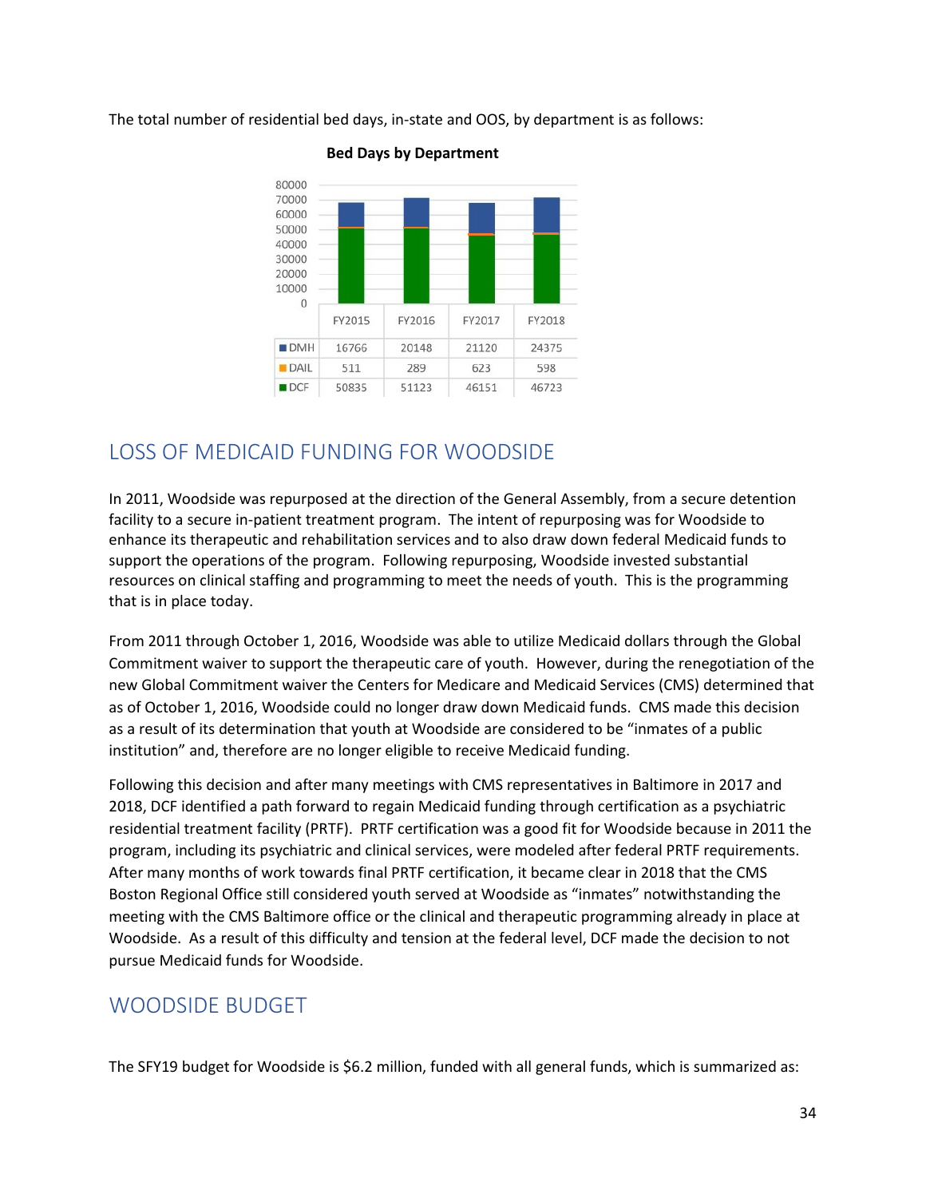The total number of residential bed days, in-state and OOS, by department is as follows:

**Bed Days by Department**

| | FY2015 | FY2016 | FY2017 | FY2018 |
|---|---|---|---|---|
| DMH | 16766 | 20148 | 21120 | 24375 |
| DAIL | 511 | 289 | 623 | 598 |
| DCF | 50835 | 51123 | 46151 | 46723 |

## LOSS OF MEDICAID FUNDING FOR WOODSIDE

In 2011, Woodside was repurposed at the direction of the General Assembly, from a secure detention facility to a secure in-patient treatment program. The intent of repurposing was for Woodside to enhance its therapeutic and rehabilitation services and to also draw down federal Medicaid funds to support the operations of the program. Following repurposing, Woodside invested substantial resources on clinical staffing and programming to meet the needs of youth. This is the programming that is in place today.

From 2011 through October 1, 2016, Woodside was able to utilize Medicaid dollars through the Global Commitment waiver to support the therapeutic care of youth. However, during the renegotiation of the new Global Commitment waiver the Centers for Medicare and Medicaid Services (CMS) determined that as of October 1, 2016, Woodside could no longer draw down Medicaid funds. CMS made this decision as a result of its determination that youth at Woodside are considered to be "inmates of a public institution" and, therefore are no longer eligible to receive Medicaid funding.

Following this decision and after many meetings with CMS representatives in Baltimore in 2017 and 2018, DCF identified a path forward to regain Medicaid funding through certification as a psychiatric residential treatment facility (PRTF). PRTF certification was a good fit for Woodside because in 2011 the program, including its psychiatric and clinical services, were modeled after federal PRTF requirements. After many months of work towards final PRTF certification, it became clear in 2018 that the CMS Boston Regional Office still considered youth served at Woodside as "inmates" notwithstanding the meeting with the CMS Baltimore office or the clinical and therapeutic programming already in place at Woodside. As a result of this difficulty and tension at the federal level, DCF made the decision to not pursue Medicaid funds for Woodside.

## WOODSIDE BUDGET

The SFY19 budget for Woodside is $6.2 million, funded with all general funds, which is summarized as: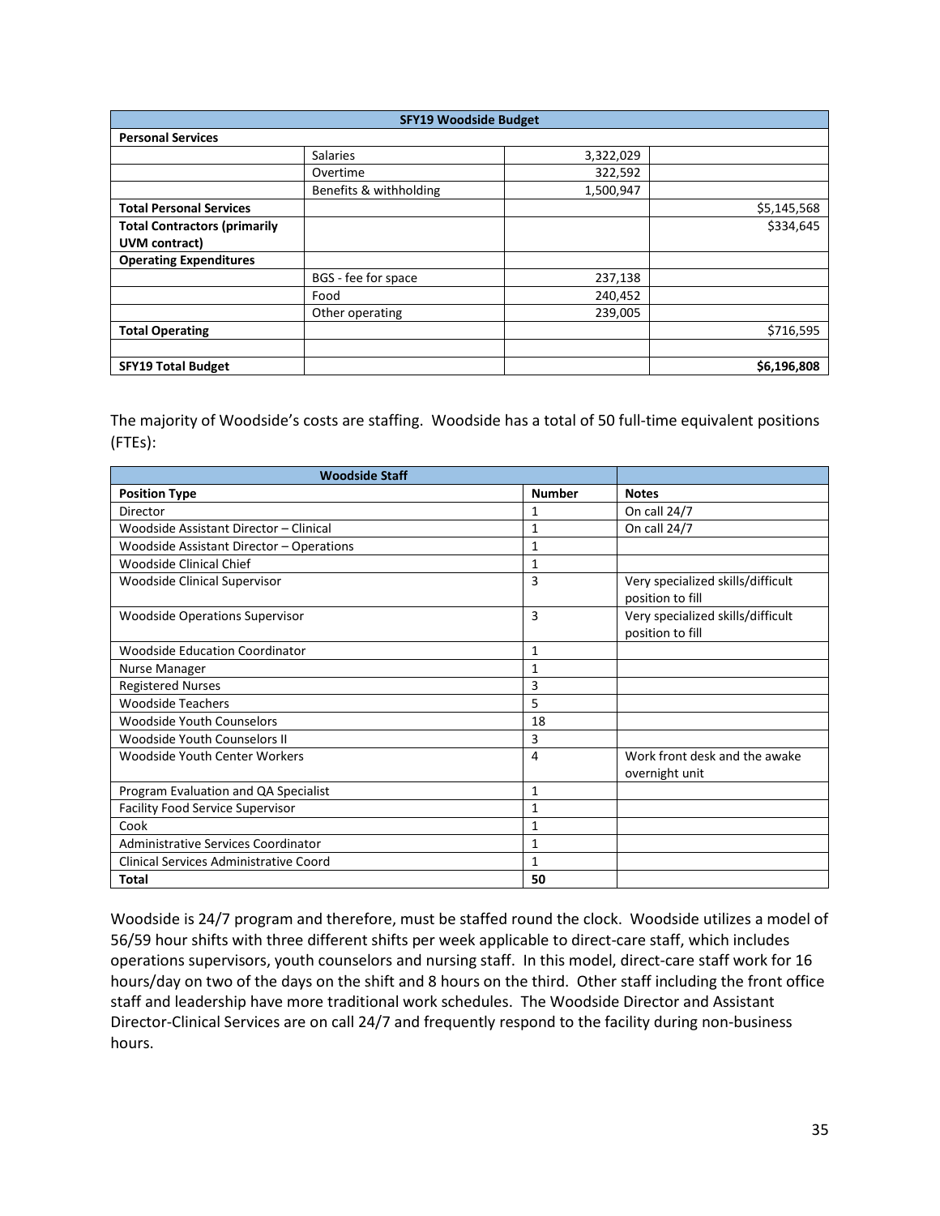| SFY19 Woodside Budget | | | |
|---|---|---|---|
| **Personal Services** | | | |
| | Salaries | 3,322,029 | |
| | Overtime | 322,592 | |
| | Benefits & withholding | 1,500,947 | |
| **Total Personal Services** | | | $5,145,568 |
| **Total Contractors (primarily UVM contract)** | | | $334,645 |
| **Operating Expenditures** | | | |
| | BGS - fee for space | 237,138 | |
| | Food | 240,452 | |
| | Other operating | 239,005 | |
| **Total Operating** | | | $716,595 |
| | | | |
| **SFY19 Total Budget** | | | **$6,196,808** |

The majority of Woodside's costs are staffing. Woodside has a total of 50 full-time equivalent positions (FTEs):

| Woodside Staff | | |
|---|---|---|
| **Position Type** | **Number** | **Notes** |
| Director | 1 | On call 24/7 |
| Woodside Assistant Director – Clinical | 1 | On call 24/7 |
| Woodside Assistant Director – Operations | 1 | |
| Woodside Clinical Chief | 1 | |
| Woodside Clinical Supervisor | 3 | Very specialized skills/difficult position to fill |
| Woodside Operations Supervisor | 3 | Very specialized skills/difficult position to fill |
| Woodside Education Coordinator | 1 | |
| Nurse Manager | 1 | |
| Registered Nurses | 3 | |
| Woodside Teachers | 5 | |
| Woodside Youth Counselors | 18 | |
| Woodside Youth Counselors II | 3 | |
| Woodside Youth Center Workers | 4 | Work front desk and the awake overnight unit |
| Program Evaluation and QA Specialist | 1 | |
| Facility Food Service Supervisor | 1 | |
| Cook | 1 | |
| Administrative Services Coordinator | 1 | |
| Clinical Services Administrative Coord | 1 | |
| **Total** | **50** | |

Woodside is 24/7 program and therefore, must be staffed round the clock. Woodside utilizes a model of 56/59 hour shifts with three different shifts per week applicable to direct-care staff, which includes operations supervisors, youth counselors and nursing staff. In this model, direct-care staff work for 16 hours/day on two of the days on the shift and 8 hours on the third. Other staff including the front office staff and leadership have more traditional work schedules. The Woodside Director and Assistant Director-Clinical Services are on call 24/7 and frequently respond to the facility during non-business hours.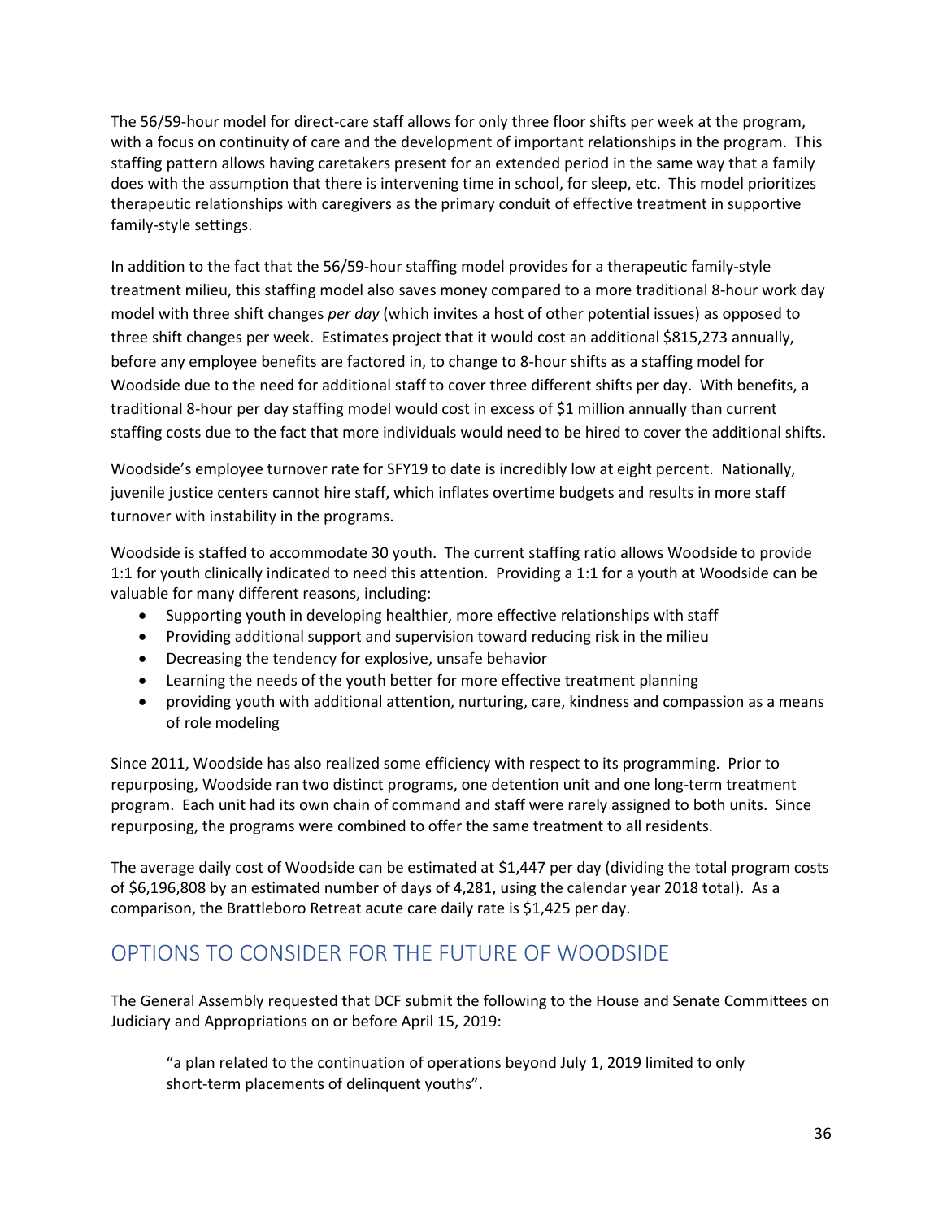The 56/59-hour model for direct-care staff allows for only three floor shifts per week at the program, with a focus on continuity of care and the development of important relationships in the program. This staffing pattern allows having caretakers present for an extended period in the same way that a family does with the assumption that there is intervening time in school, for sleep, etc. This model prioritizes therapeutic relationships with caregivers as the primary conduit of effective treatment in supportive family-style settings.

In addition to the fact that the 56/59-hour staffing model provides for a therapeutic family-style treatment milieu, this staffing model also saves money compared to a more traditional 8-hour work day model with three shift changes *per day* (which invites a host of other potential issues) as opposed to three shift changes per week. Estimates project that it would cost an additional $815,273 annually, before any employee benefits are factored in, to change to 8-hour shifts as a staffing model for Woodside due to the need for additional staff to cover three different shifts per day. With benefits, a traditional 8-hour per day staffing model would cost in excess of $1 million annually than current staffing costs due to the fact that more individuals would need to be hired to cover the additional shifts.

Woodside's employee turnover rate for SFY19 to date is incredibly low at eight percent. Nationally, juvenile justice centers cannot hire staff, which inflates overtime budgets and results in more staff turnover with instability in the programs.

Woodside is staffed to accommodate 30 youth. The current staffing ratio allows Woodside to provide 1:1 for youth clinically indicated to need this attention. Providing a 1:1 for a youth at Woodside can be valuable for many different reasons, including:

- Supporting youth in developing healthier, more effective relationships with staff
- Providing additional support and supervision toward reducing risk in the milieu
- Decreasing the tendency for explosive, unsafe behavior
- Learning the needs of the youth better for more effective treatment planning
- providing youth with additional attention, nurturing, care, kindness and compassion as a means of role modeling

Since 2011, Woodside has also realized some efficiency with respect to its programming. Prior to repurposing, Woodside ran two distinct programs, one detention unit and one long-term treatment program. Each unit had its own chain of command and staff were rarely assigned to both units. Since repurposing, the programs were combined to offer the same treatment to all residents.

The average daily cost of Woodside can be estimated at $1,447 per day (dividing the total program costs of $6,196,808 by an estimated number of days of 4,281, using the calendar year 2018 total). As a comparison, the Brattleboro Retreat acute care daily rate is $1,425 per day.

## OPTIONS TO CONSIDER FOR THE FUTURE OF WOODSIDE

The General Assembly requested that DCF submit the following to the House and Senate Committees on Judiciary and Appropriations on or before April 15, 2019:

> "a plan related to the continuation of operations beyond July 1, 2019 limited to only short-term placements of delinquent youths".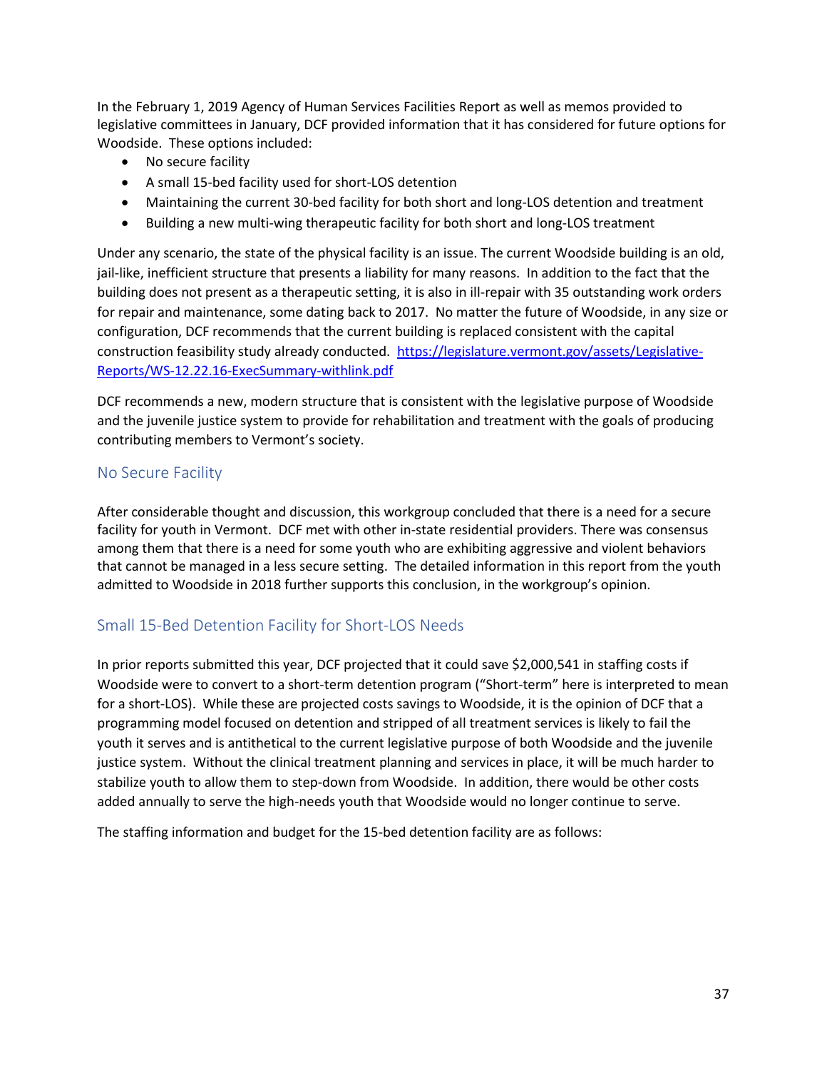In the February 1, 2019 Agency of Human Services Facilities Report as well as memos provided to legislative committees in January, DCF provided information that it has considered for future options for Woodside. These options included:

- No secure facility
- A small 15-bed facility used for short-LOS detention
- Maintaining the current 30-bed facility for both short and long-LOS detention and treatment
- Building a new multi-wing therapeutic facility for both short and long-LOS treatment

Under any scenario, the state of the physical facility is an issue. The current Woodside building is an old, jail-like, inefficient structure that presents a liability for many reasons. In addition to the fact that the building does not present as a therapeutic setting, it is also in ill-repair with 35 outstanding work orders for repair and maintenance, some dating back to 2017. No matter the future of Woodside, in any size or configuration, DCF recommends that the current building is replaced consistent with the capital construction feasibility study already conducted. [https://legislature.vermont.gov/assets/Legislative-Reports/WS-12.22.16-ExecSummary-withlink.pdf](https://legislature.vermont.gov/assets/Legislative-Reports/WS-12.22.16-ExecSummary-withlink.pdf)

DCF recommends a new, modern structure that is consistent with the legislative purpose of Woodside and the juvenile justice system to provide for rehabilitation and treatment with the goals of producing contributing members to Vermont's society.

## No Secure Facility

After considerable thought and discussion, this workgroup concluded that there is a need for a secure facility for youth in Vermont. DCF met with other in-state residential providers. There was consensus among them that there is a need for some youth who are exhibiting aggressive and violent behaviors that cannot be managed in a less secure setting. The detailed information in this report from the youth admitted to Woodside in 2018 further supports this conclusion, in the workgroup's opinion.

## Small 15-Bed Detention Facility for Short-LOS Needs

In prior reports submitted this year, DCF projected that it could save $2,000,541 in staffing costs if Woodside were to convert to a short-term detention program ("Short-term" here is interpreted to mean for a short-LOS). While these are projected costs savings to Woodside, it is the opinion of DCF that a programming model focused on detention and stripped of all treatment services is likely to fail the youth it serves and is antithetical to the current legislative purpose of both Woodside and the juvenile justice system. Without the clinical treatment planning and services in place, it will be much harder to stabilize youth to allow them to step-down from Woodside. In addition, there would be other costs added annually to serve the high-needs youth that Woodside would no longer continue to serve.

The staffing information and budget for the 15-bed detention facility are as follows: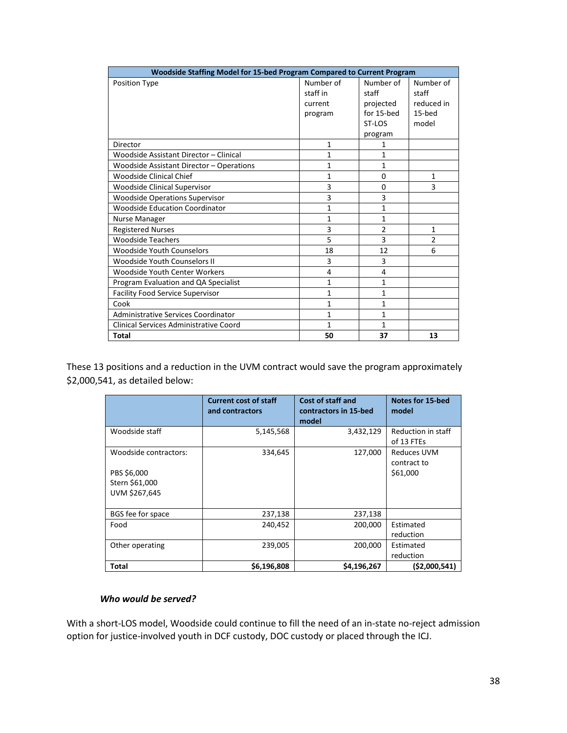| Woodside Staffing Model for 15-bed Program Compared to Current Program | | | |
|---|---|---|---|
| Position Type | Number of staff in current program | Number of staff projected for 15-bed ST-LOS program | Number of staff reduced in 15-bed model |
| Director | 1 | 1 | |
| Woodside Assistant Director – Clinical | 1 | 1 | |
| Woodside Assistant Director – Operations | 1 | 1 | |
| Woodside Clinical Chief | 1 | 0 | 1 |
| Woodside Clinical Supervisor | 3 | 0 | 3 |
| Woodside Operations Supervisor | 3 | 3 | |
| Woodside Education Coordinator | 1 | 1 | |
| Nurse Manager | 1 | 1 | |
| Registered Nurses | 3 | 2 | 1 |
| Woodside Teachers | 5 | 3 | 2 |
| Woodside Youth Counselors | 18 | 12 | 6 |
| Woodside Youth Counselors II | 3 | 3 | |
| Woodside Youth Center Workers | 4 | 4 | |
| Program Evaluation and QA Specialist | 1 | 1 | |
| Facility Food Service Supervisor | 1 | 1 | |
| Cook | 1 | 1 | |
| Administrative Services Coordinator | 1 | 1 | |
| Clinical Services Administrative Coord | 1 | 1 | |
| **Total** | **50** | **37** | **13** |

These 13 positions and a reduction in the UVM contract would save the program approximately $2,000,541, as detailed below:

| | Current cost of staff and contractors | Cost of staff and contractors in 15-bed model | Notes for 15-bed model |
|---|---|---|---|
| Woodside staff | 5,145,568 | 3,432,129 | Reduction in staff of 13 FTEs |
| Woodside contractors:<br><br>PBS $6,000<br>Stern $61,000<br>UVM $267,645 | 334,645 | 127,000 | Reduces UVM contract to $61,000 |
| BGS fee for space | 237,138 | 237,138 | |
| Food | 240,452 | 200,000 | Estimated reduction |
| Other operating | 239,005 | 200,000 | Estimated reduction |
| **Total** | **$6,196,808** | **$4,196,267** | **($2,000,541)** |

***Who would be served?***

With a short-LOS model, Woodside could continue to fill the need of an in-state no-reject admission option for justice-involved youth in DCF custody, DOC custody or placed through the ICJ.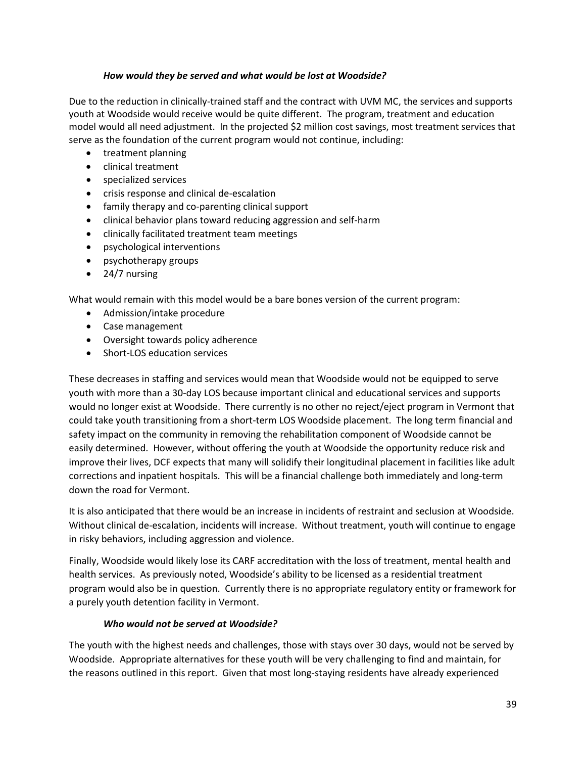***How would they be served and what would be lost at Woodside?***

Due to the reduction in clinically-trained staff and the contract with UVM MC, the services and supports youth at Woodside would receive would be quite different. The program, treatment and education model would all need adjustment. In the projected $2 million cost savings, most treatment services that serve as the foundation of the current program would not continue, including:

- treatment planning
- clinical treatment
- specialized services
- crisis response and clinical de-escalation
- family therapy and co-parenting clinical support
- clinical behavior plans toward reducing aggression and self-harm
- clinically facilitated treatment team meetings
- psychological interventions
- psychotherapy groups
- 24/7 nursing

What would remain with this model would be a bare bones version of the current program:

- Admission/intake procedure
- Case management
- Oversight towards policy adherence
- Short-LOS education services

These decreases in staffing and services would mean that Woodside would not be equipped to serve youth with more than a 30-day LOS because important clinical and educational services and supports would no longer exist at Woodside. There currently is no other no reject/eject program in Vermont that could take youth transitioning from a short-term LOS Woodside placement. The long term financial and safety impact on the community in removing the rehabilitation component of Woodside cannot be easily determined. However, without offering the youth at Woodside the opportunity reduce risk and improve their lives, DCF expects that many will solidify their longitudinal placement in facilities like adult corrections and inpatient hospitals. This will be a financial challenge both immediately and long-term down the road for Vermont.

It is also anticipated that there would be an increase in incidents of restraint and seclusion at Woodside. Without clinical de-escalation, incidents will increase. Without treatment, youth will continue to engage in risky behaviors, including aggression and violence.

Finally, Woodside would likely lose its CARF accreditation with the loss of treatment, mental health and health services. As previously noted, Woodside's ability to be licensed as a residential treatment program would also be in question. Currently there is no appropriate regulatory entity or framework for a purely youth detention facility in Vermont.

***Who would not be served at Woodside?***

The youth with the highest needs and challenges, those with stays over 30 days, would not be served by Woodside. Appropriate alternatives for these youth will be very challenging to find and maintain, for the reasons outlined in this report. Given that most long-staying residents have already experienced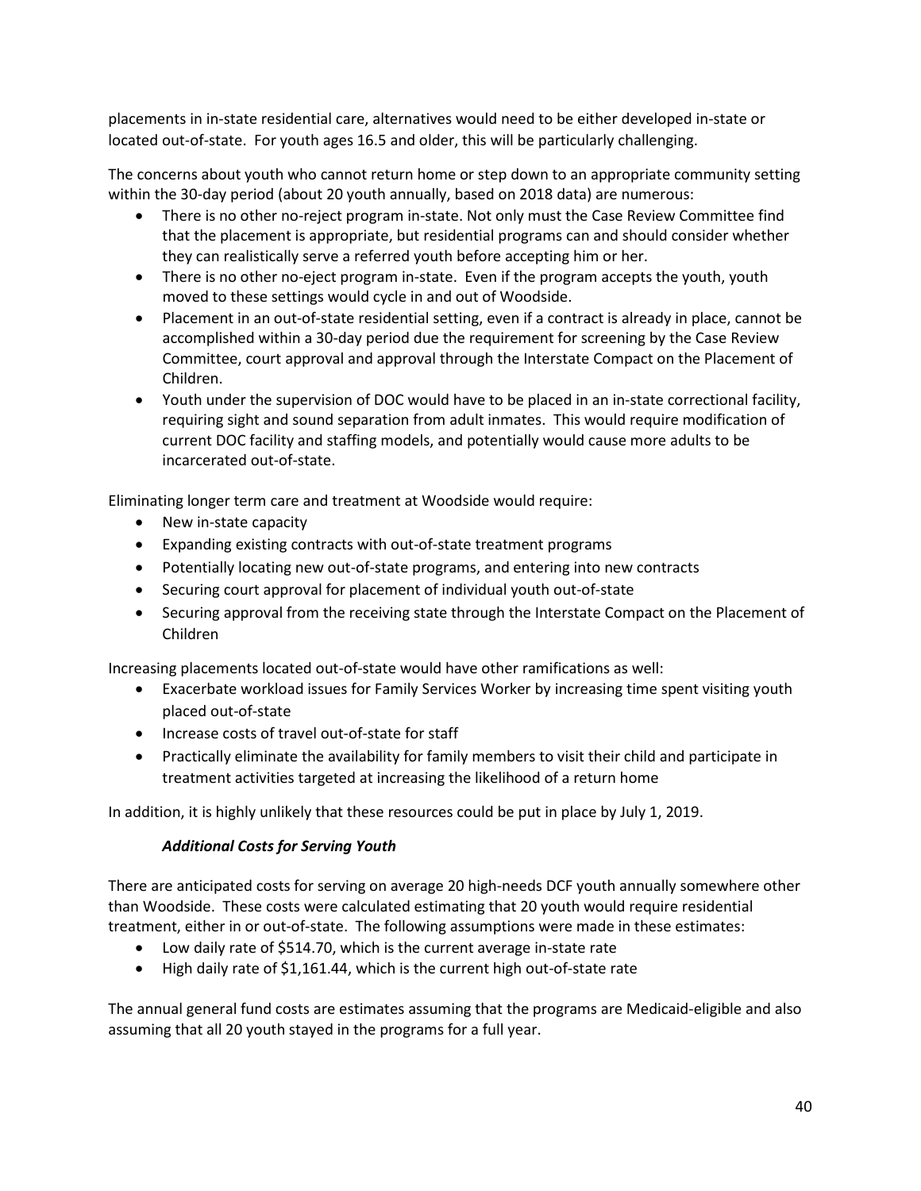placements in in-state residential care, alternatives would need to be either developed in-state or located out-of-state. For youth ages 16.5 and older, this will be particularly challenging.

The concerns about youth who cannot return home or step down to an appropriate community setting within the 30-day period (about 20 youth annually, based on 2018 data) are numerous:

- There is no other no-reject program in-state. Not only must the Case Review Committee find that the placement is appropriate, but residential programs can and should consider whether they can realistically serve a referred youth before accepting him or her.
- There is no other no-eject program in-state. Even if the program accepts the youth, youth moved to these settings would cycle in and out of Woodside.
- Placement in an out-of-state residential setting, even if a contract is already in place, cannot be accomplished within a 30-day period due the requirement for screening by the Case Review Committee, court approval and approval through the Interstate Compact on the Placement of Children.
- Youth under the supervision of DOC would have to be placed in an in-state correctional facility, requiring sight and sound separation from adult inmates. This would require modification of current DOC facility and staffing models, and potentially would cause more adults to be incarcerated out-of-state.

Eliminating longer term care and treatment at Woodside would require:

- New in-state capacity
- Expanding existing contracts with out-of-state treatment programs
- Potentially locating new out-of-state programs, and entering into new contracts
- Securing court approval for placement of individual youth out-of-state
- Securing approval from the receiving state through the Interstate Compact on the Placement of Children

Increasing placements located out-of-state would have other ramifications as well:

- Exacerbate workload issues for Family Services Worker by increasing time spent visiting youth placed out-of-state
- Increase costs of travel out-of-state for staff
- Practically eliminate the availability for family members to visit their child and participate in treatment activities targeted at increasing the likelihood of a return home

In addition, it is highly unlikely that these resources could be put in place by July 1, 2019.

***Additional Costs for Serving Youth***

There are anticipated costs for serving on average 20 high-needs DCF youth annually somewhere other than Woodside. These costs were calculated estimating that 20 youth would require residential treatment, either in or out-of-state. The following assumptions were made in these estimates:

- Low daily rate of $514.70, which is the current average in-state rate
- High daily rate of $1,161.44, which is the current high out-of-state rate

The annual general fund costs are estimates assuming that the programs are Medicaid-eligible and also assuming that all 20 youth stayed in the programs for a full year.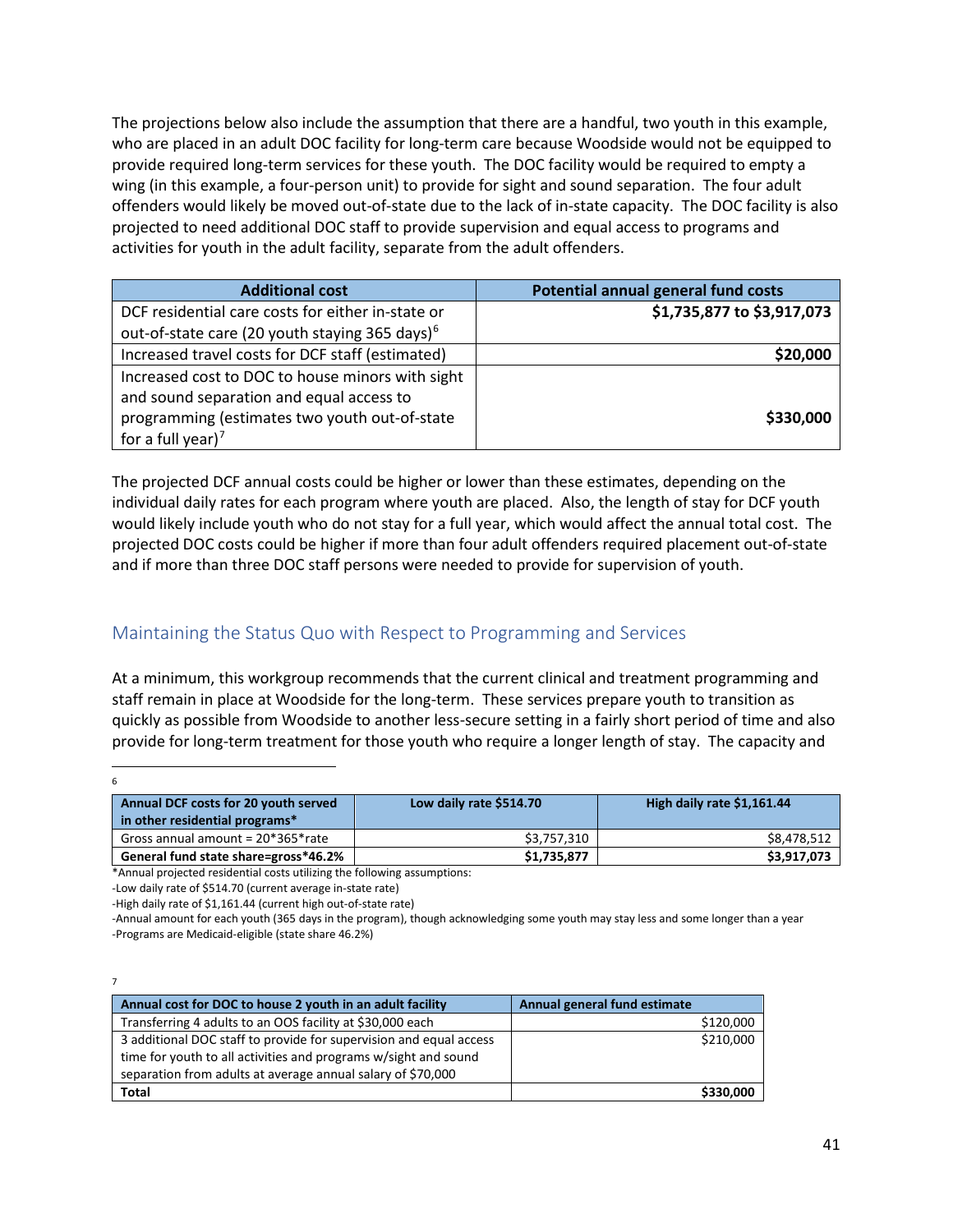The projections below also include the assumption that there are a handful, two youth in this example, who are placed in an adult DOC facility for long-term care because Woodside would not be equipped to provide required long-term services for these youth. The DOC facility would be required to empty a wing (in this example, a four-person unit) to provide for sight and sound separation. The four adult offenders would likely be moved out-of-state due to the lack of in-state capacity. The DOC facility is also projected to need additional DOC staff to provide supervision and equal access to programs and activities for youth in the adult facility, separate from the adult offenders.

| Additional cost | Potential annual general fund costs |
|---|---|
| DCF residential care costs for either in-state or out-of-state care (20 youth staying 365 days)[6] | **$1,735,877 to $3,917,073** |
| Increased travel costs for DCF staff (estimated) | **$20,000** |
| Increased cost to DOC to house minors with sight and sound separation and equal access to programming (estimates two youth out-of-state for a full year)[7] | **$330,000** |

The projected DCF annual costs could be higher or lower than these estimates, depending on the individual daily rates for each program where youth are placed. Also, the length of stay for DCF youth would likely include youth who do not stay for a full year, which would affect the annual total cost. The projected DOC costs could be higher if more than four adult offenders required placement out-of-state and if more than three DOC staff persons were needed to provide for supervision of youth.

## Maintaining the Status Quo with Respect to Programming and Services

At a minimum, this workgroup recommends that the current clinical and treatment programming and staff remain in place at Woodside for the long-term. These services prepare youth to transition as quickly as possible from Woodside to another less-secure setting in a fairly short period of time and also provide for long-term treatment for those youth who require a longer length of stay. The capacity and

---

[6]

| Annual DCF costs for 20 youth served in other residential programs* | Low daily rate $514.70 | High daily rate $1,161.44 |
|---|---|---|
| Gross annual amount = 20*365*rate | $3,757,310 | $8,478,512 |
| **General fund state share=gross*46.2%** | **$1,735,877** | **$3,917,073** |

*Annual projected residential costs utilizing the following assumptions:
-Low daily rate of $514.70 (current average in-state rate)
-High daily rate of $1,161.44 (current high out-of-state rate)
-Annual amount for each youth (365 days in the program), though acknowledging some youth may stay less and some longer than a year
-Programs are Medicaid-eligible (state share 46.2%)

[7]

| Annual cost for DOC to house 2 youth in an adult facility | Annual general fund estimate |
|---|---|
| Transferring 4 adults to an OOS facility at $30,000 each | $120,000 |
| 3 additional DOC staff to provide for supervision and equal access time for youth to all activities and programs w/sight and sound separation from adults at average annual salary of $70,000 | $210,000 |
| **Total** | **$330,000** |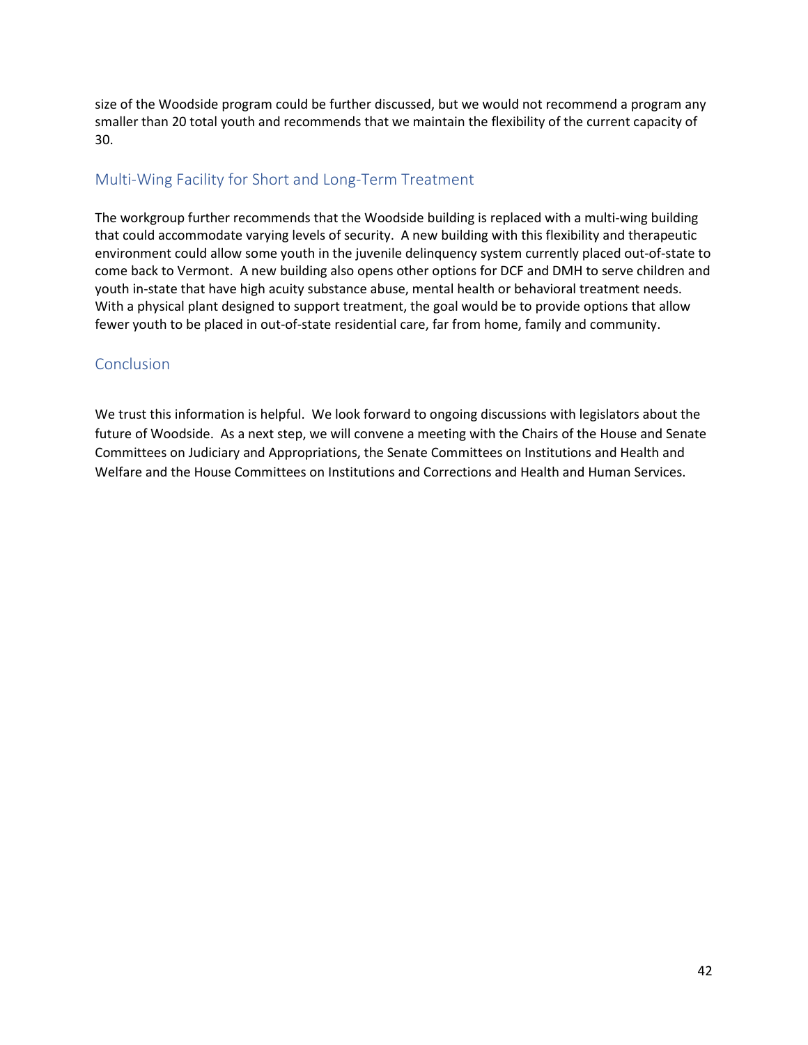size of the Woodside program could be further discussed, but we would not recommend a program any smaller than 20 total youth and recommends that we maintain the flexibility of the current capacity of 30.

## Multi-Wing Facility for Short and Long-Term Treatment

The workgroup further recommends that the Woodside building is replaced with a multi-wing building that could accommodate varying levels of security. A new building with this flexibility and therapeutic environment could allow some youth in the juvenile delinquency system currently placed out-of-state to come back to Vermont. A new building also opens other options for DCF and DMH to serve children and youth in-state that have high acuity substance abuse, mental health or behavioral treatment needs. With a physical plant designed to support treatment, the goal would be to provide options that allow fewer youth to be placed in out-of-state residential care, far from home, family and community.

## Conclusion

We trust this information is helpful. We look forward to ongoing discussions with legislators about the future of Woodside. As a next step, we will convene a meeting with the Chairs of the House and Senate Committees on Judiciary and Appropriations, the Senate Committees on Institutions and Health and Welfare and the House Committees on Institutions and Corrections and Health and Human Services.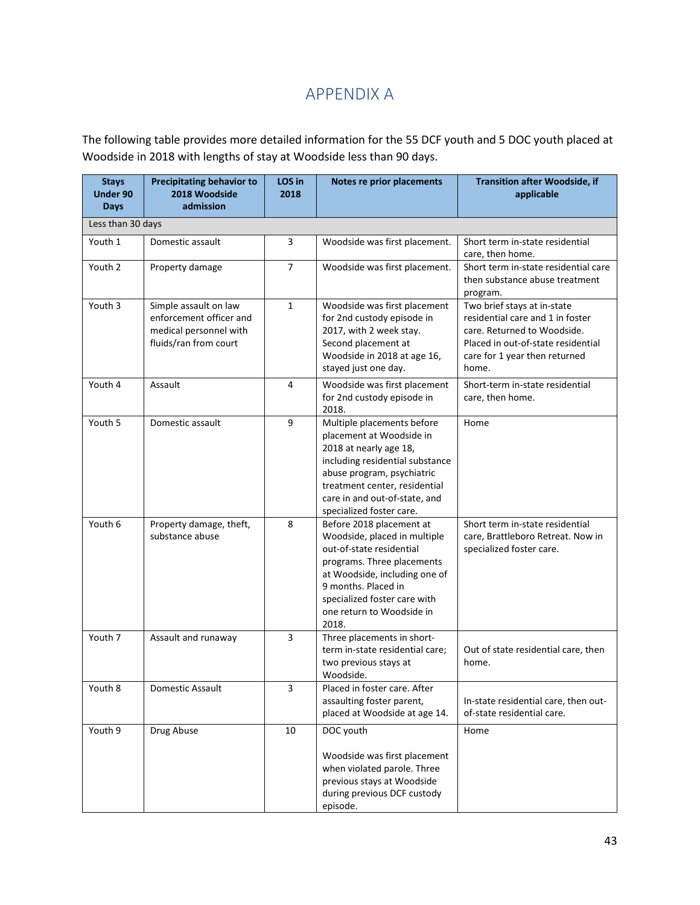# APPENDIX A

The following table provides more detailed information for the 55 DCF youth and 5 DOC youth placed at Woodside in 2018 with lengths of stay at Woodside less than 90 days.

| Stays Under 90 Days | Precipitating behavior to 2018 Woodside admission | LOS in 2018 | Notes re prior placements | Transition after Woodside, if applicable |
|---|---|---|---|---|
| Less than 30 days | | | | |
| Youth 1 | Domestic assault | 3 | Woodside was first placement. | Short term in-state residential care, then home. |
| Youth 2 | Property damage | 7 | Woodside was first placement. | Short term in-state residential care then substance abuse treatment program. |
| Youth 3 | Simple assault on law enforcement officer and medical personnel with fluids/ran from court | 1 | Woodside was first placement for 2nd custody episode in 2017, with 2 week stay. Second placement at Woodside in 2018 at age 16, stayed just one day. | Two brief stays at in-state residential care and 1 in foster care. Returned to Woodside. Placed in out-of-state residential care for 1 year then returned home. |
| Youth 4 | Assault | 4 | Woodside was first placement for 2nd custody episode in 2018. | Short-term in-state residential care, then home. |
| Youth 5 | Domestic assault | 9 | Multiple placements before placement at Woodside in 2018 at nearly age 18, including residential substance abuse program, psychiatric treatment center, residential care in and out-of-state, and specialized foster care. | Home |
| Youth 6 | Property damage, theft, substance abuse | 8 | Before 2018 placement at Woodside, placed in multiple out-of-state residential programs. Three placements at Woodside, including one of 9 months. Placed in specialized foster care with one return to Woodside in 2018. | Short term in-state residential care, Brattleboro Retreat. Now in specialized foster care. |
| Youth 7 | Assault and runaway | 3 | Three placements in short-term in-state residential care; two previous stays at Woodside. | Out of state residential care, then home. |
| Youth 8 | Domestic Assault | 3 | Placed in foster care. After assaulting foster parent, placed at Woodside at age 14. | In-state residential care, then out-of-state residential care. |
| Youth 9 | Drug Abuse | 10 | DOC youth<br><br>Woodside was first placement when violated parole. Three previous stays at Woodside during previous DCF custody episode. | Home |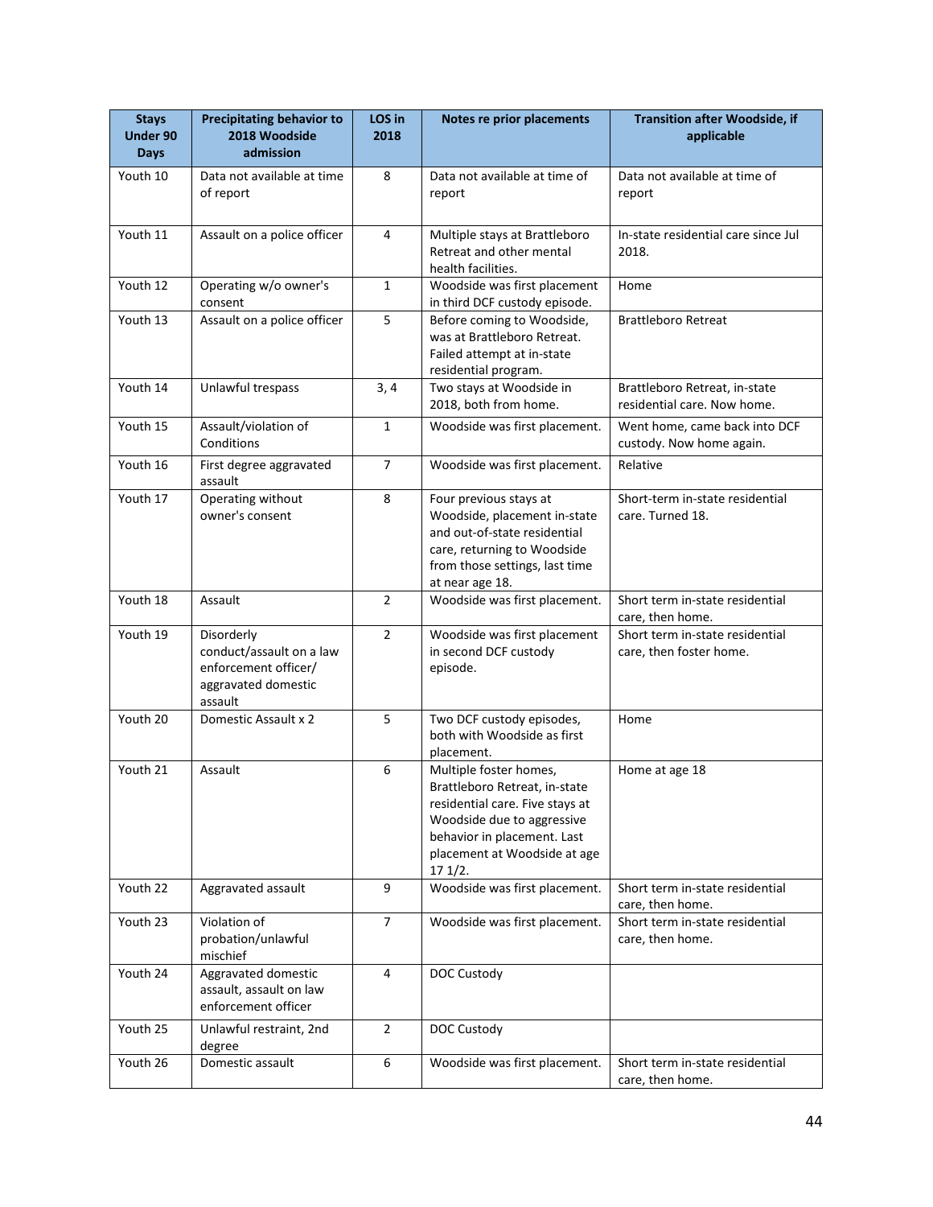| Stays Under 90 Days | Precipitating behavior to 2018 Woodside admission | LOS in 2018 | Notes re prior placements | Transition after Woodside, if applicable |
|---|---|---|---|---|
| Youth 10 | Data not available at time of report | 8 | Data not available at time of report | Data not available at time of report |
| Youth 11 | Assault on a police officer | 4 | Multiple stays at Brattleboro Retreat and other mental health facilities. | In-state residential care since Jul 2018. |
| Youth 12 | Operating w/o owner's consent | 1 | Woodside was first placement in third DCF custody episode. | Home |
| Youth 13 | Assault on a police officer | 5 | Before coming to Woodside, was at Brattleboro Retreat. Failed attempt at in-state residential program. | Brattleboro Retreat |
| Youth 14 | Unlawful trespass | 3, 4 | Two stays at Woodside in 2018, both from home. | Brattleboro Retreat, in-state residential care. Now home. |
| Youth 15 | Assault/violation of Conditions | 1 | Woodside was first placement. | Went home, came back into DCF custody. Now home again. |
| Youth 16 | First degree aggravated assault | 7 | Woodside was first placement. | Relative |
| Youth 17 | Operating without owner's consent | 8 | Four previous stays at Woodside, placement in-state and out-of-state residential care, returning to Woodside from those settings, last time at near age 18. | Short-term in-state residential care. Turned 18. |
| Youth 18 | Assault | 2 | Woodside was first placement. | Short term in-state residential care, then home. |
| Youth 19 | Disorderly conduct/assault on a law enforcement officer/ aggravated domestic assault | 2 | Woodside was first placement in second DCF custody episode. | Short term in-state residential care, then foster home. |
| Youth 20 | Domestic Assault x 2 | 5 | Two DCF custody episodes, both with Woodside as first placement. | Home |
| Youth 21 | Assault | 6 | Multiple foster homes, Brattleboro Retreat, in-state residential care. Five stays at Woodside due to aggressive behavior in placement. Last placement at Woodside at age 17 1/2. | Home at age 18 |
| Youth 22 | Aggravated assault | 9 | Woodside was first placement. | Short term in-state residential care, then home. |
| Youth 23 | Violation of probation/unlawful mischief | 7 | Woodside was first placement. | Short term in-state residential care, then home. |
| Youth 24 | Aggravated domestic assault, assault on law enforcement officer | 4 | DOC Custody | |
| Youth 25 | Unlawful restraint, 2nd degree | 2 | DOC Custody | |
| Youth 26 | Domestic assault | 6 | Woodside was first placement. | Short term in-state residential care, then home. |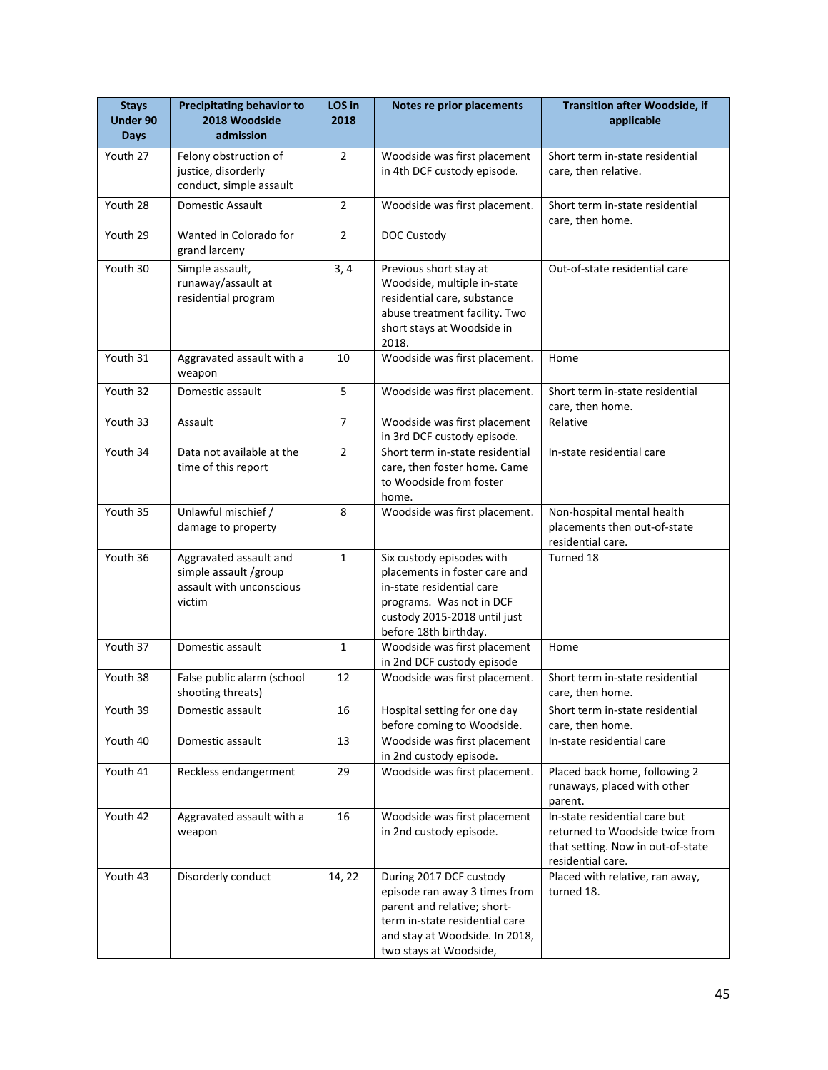| Stays Under 90 Days | Precipitating behavior to 2018 Woodside admission | LOS in 2018 | Notes re prior placements | Transition after Woodside, if applicable |
|---|---|---|---|---|
| Youth 27 | Felony obstruction of justice, disorderly conduct, simple assault | 2 | Woodside was first placement in 4th DCF custody episode. | Short term in-state residential care, then relative. |
| Youth 28 | Domestic Assault | 2 | Woodside was first placement. | Short term in-state residential care, then home. |
| Youth 29 | Wanted in Colorado for grand larceny | 2 | DOC Custody | |
| Youth 30 | Simple assault, runaway/assault at residential program | 3, 4 | Previous short stay at Woodside, multiple in-state residential care, substance abuse treatment facility. Two short stays at Woodside in 2018. | Out-of-state residential care |
| Youth 31 | Aggravated assault with a weapon | 10 | Woodside was first placement. | Home |
| Youth 32 | Domestic assault | 5 | Woodside was first placement. | Short term in-state residential care, then home. |
| Youth 33 | Assault | 7 | Woodside was first placement in 3rd DCF custody episode. | Relative |
| Youth 34 | Data not available at the time of this report | 2 | Short term in-state residential care, then foster home. Came to Woodside from foster home. | In-state residential care |
| Youth 35 | Unlawful mischief / damage to property | 8 | Woodside was first placement. | Non-hospital mental health placements then out-of-state residential care. |
| Youth 36 | Aggravated assault and simple assault /group assault with unconscious victim | 1 | Six custody episodes with placements in foster care and in-state residential care programs. Was not in DCF custody 2015-2018 until just before 18th birthday. | Turned 18 |
| Youth 37 | Domestic assault | 1 | Woodside was first placement in 2nd DCF custody episode | Home |
| Youth 38 | False public alarm (school shooting threats) | 12 | Woodside was first placement. | Short term in-state residential care, then home. |
| Youth 39 | Domestic assault | 16 | Hospital setting for one day before coming to Woodside. | Short term in-state residential care, then home. |
| Youth 40 | Domestic assault | 13 | Woodside was first placement in 2nd custody episode. | In-state residential care |
| Youth 41 | Reckless endangerment | 29 | Woodside was first placement. | Placed back home, following 2 runaways, placed with other parent. |
| Youth 42 | Aggravated assault with a weapon | 16 | Woodside was first placement in 2nd custody episode. | In-state residential care but returned to Woodside twice from that setting. Now in out-of-state residential care. |
| Youth 43 | Disorderly conduct | 14, 22 | During 2017 DCF custody episode ran away 3 times from parent and relative; short-term in-state residential care and stay at Woodside. In 2018, two stays at Woodside, | Placed with relative, ran away, turned 18. |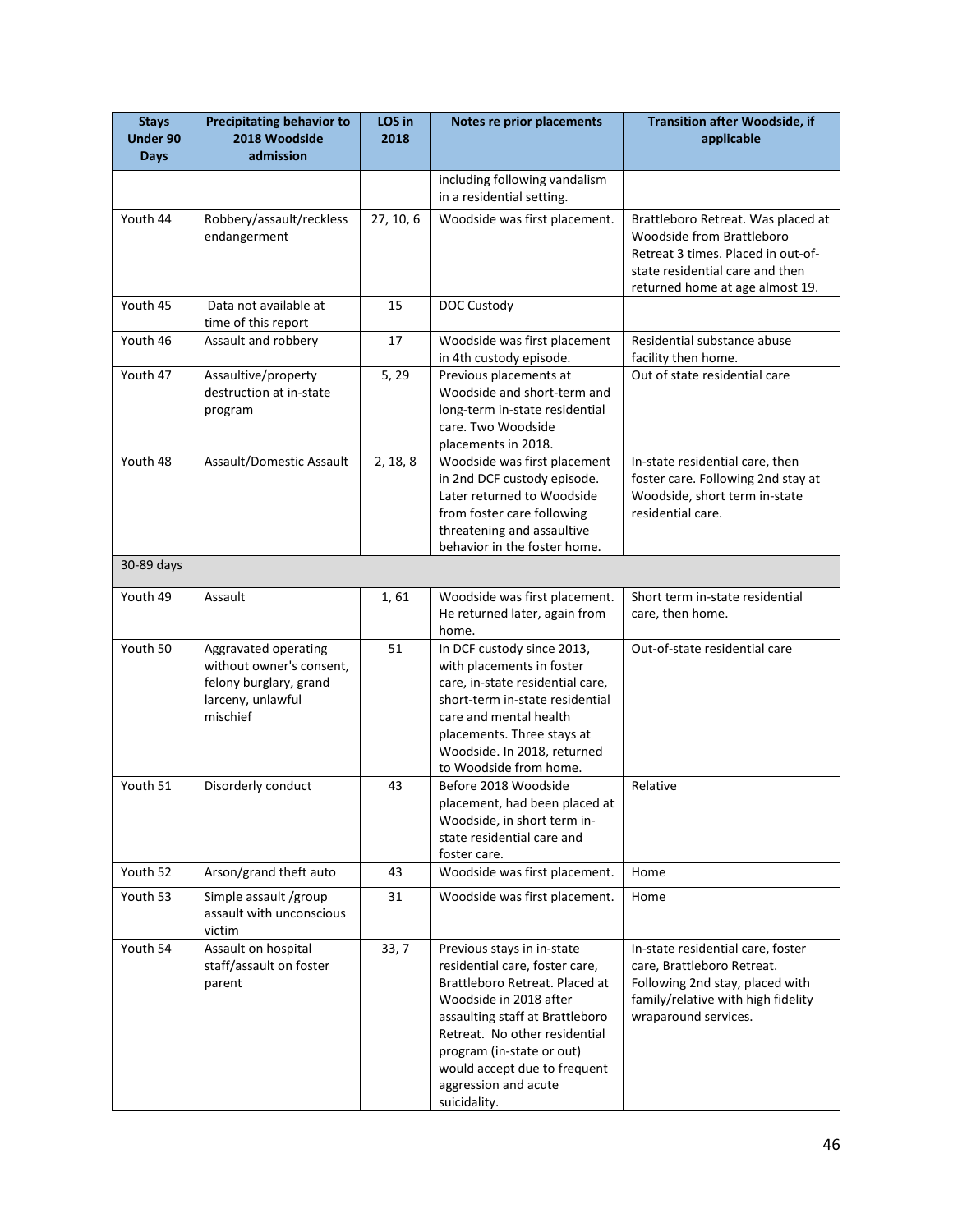| Stays Under 90 Days | Precipitating behavior to 2018 Woodside admission | LOS in 2018 | Notes re prior placements | Transition after Woodside, if applicable |
|---|---|---|---|---|
| | | | including following vandalism in a residential setting. | |
| Youth 44 | Robbery/assault/reckless endangerment | 27, 10, 6 | Woodside was first placement. | Brattleboro Retreat. Was placed at Woodside from Brattleboro Retreat 3 times. Placed in out-of-state residential care and then returned home at age almost 19. |
| Youth 45 | Data not available at time of this report | 15 | DOC Custody | |
| Youth 46 | Assault and robbery | 17 | Woodside was first placement in 4th custody episode. | Residential substance abuse facility then home. |
| Youth 47 | Assaultive/property destruction at in-state program | 5, 29 | Previous placements at Woodside and short-term and long-term in-state residential care. Two Woodside placements in 2018. | Out of state residential care |
| Youth 48 | Assault/Domestic Assault | 2, 18, 8 | Woodside was first placement in 2nd DCF custody episode. Later returned to Woodside from foster care following threatening and assaultive behavior in the foster home. | In-state residential care, then foster care. Following 2nd stay at Woodside, short term in-state residential care. |
| 30-89 days | | | | |
| Youth 49 | Assault | 1, 61 | Woodside was first placement. He returned later, again from home. | Short term in-state residential care, then home. |
| Youth 50 | Aggravated operating without owner's consent, felony burglary, grand larceny, unlawful mischief | 51 | In DCF custody since 2013, with placements in foster care, in-state residential care, short-term in-state residential care and mental health placements. Three stays at Woodside. In 2018, returned to Woodside from home. | Out-of-state residential care |
| Youth 51 | Disorderly conduct | 43 | Before 2018 Woodside placement, had been placed at Woodside, in short term in-state residential care and foster care. | Relative |
| Youth 52 | Arson/grand theft auto | 43 | Woodside was first placement. | Home |
| Youth 53 | Simple assault /group assault with unconscious victim | 31 | Woodside was first placement. | Home |
| Youth 54 | Assault on hospital staff/assault on foster parent | 33, 7 | Previous stays in in-state residential care, foster care, Brattleboro Retreat. Placed at Woodside in 2018 after assaulting staff at Brattleboro Retreat. No other residential program (in-state or out) would accept due to frequent aggression and acute suicidality. | In-state residential care, foster care, Brattleboro Retreat. Following 2nd stay, placed with family/relative with high fidelity wraparound services. |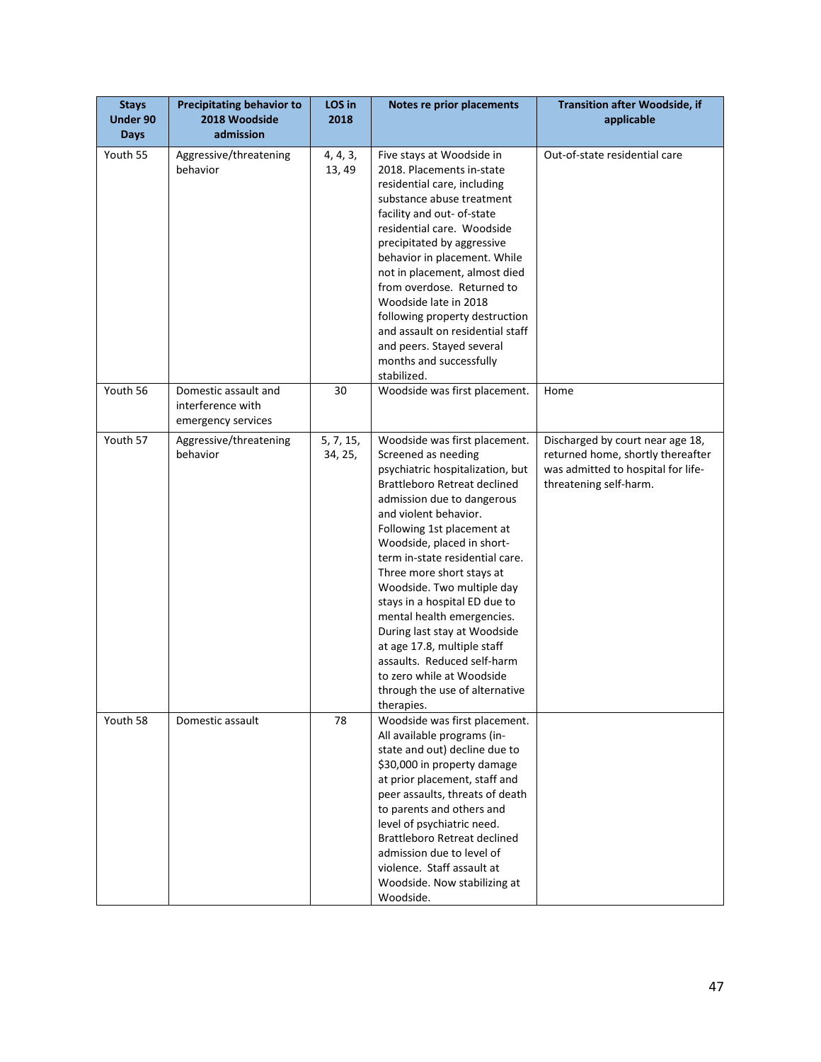| Stays Under 90 Days | Precipitating behavior to 2018 Woodside admission | LOS in 2018 | Notes re prior placements | Transition after Woodside, if applicable |
|---|---|---|---|---|
| Youth 55 | Aggressive/threatening behavior | 4, 4, 3, 13, 49 | Five stays at Woodside in 2018. Placements in-state residential care, including substance abuse treatment facility and out- of-state residential care. Woodside precipitated by aggressive behavior in placement. While not in placement, almost died from overdose. Returned to Woodside late in 2018 following property destruction and assault on residential staff and peers. Stayed several months and successfully stabilized. | Out-of-state residential care |
| Youth 56 | Domestic assault and interference with emergency services | 30 | Woodside was first placement. | Home |
| Youth 57 | Aggressive/threatening behavior | 5, 7, 15, 34, 25, | Woodside was first placement. Screened as needing psychiatric hospitalization, but Brattleboro Retreat declined admission due to dangerous and violent behavior. Following 1st placement at Woodside, placed in short-term in-state residential care. Three more short stays at Woodside. Two multiple day stays in a hospital ED due to mental health emergencies. During last stay at Woodside at age 17.8, multiple staff assaults. Reduced self-harm to zero while at Woodside through the use of alternative therapies. | Discharged by court near age 18, returned home, shortly thereafter was admitted to hospital for life-threatening self-harm. |
| Youth 58 | Domestic assault | 78 | Woodside was first placement. All available programs (in-state and out) decline due to $30,000 in property damage at prior placement, staff and peer assaults, threats of death to parents and others and level of psychiatric need. Brattleboro Retreat declined admission due to level of violence. Staff assault at Woodside. Now stabilizing at Woodside. | |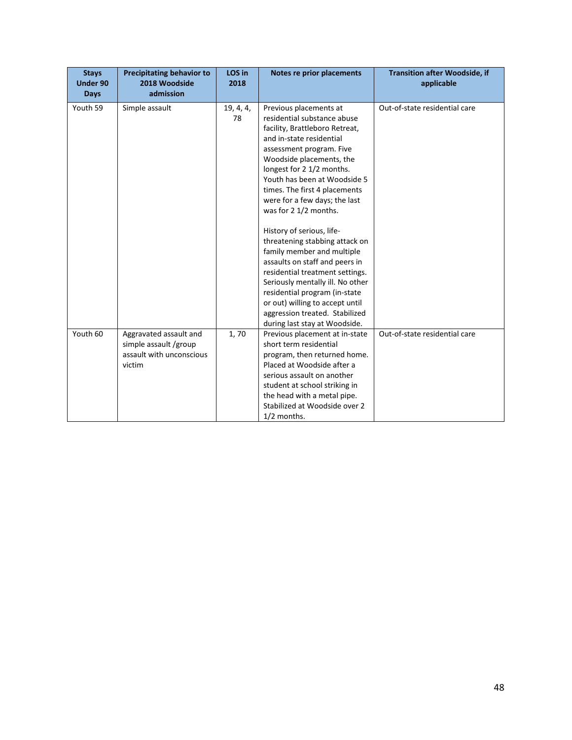| Stays Under 90 Days | Precipitating behavior to 2018 Woodside admission | LOS in 2018 | Notes re prior placements | Transition after Woodside, if applicable |
| --- | --- | --- | --- | --- |
| Youth 59 | Simple assault | 19, 4, 4, 78 | Previous placements at residential substance abuse facility, Brattleboro Retreat, and in-state residential assessment program. Five Woodside placements, the longest for 2 1/2 months. Youth has been at Woodside 5 times. The first 4 placements were for a few days; the last was for 2 1/2 months.<br><br>History of serious, life-threatening stabbing attack on family member and multiple assaults on staff and peers in residential treatment settings. Seriously mentally ill. No other residential program (in-state or out) willing to accept until aggression treated. Stabilized during last stay at Woodside. | Out-of-state residential care |
| Youth 60 | Aggravated assault and simple assault /group assault with unconscious victim | 1, 70 | Previous placement at in-state short term residential program, then returned home. Placed at Woodside after a serious assault on another student at school striking in the head with a metal pipe. Stabilized at Woodside over 2 1/2 months. | Out-of-state residential care |